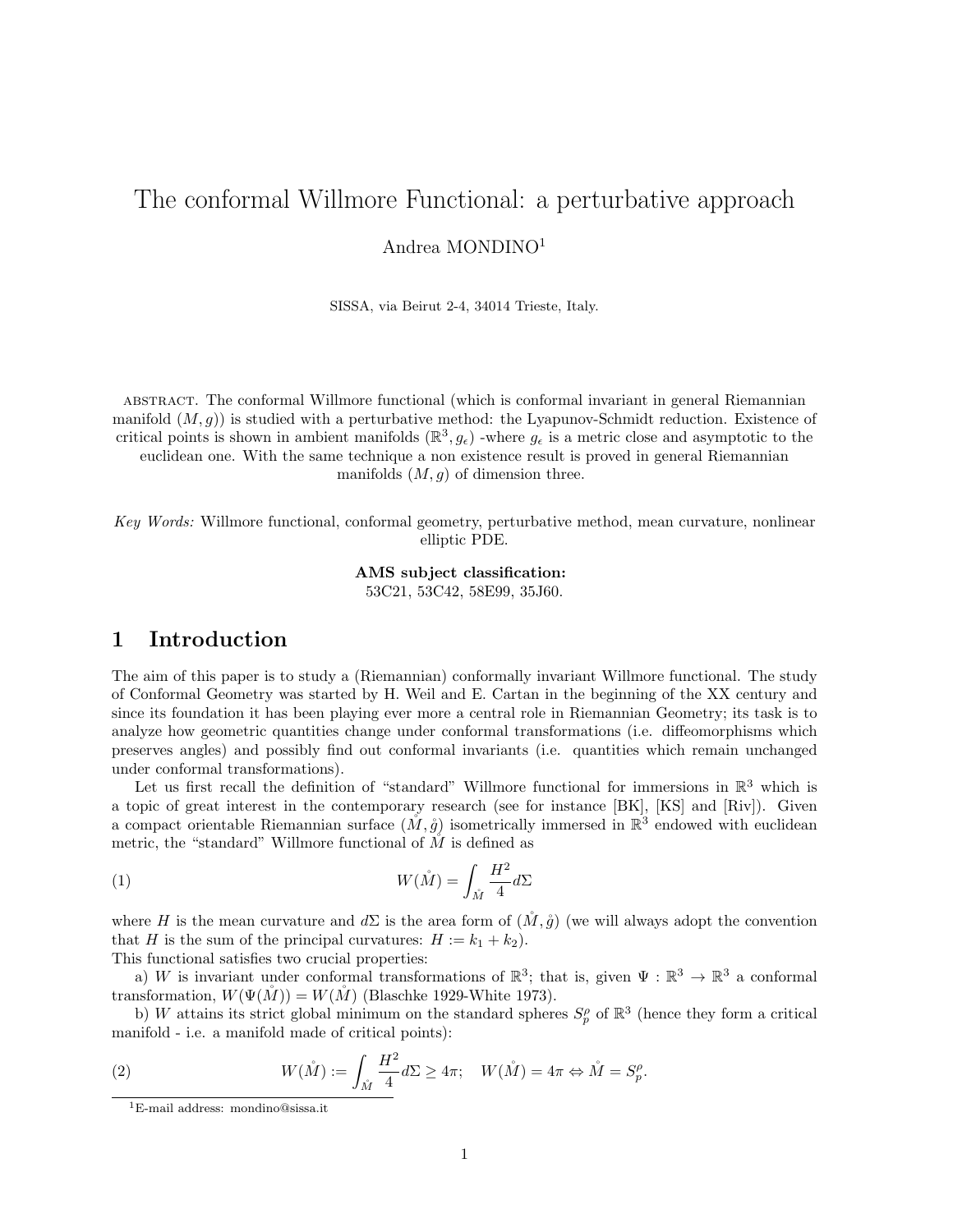# The conformal Willmore Functional: a perturbative approach

Andrea MONDINO[1]

SISSA, via Beirut 2-4, 34014 Trieste, Italy.

ABSTRACT. The conformal Willmore functional (which is conformal invariant in general Riemannian manifold $(M, g)$) is studied with a perturbative method: the Lyapunov-Schmidt reduction. Existence of critical points is shown in ambient manifolds $(\mathbb{R}^3, g_\epsilon)$ -where $g_\epsilon$ is a metric close and asymptotic to the euclidean one. With the same technique a non existence result is proved in general Riemannian manifolds $(M, g)$ of dimension three.

*Key Words:* Willmore functional, conformal geometry, perturbative method, mean curvature, nonlinear elliptic PDE.

**AMS subject classification:**
53C21, 53C42, 58E99, 35J60.

## 1 Introduction

The aim of this paper is to study a (Riemannian) conformally invariant Willmore functional. The study of Conformal Geometry was started by H. Weil and E. Cartan in the beginning of the XX century and since its foundation it has been playing ever more a central role in Riemannian Geometry; its task is to analyze how geometric quantities change under conformal transformations (i.e. diffeomorphisms which preserves angles) and possibly find out conformal invariants (i.e. quantities which remain unchanged under conformal transformations).

Let us first recall the definition of "standard" Willmore functional for immersions in $\mathbb{R}^3$ which is a topic of great interest in the contemporary research (see for instance [BK], [KS] and [Riv]). Given a compact orientable Riemannian surface $(\mathring{M}, \mathring{g})$ isometrically immersed in $\mathbb{R}^3$ endowed with euclidean metric, the "standard" Willmore functional of $\mathring{M}$ is defined as

$$W(\mathring{M}) = \int_{\mathring{M}} \frac{H^2}{4} d\Sigma \tag{1}$$

where $H$ is the mean curvature and $d\Sigma$ is the area form of $(\mathring{M}, \mathring{g})$ (we will always adopt the convention that $H$ is the sum of the principal curvatures: $H := k_1 + k_2$).
This functional satisfies two crucial properties:

a) $W$ is invariant under conformal transformations of $\mathbb{R}^3$; that is, given $\Psi : \mathbb{R}^3 \to \mathbb{R}^3$ a conformal transformation, $W(\Psi(\mathring{M})) = W(\mathring{M})$ (Blaschke 1929-White 1973).

b) $W$ attains its strict global minimum on the standard spheres $S^\rho_p$ of $\mathbb{R}^3$ (hence they form a critical manifold - i.e. a manifold made of critical points):

$$W(\mathring{M}) := \int_{\mathring{M}} \frac{H^2}{4} d\Sigma \geq 4\pi; \quad W(\mathring{M}) = 4\pi \Leftrightarrow \mathring{M} = S^\rho_p. \tag{2}$$

[1] E-mail address: mondino@sissa.it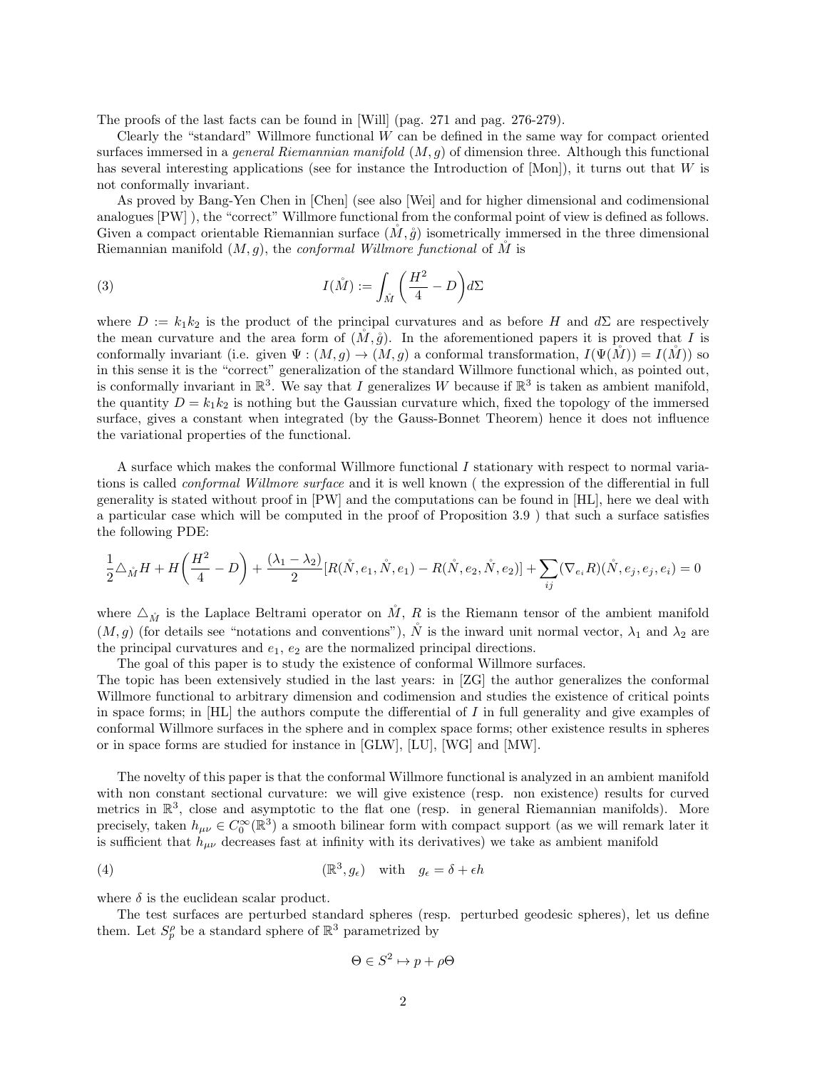The proofs of the last facts can be found in [Will] (pag. 271 and pag. 276-279).

Clearly the "standard" Willmore functional $W$ can be defined in the same way for compact oriented surfaces immersed in a *general Riemannian manifold* $(M,g)$ of dimension three. Although this functional has several interesting applications (see for instance the Introduction of [Mon]), it turns out that $W$ is not conformally invariant.

As proved by Bang-Yen Chen in [Chen] (see also [Wei] and for higher dimensional and codimensional analogues [PW] ), the "correct" Willmore functional from the conformal point of view is defined as follows. Given a compact orientable Riemannian surface $(\mathring{M},\mathring{g})$ isometrically immersed in the three dimensional Riemannian manifold $(M,g)$, the *conformal Willmore functional* of $\mathring{M}$ is

$$I(\mathring{M}) := \int_{\mathring{M}} \left(\frac{H^2}{4} - D\right) d\Sigma \tag{3}$$

where $D := k_1 k_2$ is the product of the principal curvatures and as before $H$ and $d\Sigma$ are respectively the mean curvature and the area form of $(\mathring{M},\mathring{g})$. In the aforementioned papers it is proved that $I$ is conformally invariant (i.e. given $\Psi : (M,g) \to (M,g)$ a conformal transformation, $I(\Psi(\mathring{M})) = I(\mathring{M})$) so in this sense it is the "correct" generalization of the standard Willmore functional which, as pointed out, is conformally invariant in $\mathbb{R}^3$. We say that $I$ generalizes $W$ because if $\mathbb{R}^3$ is taken as ambient manifold, the quantity $D = k_1 k_2$ is nothing but the Gaussian curvature which, fixed the topology of the immersed surface, gives a constant when integrated (by the Gauss-Bonnet Theorem) hence it does not influence the variational properties of the functional.

A surface which makes the conformal Willmore functional $I$ stationary with respect to normal variations is called *conformal Willmore surface* and it is well known ( the expression of the differential in full generality is stated without proof in [PW] and the computations can be found in [HL], here we deal with a particular case which will be computed in the proof of Proposition 3.9 ) that such a surface satisfies the following PDE:

$$\frac{1}{2}\triangle_{\mathring{M}} H + H\left(\frac{H^2}{4} - D\right) + \frac{(\lambda_1 - \lambda_2)}{2}[R(\mathring{N}, e_1, \mathring{N}, e_1) - R(\mathring{N}, e_2, \mathring{N}, e_2)] + \sum_{ij} (\nabla_{e_i} R)(\mathring{N}, e_j, e_j, e_i) = 0$$

where $\triangle_{\mathring{M}}$ is the Laplace Beltrami operator on $\mathring{M}$, $R$ is the Riemann tensor of the ambient manifold $(M,g)$ (for details see "notations and conventions"), $\mathring{N}$ is the inward unit normal vector, $\lambda_1$ and $\lambda_2$ are the principal curvatures and $e_1$, $e_2$ are the normalized principal directions.

The goal of this paper is to study the existence of conformal Willmore surfaces.
The topic has been extensively studied in the last years: in [ZG] the author generalizes the conformal Willmore functional to arbitrary dimension and codimension and studies the existence of critical points in space forms; in [HL] the authors compute the differential of $I$ in full generality and give examples of conformal Willmore surfaces in the sphere and in complex space forms; other existence results in spheres or in space forms are studied for instance in [GLW], [LU], [WG] and [MW].

The novelty of this paper is that the conformal Willmore functional is analyzed in an ambient manifold with non constant sectional curvature: we will give existence (resp. non existence) results for curved metrics in $\mathbb{R}^3$, close and asymptotic to the flat one (resp. in general Riemannian manifolds). More precisely, taken $h_{\mu\nu} \in C_0^\infty(\mathbb{R}^3)$ a smooth bilinear form with compact support (as we will remark later it is sufficient that $h_{\mu\nu}$ decreases fast at infinity with its derivatives) we take as ambient manifold

$$(\mathbb{R}^3, g_\epsilon) \quad \text{with} \quad g_\epsilon = \delta + \epsilon h \tag{4}$$

where $\delta$ is the euclidean scalar product.

The test surfaces are perturbed standard spheres (resp. perturbed geodesic spheres), let us define them. Let $S_p^\rho$ be a standard sphere of $\mathbb{R}^3$ parametrized by

$$\Theta \in S^2 \mapsto p + \rho\Theta$$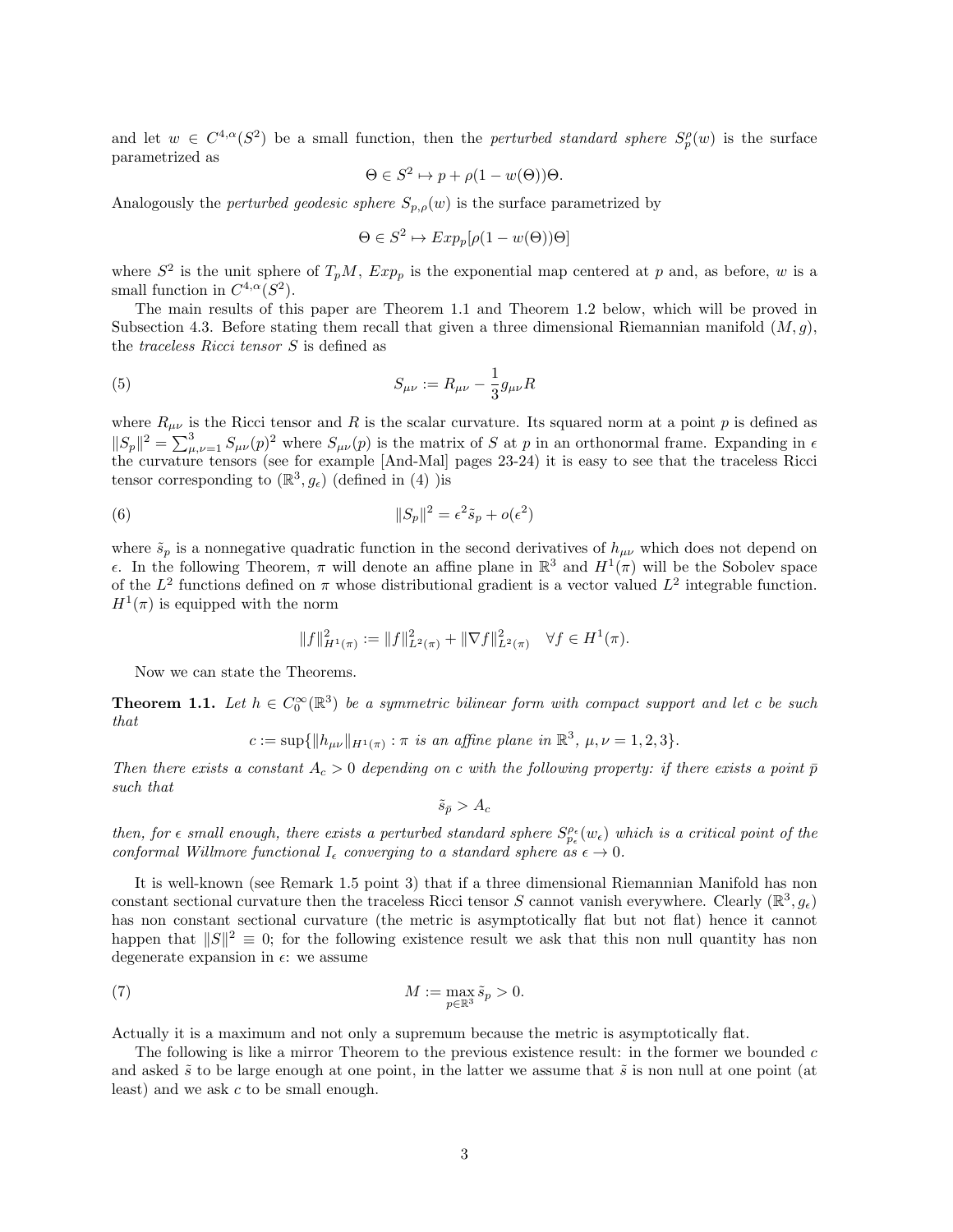and let $w \in C^{4,\alpha}(S^2)$ be a small function, then the *perturbed standard sphere* $S^{\rho}_p(w)$ is the surface parametrized as

$$\Theta \in S^2 \mapsto p + \rho(1 - w(\Theta))\Theta.$$

Analogously the *perturbed geodesic sphere* $S_{p,\rho}(w)$ is the surface parametrized by

$$\Theta \in S^2 \mapsto Exp_p[\rho(1 - w(\Theta))\Theta]$$

where $S^2$ is the unit sphere of $T_pM$, $Exp_p$ is the exponential map centered at $p$ and, as before, $w$ is a small function in $C^{4,\alpha}(S^2)$.

The main results of this paper are Theorem 1.1 and Theorem 1.2 below, which will be proved in Subsection 4.3. Before stating them recall that given a three dimensional Riemannian manifold $(M, g)$, the *traceless Ricci tensor* $S$ is defined as

$$S_{\mu\nu} := R_{\mu\nu} - \frac{1}{3} g_{\mu\nu} R \tag{5}$$

where $R_{\mu\nu}$ is the Ricci tensor and $R$ is the scalar curvature. Its squared norm at a point $p$ is defined as $\|S_p\|^2 = \sum_{\mu,\nu=1}^{3} S_{\mu\nu}(p)^2$ where $S_{\mu\nu}(p)$ is the matrix of $S$ at $p$ in an orthonormal frame. Expanding in $\epsilon$ the curvature tensors (see for example [And-Mal] pages 23-24) it is easy to see that the traceless Ricci tensor corresponding to $(\mathbb{R}^3, g_\epsilon)$ (defined in (4) )is

$$\|S_p\|^2 = \epsilon^2 \tilde{s}_p + o(\epsilon^2) \tag{6}$$

where $\tilde{s}_p$ is a nonnegative quadratic function in the second derivatives of $h_{\mu\nu}$ which does not depend on $\epsilon$. In the following Theorem, $\pi$ will denote an affine plane in $\mathbb{R}^3$ and $H^1(\pi)$ will be the Sobolev space of the $L^2$ functions defined on $\pi$ whose distributional gradient is a vector valued $L^2$ integrable function. $H^1(\pi)$ is equipped with the norm

$$\|f\|^2_{H^1(\pi)} := \|f\|^2_{L^2(\pi)} + \|\nabla f\|^2_{L^2(\pi)} \quad \forall f \in H^1(\pi).$$

Now we can state the Theorems.

**Theorem 1.1.** *Let $h \in C^\infty_0(\mathbb{R}^3)$ be a symmetric bilinear form with compact support and let $c$ be such that*

$$c := \sup\{\|h_{\mu\nu}\|_{H^1(\pi)} : \pi \text{ is an affine plane in } \mathbb{R}^3,\ \mu, \nu = 1, 2, 3\}.$$

*Then there exists a constant $A_c > 0$ depending on $c$ with the following property: if there exists a point $\bar{p}$ such that*

$$\tilde{s}_{\bar{p}} > A_c$$

*then, for $\epsilon$ small enough, there exists a perturbed standard sphere $S^{\rho_\epsilon}_{p_\epsilon}(w_\epsilon)$ which is a critical point of the conformal Willmore functional $I_\epsilon$ converging to a standard sphere as $\epsilon \to 0$.*

It is well-known (see Remark 1.5 point 3) that if a three dimensional Riemannian Manifold has non constant sectional curvature then the traceless Ricci tensor $S$ cannot vanish everywhere. Clearly $(\mathbb{R}^3, g_\epsilon)$ has non constant sectional curvature (the metric is asymptotically flat but not flat) hence it cannot happen that $\|S\|^2 \equiv 0$; for the following existence result we ask that this non null quantity has non degenerate expansion in $\epsilon$: we assume

$$M := \max_{p \in \mathbb{R}^3} \tilde{s}_p > 0. \tag{7}$$

Actually it is a maximum and not only a supremum because the metric is asymptotically flat.

The following is like a mirror Theorem to the previous existence result: in the former we bounded $c$ and asked $\tilde{s}$ to be large enough at one point, in the latter we assume that $\tilde{s}$ is non null at one point (at least) and we ask $c$ to be small enough.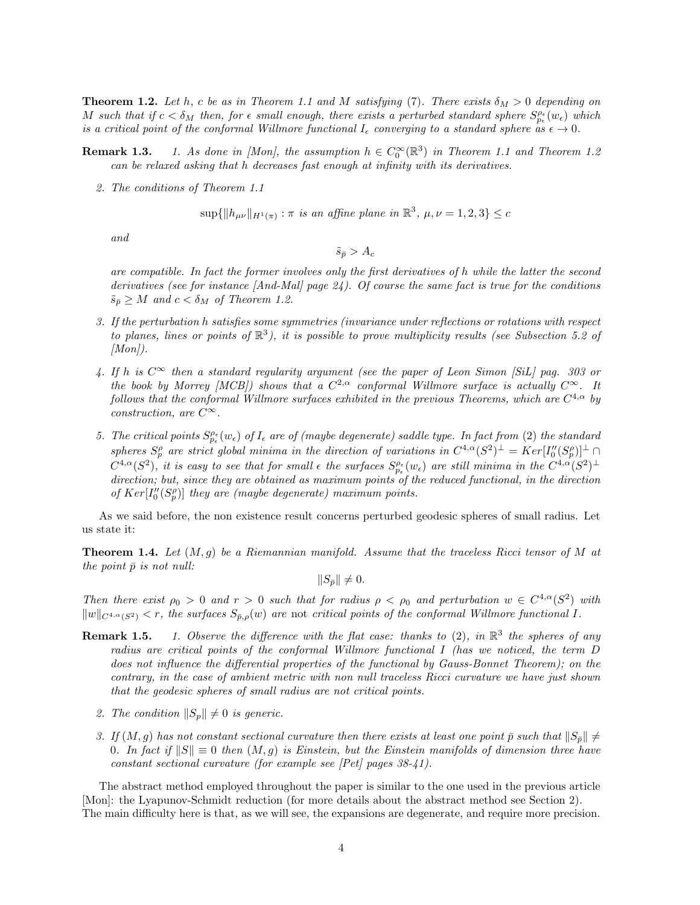**Theorem 1.2.** *Let $h$, $c$ be as in Theorem 1.1 and $M$ satisfying (7). There exists $\delta_M > 0$ depending on $M$ such that if $c < \delta_M$ then, for $\epsilon$ small enough, there exists a perturbed standard sphere $S^{\rho_\epsilon}_{p_\epsilon}(w_\epsilon)$ which is a critical point of the conformal Willmore functional $I_\epsilon$ converging to a standard sphere as $\epsilon \to 0$.*

**Remark 1.3.**

1. *As done in [Mon], the assumption $h \in C^\infty_0(\mathbb{R}^3)$ in Theorem 1.1 and Theorem 1.2 can be relaxed asking that $h$ decreases fast enough at infinity with its derivatives.*

2. *The conditions of Theorem 1.1*

$$\sup\{\|h_{\mu\nu}\|_{H^1(\pi)} : \pi \text{ is an affine plane in } \mathbb{R}^3,\ \mu,\nu = 1,2,3\} \leq c$$

*and*

$$\tilde{s}_{\bar{p}} > A_c$$

*are compatible. In fact the former involves only the first derivatives of $h$ while the latter the second derivatives (see for instance [And-Mal] page 24). Of course the same fact is true for the conditions $\tilde{s}_{\bar{p}} \geq M$ and $c < \delta_M$ of Theorem 1.2.*

3. *If the perturbation $h$ satisfies some symmetries (invariance under reflections or rotations with respect to planes, lines or points of $\mathbb{R}^3$), it is possible to prove multiplicity results (see Subsection 5.2 of [Mon]).*

4. *If $h$ is $C^\infty$ then a standard regularity argument (see the paper of Leon Simon [SiL] pag. 303 or the book by Morrey [MCB]) shows that a $C^{2,\alpha}$ conformal Willmore surface is actually $C^\infty$. It follows that the conformal Willmore surfaces exhibited in the previous Theorems, which are $C^{4,\alpha}$ by construction, are $C^\infty$.*

5. *The critical points $S^{\rho_\epsilon}_{p_\epsilon}(w_\epsilon)$ of $I_\epsilon$ are of (maybe degenerate) saddle type. In fact from (2) the standard spheres $S^\rho_p$ are strict global minima in the direction of variations in $C^{4,\alpha}(S^2)^\perp = Ker[I''_0(S^\rho_p)]^\perp \cap C^{4,\alpha}(S^2)$, it is easy to see that for small $\epsilon$ the surfaces $S^{\rho_\epsilon}_{p_\epsilon}(w_\epsilon)$ are still minima in the $C^{4,\alpha}(S^2)^\perp$ direction; but, since they are obtained as maximum points of the reduced functional, in the direction of $Ker[I''_0(S^\rho_p)]$ they are (maybe degenerate) maximum points.*

As we said before, the non existence result concerns perturbed geodesic spheres of small radius. Let us state it:

**Theorem 1.4.** *Let $(M,g)$ be a Riemannian manifold. Assume that the traceless Ricci tensor of $M$ at the point $\bar{p}$ is not null:*

$$\|S_{\bar{p}}\| \neq 0.$$

*Then there exist $\rho_0 > 0$ and $r > 0$ such that for radius $\rho < \rho_0$ and perturbation $w \in C^{4,\alpha}(S^2)$ with $\|w\|_{C^{4,\alpha}(S^2)} < r$, the surfaces $S_{\bar{p},\rho}(w)$ are* not *critical points of the conformal Willmore functional $I$.*

**Remark 1.5.**

1. *Observe the difference with the flat case: thanks to (2), in $\mathbb{R}^3$ the spheres of any radius are critical points of the conformal Willmore functional $I$ (has we noticed, the term $D$ does not influence the differential properties of the functional by Gauss-Bonnet Theorem); on the contrary, in the case of ambient metric with non null traceless Ricci curvature we have just shown that the geodesic spheres of small radius are not critical points.*

2. *The condition $\|S_p\| \neq 0$ is generic.*

3. *If $(M,g)$ has not constant sectional curvature then there exists at least one point $\bar{p}$ such that $\|S_{\bar{p}}\| \neq 0$. In fact if $\|S\| \equiv 0$ then $(M,g)$ is Einstein, but the Einstein manifolds of dimension three have constant sectional curvature (for example see [Pet] pages 38-41).*

The abstract method employed throughout the paper is similar to the one used in the previous article [Mon]: the Lyapunov-Schmidt reduction (for more details about the abstract method see Section 2). The main difficulty here is that, as we will see, the expansions are degenerate, and require more precision.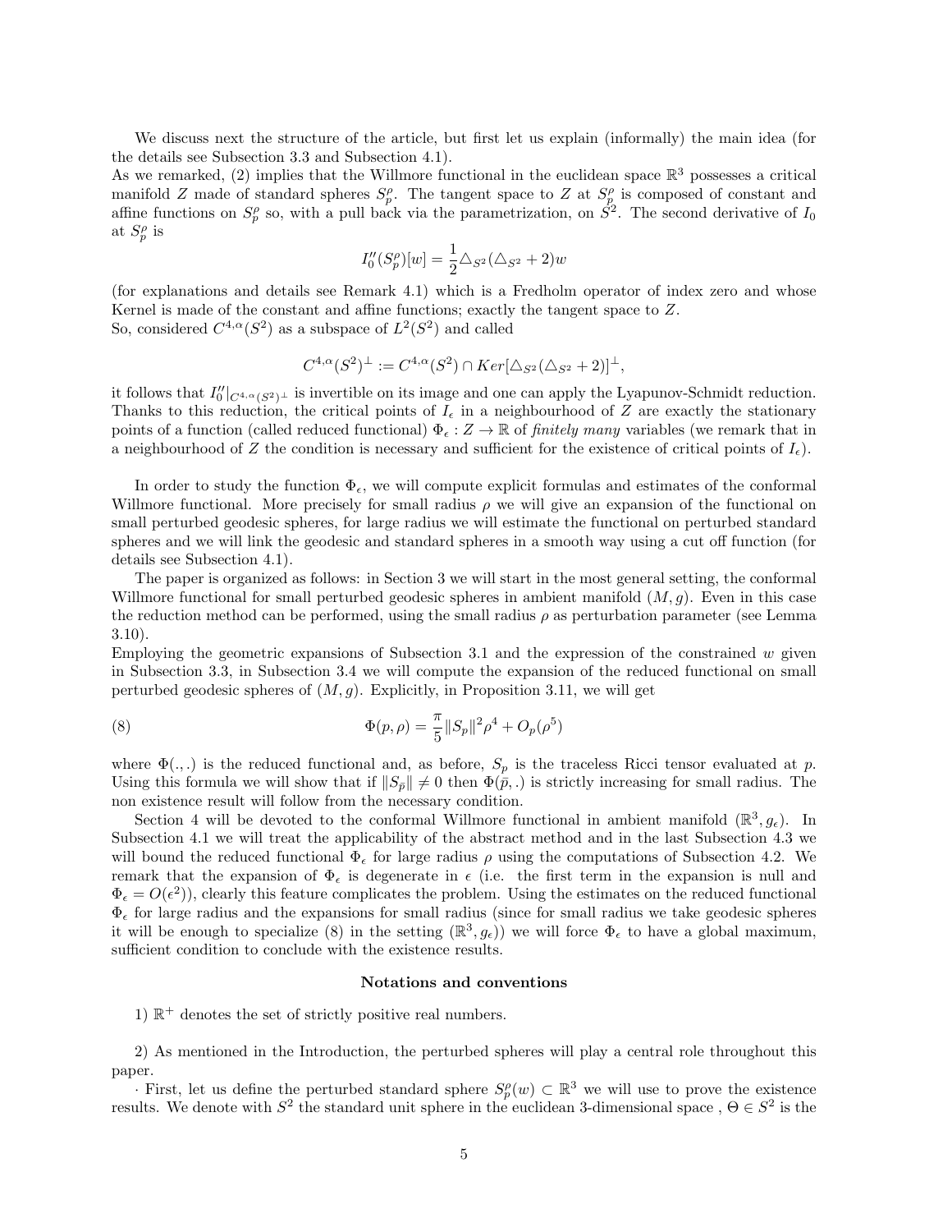We discuss next the structure of the article, but first let us explain (informally) the main idea (for the details see Subsection 3.3 and Subsection 4.1).
As we remarked, (2) implies that the Willmore functional in the euclidean space $\mathbb{R}^3$ possesses a critical manifold $Z$ made of standard spheres $S^\rho_p$. The tangent space to $Z$ at $S^\rho_p$ is composed of constant and affine functions on $S^\rho_p$ so, with a pull back via the parametrization, on $S^2$. The second derivative of $I_0$ at $S^\rho_p$ is

$$I_0''(S^\rho_p)[w] = \frac{1}{2}\triangle_{S^2}(\triangle_{S^2} + 2)w$$

(for explanations and details see Remark 4.1) which is a Fredholm operator of index zero and whose Kernel is made of the constant and affine functions; exactly the tangent space to $Z$.
So, considered $C^{4,\alpha}(S^2)$ as a subspace of $L^2(S^2)$ and called

$$C^{4,\alpha}(S^2)^\perp := C^{4,\alpha}(S^2) \cap Ker[\triangle_{S^2}(\triangle_{S^2} + 2)]^\perp,$$

it follows that $I_0''|_{C^{4,\alpha}(S^2)^\perp}$ is invertible on its image and one can apply the Lyapunov-Schmidt reduction. Thanks to this reduction, the critical points of $I_\epsilon$ in a neighbourhood of $Z$ are exactly the stationary points of a function (called reduced functional) $\Phi_\epsilon : Z \to \mathbb{R}$ of *finitely many* variables (we remark that in a neighbourhood of $Z$ the condition is necessary and sufficient for the existence of critical points of $I_\epsilon$).

In order to study the function $\Phi_\epsilon$, we will compute explicit formulas and estimates of the conformal Willmore functional. More precisely for small radius $\rho$ we will give an expansion of the functional on small perturbed geodesic spheres, for large radius we will estimate the functional on perturbed standard spheres and we will link the geodesic and standard spheres in a smooth way using a cut off function (for details see Subsection 4.1).

The paper is organized as follows: in Section 3 we will start in the most general setting, the conformal Willmore functional for small perturbed geodesic spheres in ambient manifold $(M, g)$. Even in this case the reduction method can be performed, using the small radius $\rho$ as perturbation parameter (see Lemma 3.10).
Employing the geometric expansions of Subsection 3.1 and the expression of the constrained $w$ given in Subsection 3.3, in Subsection 3.4 we will compute the expansion of the reduced functional on small perturbed geodesic spheres of $(M, g)$. Explicitly, in Proposition 3.11, we will get

$$\Phi(p, \rho) = \frac{\pi}{5}\|S_p\|^2\rho^4 + O_p(\rho^5) \tag{8}$$

where $\Phi(.,.)$ is the reduced functional and, as before, $S_p$ is the traceless Ricci tensor evaluated at $p$. Using this formula we will show that if $\|S_{\bar{p}}\| \neq 0$ then $\Phi(\bar{p}, .)$ is strictly increasing for small radius. The non existence result will follow from the necessary condition.

Section 4 will be devoted to the conformal Willmore functional in ambient manifold $(\mathbb{R}^3, g_\epsilon)$. In Subsection 4.1 we will treat the applicability of the abstract method and in the last Subsection 4.3 we will bound the reduced functional $\Phi_\epsilon$ for large radius $\rho$ using the computations of Subsection 4.2. We remark that the expansion of $\Phi_\epsilon$ is degenerate in $\epsilon$ (i.e. the first term in the expansion is null and $\Phi_\epsilon = O(\epsilon^2)$), clearly this feature complicates the problem. Using the estimates on the reduced functional $\Phi_\epsilon$ for large radius and the expansions for small radius (since for small radius we take geodesic spheres it will be enough to specialize (8) in the setting $(\mathbb{R}^3, g_\epsilon)$) we will force $\Phi_\epsilon$ to have a global maximum, sufficient condition to conclude with the existence results.

**Notations and conventions**

1) $\mathbb{R}^+$ denotes the set of strictly positive real numbers.

2) As mentioned in the Introduction, the perturbed spheres will play a central role throughout this paper.

· First, let us define the perturbed standard sphere $S^\rho_p(w) \subset \mathbb{R}^3$ we will use to prove the existence results. We denote with $S^2$ the standard unit sphere in the euclidean 3-dimensional space , $\Theta \in S^2$ is the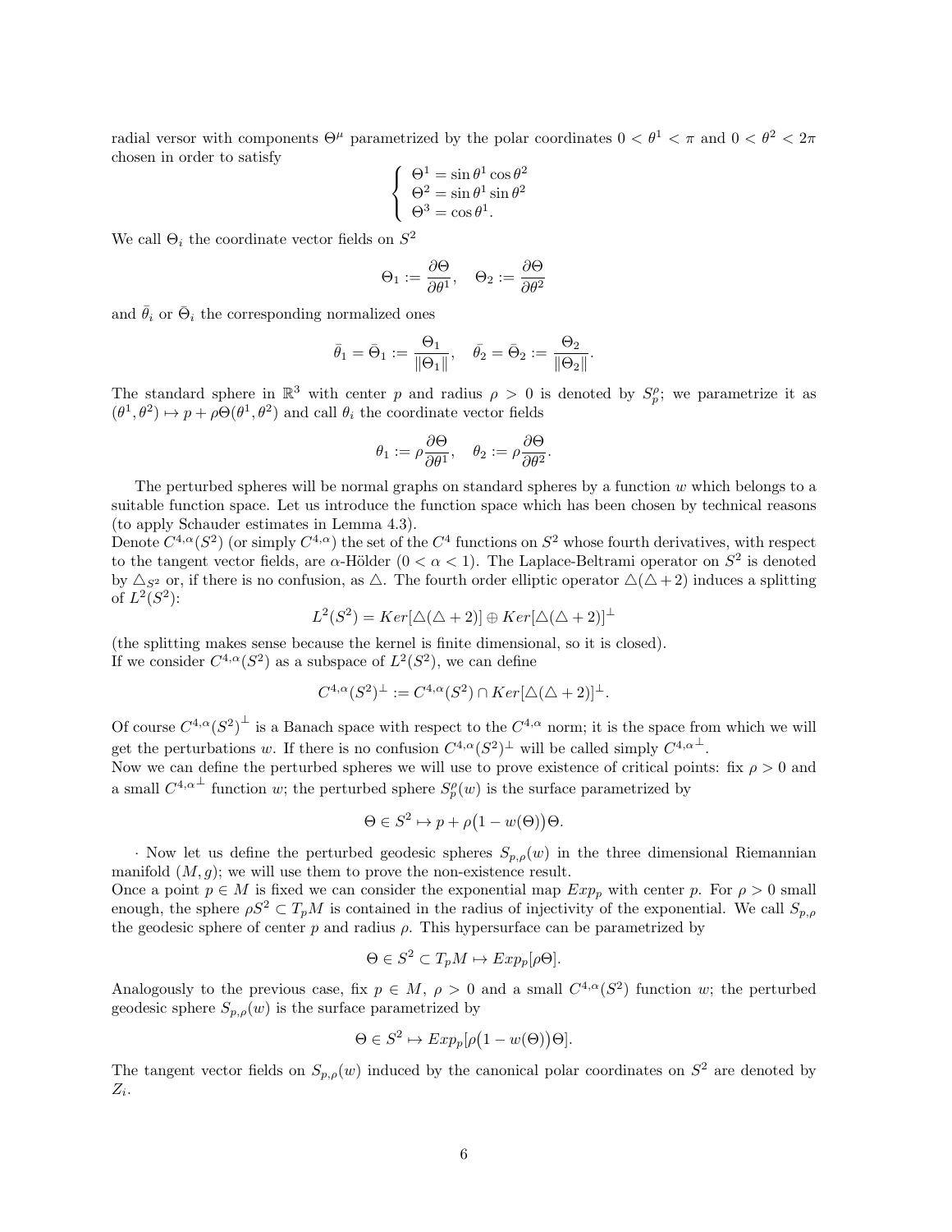radial versor with components $\Theta^\mu$ parametrized by the polar coordinates $0 < \theta^1 < \pi$ and $0 < \theta^2 < 2\pi$ chosen in order to satisfy

$$\begin{cases} \Theta^1 = \sin\theta^1 \cos\theta^2 \\ \Theta^2 = \sin\theta^1 \sin\theta^2 \\ \Theta^3 = \cos\theta^1. \end{cases}$$

We call $\Theta_i$ the coordinate vector fields on $S^2$

$$\Theta_1 := \frac{\partial \Theta}{\partial \theta^1}, \quad \Theta_2 := \frac{\partial \Theta}{\partial \theta^2}$$

and $\bar{\theta}_i$ or $\bar{\Theta}_i$ the corresponding normalized ones

$$\bar{\theta}_1 = \bar{\Theta}_1 := \frac{\Theta_1}{\|\Theta_1\|}, \quad \bar{\theta}_2 = \bar{\Theta}_2 := \frac{\Theta_2}{\|\Theta_2\|}.$$

The standard sphere in $\mathbb{R}^3$ with center $p$ and radius $\rho > 0$ is denoted by $S^\rho_p$; we parametrize it as $(\theta^1, \theta^2) \mapsto p + \rho\Theta(\theta^1, \theta^2)$ and call $\theta_i$ the coordinate vector fields

$$\theta_1 := \rho\frac{\partial \Theta}{\partial \theta^1}, \quad \theta_2 := \rho\frac{\partial \Theta}{\partial \theta^2}.$$

The perturbed spheres will be normal graphs on standard spheres by a function $w$ which belongs to a suitable function space. Let us introduce the function space which has been chosen by technical reasons (to apply Schauder estimates in Lemma 4.3).
Denote $C^{4,\alpha}(S^2)$ (or simply $C^{4,\alpha}$) the set of the $C^4$ functions on $S^2$ whose fourth derivatives, with respect to the tangent vector fields, are $\alpha$-Hölder ($0 < \alpha < 1$). The Laplace-Beltrami operator on $S^2$ is denoted by $\triangle_{S^2}$ or, if there is no confusion, as $\triangle$. The fourth order elliptic operator $\triangle(\triangle + 2)$ induces a splitting of $L^2(S^2)$:

$$L^2(S^2) = Ker[\triangle(\triangle + 2)] \oplus Ker[\triangle(\triangle + 2)]^\perp$$

(the splitting makes sense because the kernel is finite dimensional, so it is closed).
If we consider $C^{4,\alpha}(S^2)$ as a subspace of $L^2(S^2)$, we can define

$$C^{4,\alpha}(S^2)^\perp := C^{4,\alpha}(S^2) \cap Ker[\triangle(\triangle + 2)]^\perp.$$

Of course $C^{4,\alpha}(S^2)^\perp$ is a Banach space with respect to the $C^{4,\alpha}$ norm; it is the space from which we will get the perturbations $w$. If there is no confusion $C^{4,\alpha}(S^2)^\perp$ will be called simply $C^{4,\alpha^\perp}$.
Now we can define the perturbed spheres we will use to prove existence of critical points: fix $\rho > 0$ and a small $C^{4,\alpha^\perp}$ function $w$; the perturbed sphere $S^\rho_p(w)$ is the surface parametrized by

$$\Theta \in S^2 \mapsto p + \rho\big(1 - w(\Theta)\big)\Theta.$$

· Now let us define the perturbed geodesic spheres $S_{p,\rho}(w)$ in the three dimensional Riemannian manifold $(M, g)$; we will use them to prove the non-existence result.
Once a point $p \in M$ is fixed we can consider the exponential map $Exp_p$ with center $p$. For $\rho > 0$ small enough, the sphere $\rho S^2 \subset T_pM$ is contained in the radius of injectivity of the exponential. We call $S_{p,\rho}$ the geodesic sphere of center $p$ and radius $\rho$. This hypersurface can be parametrized by

$$\Theta \in S^2 \subset T_pM \mapsto Exp_p[\rho\Theta].$$

Analogously to the previous case, fix $p \in M$, $\rho > 0$ and a small $C^{4,\alpha}(S^2)$ function $w$; the perturbed geodesic sphere $S_{p,\rho}(w)$ is the surface parametrized by

$$\Theta \in S^2 \mapsto Exp_p[\rho\big(1 - w(\Theta)\big)\Theta].$$

The tangent vector fields on $S_{p,\rho}(w)$ induced by the canonical polar coordinates on $S^2$ are denoted by $Z_i$.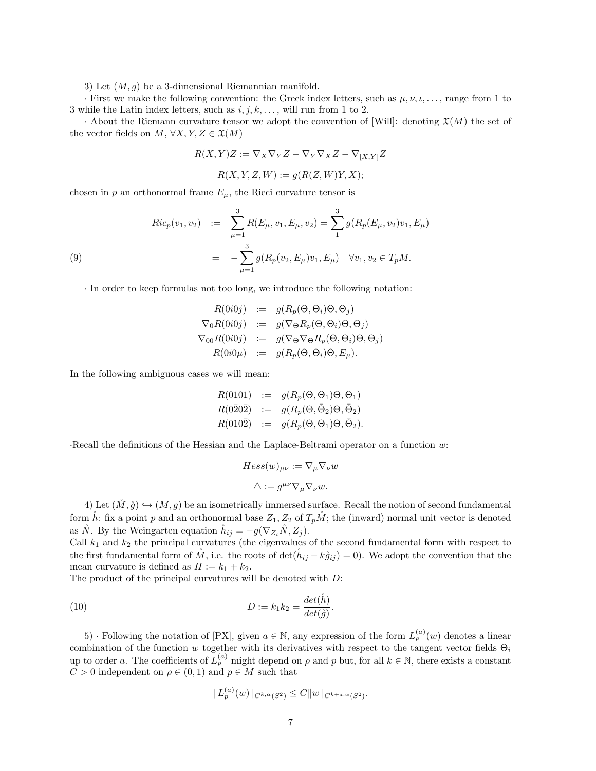3) Let $(M, g)$ be a 3-dimensional Riemannian manifold.

· First we make the following convention: the Greek index letters, such as $\mu, \nu, \iota, \ldots$, range from 1 to 3 while the Latin index letters, such as $i, j, k, \ldots$, will run from 1 to 2.

· About the Riemann curvature tensor we adopt the convention of [Will]: denoting $\mathfrak{X}(M)$ the set of the vector fields on $M$, $\forall X, Y, Z \in \mathfrak{X}(M)$

$$R(X,Y)Z := \nabla_X \nabla_Y Z - \nabla_Y \nabla_X Z - \nabla_{[X,Y]} Z$$

$$R(X,Y,Z,W) := g(R(Z,W)Y,X);$$

chosen in $p$ an orthonormal frame $E_\mu$, the Ricci curvature tensor is

$$
\begin{aligned}
Ric_p(v_1, v_2) &:= \sum_{\mu=1}^{3} R(E_\mu, v_1, E_\mu, v_2) = \sum_{1}^{3} g(R_p(E_\mu, v_2)v_1, E_\mu) \\
&= -\sum_{\mu=1}^{3} g(R_p(v_2, E_\mu)v_1, E_\mu) \quad \forall v_1, v_2 \in T_pM.
\end{aligned} \tag{9}
$$

· In order to keep formulas not too long, we introduce the following notation:

$$
\begin{aligned}
R(0i0j) &:= g(R_p(\Theta, \Theta_i)\Theta, \Theta_j) \\
\nabla_0 R(0i0j) &:= g(\nabla_\Theta R_p(\Theta, \Theta_i)\Theta, \Theta_j) \\
\nabla_{00} R(0i0j) &:= g(\nabla_\Theta \nabla_\Theta R_p(\Theta, \Theta_i)\Theta, \Theta_j) \\
R(0i0\mu) &:= g(R_p(\Theta, \Theta_i)\Theta, E_\mu).
\end{aligned}
$$

In the following ambiguous cases we will mean:

$$
\begin{aligned}
R(0101) &:= g(R_p(\Theta, \Theta_1)\Theta, \Theta_1) \\
R(0\bar{2}0\bar{2}) &:= g(R_p(\Theta, \bar{\Theta}_2)\Theta, \bar{\Theta}_2) \\
R(010\bar{2}) &:= g(R_p(\Theta, \Theta_1)\Theta, \bar{\Theta}_2).
\end{aligned}
$$

·Recall the definitions of the Hessian and the Laplace-Beltrami operator on a function $w$:

$$Hess(w)_{\mu\nu} := \nabla_\mu \nabla_\nu w$$

$$\triangle := g^{\mu\nu} \nabla_\mu \nabla_\nu w.$$

4) Let $(\mathring{M}, \mathring{g}) \hookrightarrow (M, g)$ be an isometrically immersed surface. Recall the notion of second fundamental form $\mathring{h}$: fix a point $p$ and an orthonormal base $Z_1, Z_2$ of $T_p\mathring{M}$; the (inward) normal unit vector is denoted as $\mathring{N}$. By the Weingarten equation $\mathring{h}_{ij} = -g(\nabla_{Z_i}\mathring{N}, Z_j)$.
Call $k_1$ and $k_2$ the principal curvatures (the eigenvalues of the second fundamental form with respect to the first fundamental form of $\mathring{M}$, i.e. the roots of $\det(\mathring{h}_{ij} - k\mathring{g}_{ij}) = 0$). We adopt the convention that the mean curvature is defined as $H := k_1 + k_2$.
The product of the principal curvatures will be denoted with $D$:

$$D := k_1 k_2 = \frac{det(\mathring{h})}{det(\mathring{g})}. \tag{10}$$

5) · Following the notation of [PX], given $a \in \mathbb{N}$, any expression of the form $L_p^{(a)}(w)$ denotes a linear combination of the function $w$ together with its derivatives with respect to the tangent vector fields $\Theta_i$ up to order $a$. The coefficients of $L_p^{(a)}$ might depend on $\rho$ and $p$ but, for all $k \in \mathbb{N}$, there exists a constant $C > 0$ independent on $\rho \in (0,1)$ and $p \in M$ such that

$$\|L_p^{(a)}(w)\|_{C^{k,\alpha}(S^2)} \leq C \|w\|_{C^{k+a,\alpha}(S^2)}.$$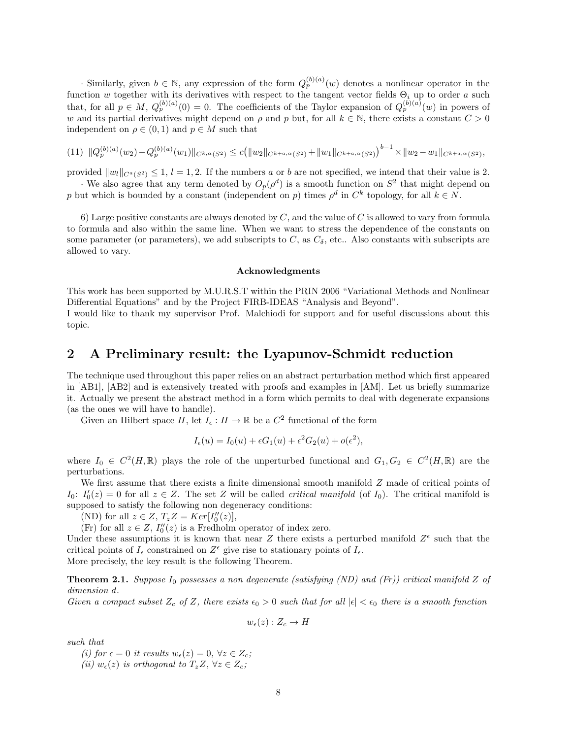· Similarly, given $b \in \mathbb{N}$, any expression of the form $Q_p^{(b)(a)}(w)$ denotes a nonlinear operator in the function $w$ together with its derivatives with respect to the tangent vector fields $\Theta_i$ up to order $a$ such that, for all $p \in M$, $Q_p^{(b)(a)}(0) = 0$. The coefficients of the Taylor expansion of $Q_p^{(b)(a)}(w)$ in powers of $w$ and its partial derivatives might depend on $\rho$ and $p$ but, for all $k \in \mathbb{N}$, there exists a constant $C > 0$ independent on $\rho \in (0,1)$ and $p \in M$ such that

$$
(11)\ \ \|Q_p^{(b)(a)}(w_2) - Q_p^{(b)(a)}(w_1)\|_{C^{k,\alpha}(S^2)} \leq c\big(\|w_2\|_{C^{k+a,\alpha}(S^2)} + \|w_1\|_{C^{k+a,\alpha}(S^2)}\big)^{b-1} \times \|w_2 - w_1\|_{C^{k+a,\alpha}(S^2)},
$$

provided $\|w_l\|_{C^{a}(S^2)} \leq 1$, $l = 1,2$. If the numbers $a$ or $b$ are not specified, we intend that their value is 2.

· We also agree that any term denoted by $O_p(\rho^d)$ is a smooth function on $S^2$ that might depend on $p$ but which is bounded by a constant (independent on $p$) times $\rho^d$ in $C^k$ topology, for all $k \in N$.

6) Large positive constants are always denoted by $C$, and the value of $C$ is allowed to vary from formula to formula and also within the same line. When we want to stress the dependence of the constants on some parameter (or parameters), we add subscripts to $C$, as $C_\delta$, etc.. Also constants with subscripts are allowed to vary.

**Acknowledgments**

This work has been supported by M.U.R.S.T within the PRIN 2006 "Variational Methods and Nonlinear Differential Equations" and by the Project FIRB-IDEAS "Analysis and Beyond".
I would like to thank my supervisor Prof. Malchiodi for support and for useful discussions about this topic.

## 2 A Preliminary result: the Lyapunov-Schmidt reduction

The technique used throughout this paper relies on an abstract perturbation method which first appeared in [AB1], [AB2] and is extensively treated with proofs and examples in [AM]. Let us briefly summarize it. Actually we present the abstract method in a form which permits to deal with degenerate expansions (as the ones we will have to handle).

Given an Hilbert space $H$, let $I_\epsilon : H \to \mathbb{R}$ be a $C^2$ functional of the form

$$
I_\epsilon(u) = I_0(u) + \epsilon G_1(u) + \epsilon^2 G_2(u) + o(\epsilon^2),
$$

where $I_0 \in C^2(H, \mathbb{R})$ plays the role of the unperturbed functional and $G_1, G_2 \in C^2(H, \mathbb{R})$ are the perturbations.

We first assume that there exists a finite dimensional smooth manifold $Z$ made of critical points of $I_0$: $I_0'(z) = 0$ for all $z \in Z$. The set $Z$ will be called *critical manifold* (of $I_0$). The critical manifold is supposed to satisfy the following non degeneracy conditions:

(ND) for all $z \in Z$, $T_z Z = Ker[I_0''(z)]$,

(Fr) for all $z \in Z$, $I_0''(z)$ is a Fredholm operator of index zero.

Under these assumptions it is known that near $Z$ there exists a perturbed manifold $Z^\epsilon$ such that the critical points of $I_\epsilon$ constrained on $Z^\epsilon$ give rise to stationary points of $I_\epsilon$.
More precisely, the key result is the following Theorem.

**Theorem 2.1.** *Suppose $I_0$ possesses a non degenerate (satisfying (ND) and (Fr)) critical manifold $Z$ of dimension $d$.*
*Given a compact subset $Z_c$ of $Z$, there exists $\epsilon_0 > 0$ such that for all $|\epsilon| < \epsilon_0$ there is a smooth function*

$$
w_\epsilon(z) : Z_c \to H
$$

*such that*

*(i) for $\epsilon = 0$ it results $w_\epsilon(z) = 0$, $\forall z \in Z_c$;*

*(ii) $w_\epsilon(z)$ is orthogonal to $T_z Z$, $\forall z \in Z_c$;*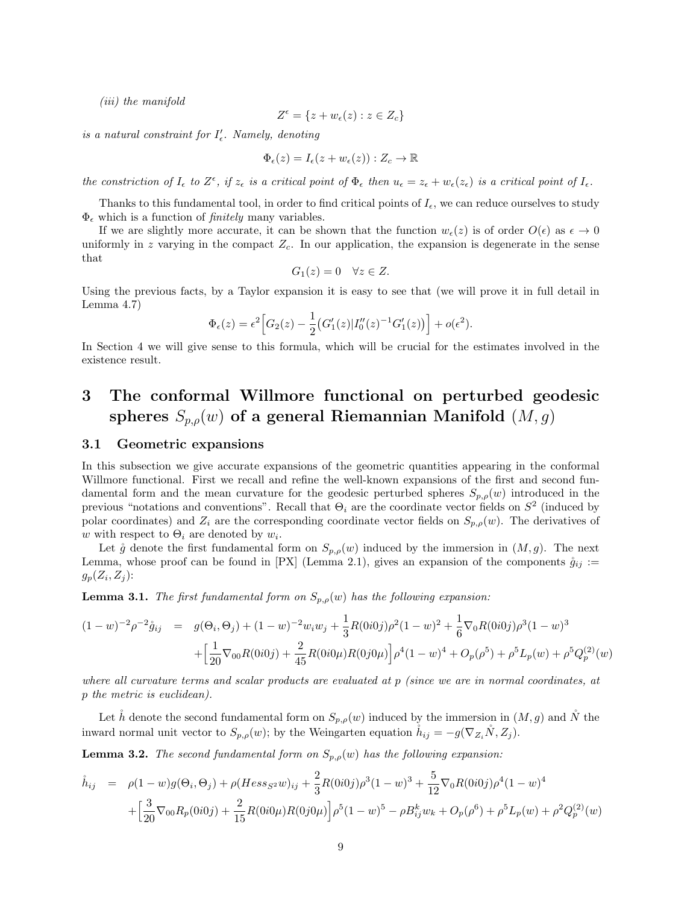*(iii) the manifold*

$$Z^\epsilon = \{z + w_\epsilon(z) : z \in Z_c\}$$

*is a natural constraint for $I'_\epsilon$. Namely, denoting*

$$\Phi_\epsilon(z) = I_\epsilon(z + w_\epsilon(z)) : Z_c \to \mathbb{R}$$

*the constriction of $I_\epsilon$ to $Z^\epsilon$, if $z_\epsilon$ is a critical point of $\Phi_\epsilon$ then $u_\epsilon = z_\epsilon + w_\epsilon(z_\epsilon)$ is a critical point of $I_\epsilon$.*

Thanks to this fundamental tool, in order to find critical points of $I_\epsilon$, we can reduce ourselves to study $\Phi_\epsilon$ which is a function of *finitely* many variables.

If we are slightly more accurate, it can be shown that the function $w_\epsilon(z)$ is of order $O(\epsilon)$ as $\epsilon \to 0$ uniformly in $z$ varying in the compact $Z_c$. In our application, the expansion is degenerate in the sense that

$$G_1(z) = 0 \quad \forall z \in Z.$$

Using the previous facts, by a Taylor expansion it is easy to see that (we will prove it in full detail in Lemma 4.7)

$$\Phi_\epsilon(z) = \epsilon^2\Big[G_2(z) - \frac{1}{2}\big(G'_1(z)|I''_0(z)^{-1}G'_1(z)\big)\Big] + o(\epsilon^2).$$

In Section 4 we will give sense to this formula, which will be crucial for the estimates involved in the existence result.

# 3 The conformal Willmore functional on perturbed geodesic spheres $S_{p,\rho}(w)$ of a general Riemannian Manifold $(M,g)$

## 3.1 Geometric expansions

In this subsection we give accurate expansions of the geometric quantities appearing in the conformal Willmore functional. First we recall and refine the well-known expansions of the first and second fundamental form and the mean curvature for the geodesic perturbed spheres $S_{p,\rho}(w)$ introduced in the previous "notations and conventions". Recall that $\Theta_i$ are the coordinate vector fields on $S^2$ (induced by polar coordinates) and $Z_i$ are the corresponding coordinate vector fields on $S_{p,\rho}(w)$. The derivatives of $w$ with respect to $\Theta_i$ are denoted by $w_i$.

Let $\mathring{g}$ denote the first fundamental form on $S_{p,\rho}(w)$ induced by the immersion in $(M,g)$. The next Lemma, whose proof can be found in [PX] (Lemma 2.1), gives an expansion of the components $\mathring{g}_{ij} := g_p(Z_i, Z_j)$:

**Lemma 3.1.** *The first fundamental form on $S_{p,\rho}(w)$ has the following expansion:*

$$\begin{aligned}
(1-w)^{-2}\rho^{-2}\mathring{g}_{ij} \;&=\; g(\Theta_i,\Theta_j) + (1-w)^{-2}w_i w_j + \frac{1}{3}R(0i0j)\rho^2(1-w)^2 + \frac{1}{6}\nabla_0 R(0i0j)\rho^3(1-w)^3 \\
&\quad + \Big[\frac{1}{20}\nabla_{00}R(0i0j) + \frac{2}{45}R(0i0\mu)R(0j0\mu)\Big]\rho^4(1-w)^4 + O_p(\rho^5) + \rho^5 L_p(w) + \rho^5 Q_p^{(2)}(w)
\end{aligned}$$

*where all curvature terms and scalar products are evaluated at $p$ (since we are in normal coordinates, at $p$ the metric is euclidean).*

Let $\mathring{h}$ denote the second fundamental form on $S_{p,\rho}(w)$ induced by the immersion in $(M,g)$ and $\mathring{N}$ the inward normal unit vector to $S_{p,\rho}(w)$; by the Weingarten equation $\mathring{h}_{ij} = -g(\nabla_{Z_i}\mathring{N}, Z_j)$.

**Lemma 3.2.** *The second fundamental form on $S_{p,\rho}(w)$ has the following expansion:*

$$\begin{aligned}
\mathring{h}_{ij} \;&=\; \rho(1-w)g(\Theta_i,\Theta_j) + \rho(Hess_{S^2}w)_{ij} + \frac{2}{3}R(0i0j)\rho^3(1-w)^3 + \frac{5}{12}\nabla_0 R(0i0j)\rho^4(1-w)^4 \\
&\quad + \Big[\frac{3}{20}\nabla_{00}R_p(0i0j) + \frac{2}{15}R(0i0\mu)R(0j0\mu)\Big]\rho^5(1-w)^5 - \rho B^k_{ij}w_k + O_p(\rho^6) + \rho^5 L_p(w) + \rho^2 Q_p^{(2)}(w)
\end{aligned}$$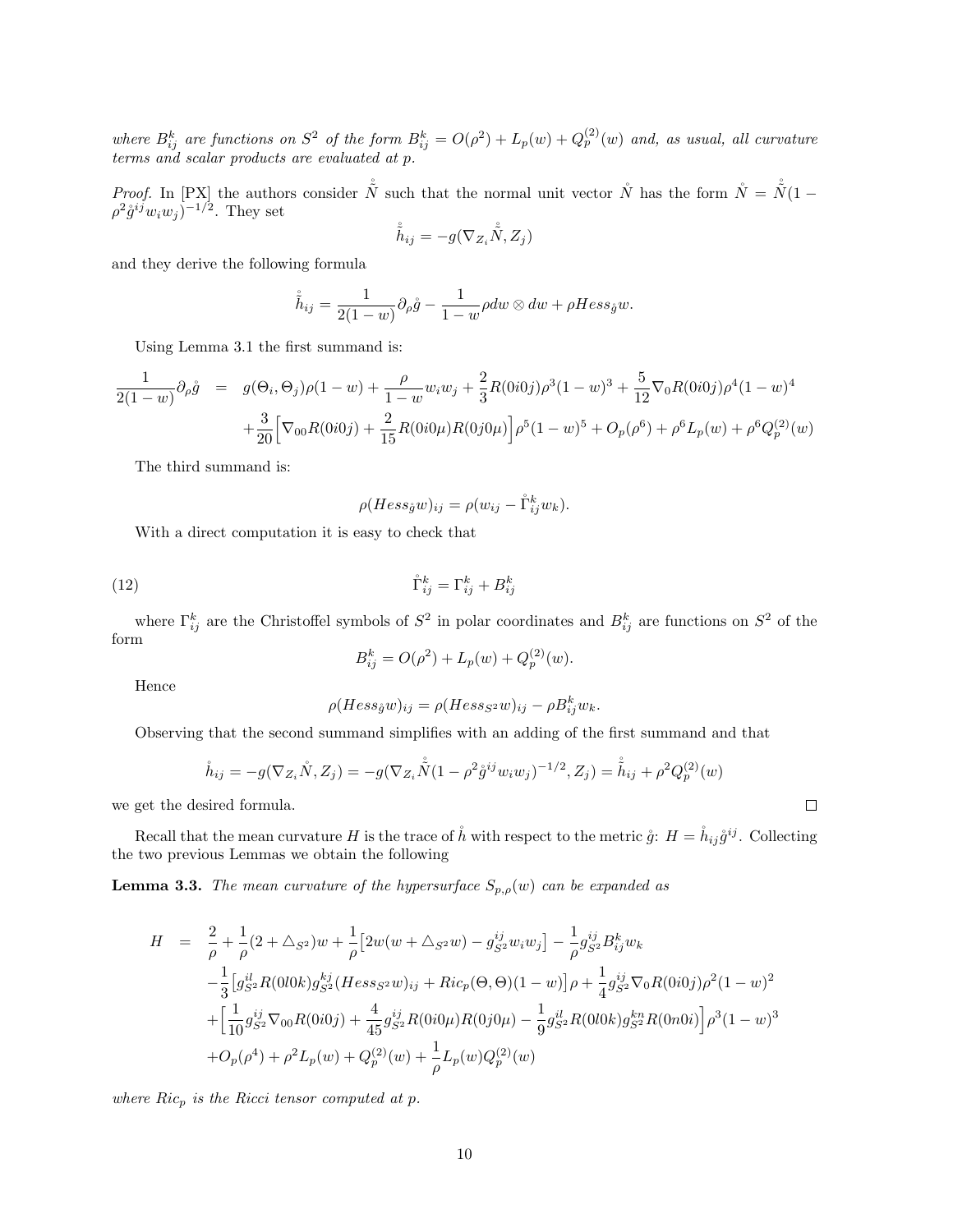*where $B^k_{ij}$ are functions on $S^2$ of the form $B^k_{ij} = O(\rho^2) + L_p(w) + Q^{(2)}_p(w)$ and, as usual, all curvature terms and scalar products are evaluated at $p$.*

*Proof.* In [PX] the authors consider $\mathring{\tilde{N}}$ such that the normal unit vector $\mathring{N}$ has the form $\mathring{N} = \mathring{\tilde{N}}(1 - \rho^2 \mathring{g}^{ij} w_i w_j)^{-1/2}$. They set

$$\mathring{\tilde{h}}_{ij} = -g(\nabla_{Z_i} \mathring{\tilde{N}}, Z_j)$$

and they derive the following formula

$$\mathring{\tilde{h}}_{ij} = \frac{1}{2(1-w)} \partial_\rho \mathring{g} - \frac{1}{1-w} \rho dw \otimes dw + \rho Hess_{\mathring{g}} w.$$

Using Lemma 3.1 the first summand is:

$$\begin{aligned}
\frac{1}{2(1-w)} \partial_\rho \mathring{g} &= g(\Theta_i, \Theta_j)\rho(1-w) + \frac{\rho}{1-w} w_i w_j + \frac{2}{3} R(0i0j)\rho^3(1-w)^3 + \frac{5}{12} \nabla_0 R(0i0j)\rho^4(1-w)^4 \\
&\quad + \frac{3}{20}\Big[\nabla_{00} R(0i0j) + \frac{2}{15} R(0i0\mu)R(0j0\mu)\Big]\rho^5(1-w)^5 + O_p(\rho^6) + \rho^6 L_p(w) + \rho^6 Q^{(2)}_p(w)
\end{aligned}$$

The third summand is:

$$\rho(Hess_{\mathring{g}} w)_{ij} = \rho(w_{ij} - \mathring{\Gamma}^k_{ij} w_k).$$

With a direct computation it is easy to check that

$$\mathring{\Gamma}^k_{ij} = \Gamma^k_{ij} + B^k_{ij} \tag{12}$$

where $\Gamma^k_{ij}$ are the Christoffel symbols of $S^2$ in polar coordinates and $B^k_{ij}$ are functions on $S^2$ of the form

$$B^k_{ij} = O(\rho^2) + L_p(w) + Q^{(2)}_p(w).$$

Hence

$$\rho(Hess_{\mathring{g}} w)_{ij} = \rho(Hess_{S^2} w)_{ij} - \rho B^k_{ij} w_k.$$

Observing that the second summand simplifies with an adding of the first summand and that

$$\mathring{h}_{ij} = -g(\nabla_{Z_i} \mathring{N}, Z_j) = -g(\nabla_{Z_i} \mathring{\tilde{N}}(1 - \rho^2 \mathring{g}^{ij} w_i w_j)^{-1/2}, Z_j) = \mathring{\tilde{h}}_{ij} + \rho^2 Q^{(2)}_p(w)$$

we get the desired formula. ∎

Recall that the mean curvature $H$ is the trace of $\mathring{h}$ with respect to the metric $\mathring{g}$: $H = \mathring{h}_{ij}\mathring{g}^{ij}$. Collecting the two previous Lemmas we obtain the following

**Lemma 3.3.** *The mean curvature of the hypersurface $S_{p,\rho}(w)$ can be expanded as*

$$\begin{aligned}
H &= \frac{2}{\rho} + \frac{1}{\rho}(2 + \triangle_{S^2})w + \frac{1}{\rho}\big[2w(w + \triangle_{S^2} w) - g^{ij}_{S^2} w_i w_j\big] - \frac{1}{\rho} g^{ij}_{S^2} B^k_{ij} w_k \\
&\quad - \frac{1}{3}\big[g^{il}_{S^2} R(0l0k) g^{kj}_{S^2} (Hess_{S^2} w)_{ij} + Ric_p(\Theta, \Theta)(1-w)\big]\rho + \frac{1}{4} g^{ij}_{S^2} \nabla_0 R(0i0j)\rho^2(1-w)^2 \\
&\quad + \Big[\frac{1}{10} g^{ij}_{S^2} \nabla_{00} R(0i0j) + \frac{4}{45} g^{ij}_{S^2} R(0i0\mu)R(0j0\mu) - \frac{1}{9} g^{il}_{S^2} R(0l0k) g^{kn}_{S^2} R(0n0i)\Big]\rho^3(1-w)^3 \\
&\quad + O_p(\rho^4) + \rho^2 L_p(w) + Q^{(2)}_p(w) + \frac{1}{\rho} L_p(w) Q^{(2)}_p(w)
\end{aligned}$$

*where $Ric_p$ is the Ricci tensor computed at $p$.*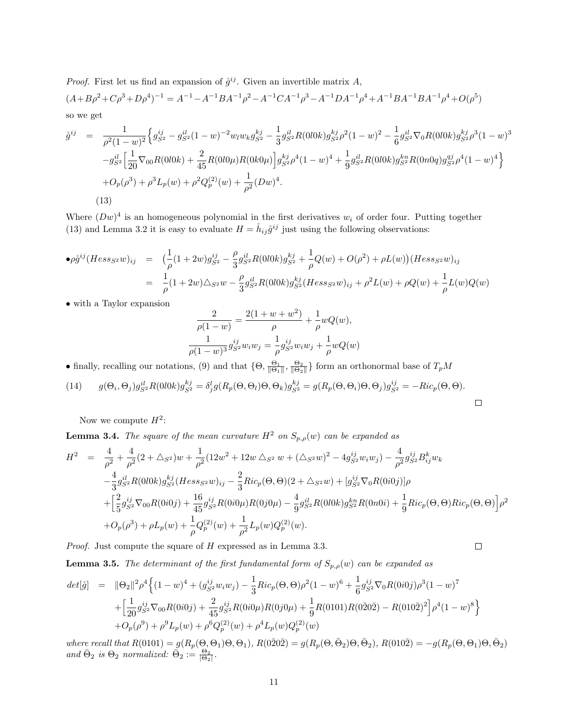*Proof.* First let us find an expansion of $\mathring{g}^{ij}$. Given an invertible matrix $A$,

$$(A+B\rho^2+C\rho^3+D\rho^4)^{-1} = A^{-1}-A^{-1}BA^{-1}\rho^2-A^{-1}CA^{-1}\rho^3-A^{-1}DA^{-1}\rho^4+A^{-1}BA^{-1}BA^{-1}\rho^4+O(\rho^5)$$

so we get

$$\begin{aligned}
\mathring{g}^{ij} &= \frac{1}{\rho^2(1-w)^2}\Big\{g^{ij}_{S^2} - g^{il}_{S^2}(1-w)^{-2}w_l w_k g^{kj}_{S^2} - \frac{1}{3}g^{il}_{S^2}R(0l0k)g^{kj}_{S^2}\rho^2(1-w)^2 - \frac{1}{6}g^{il}_{S^2}\nabla_0 R(0l0k)g^{kj}_{S^2}\rho^3(1-w)^3 \\
&\quad - g^{il}_{S^2}\Big[\frac{1}{20}\nabla_{00}R(0l0k) + \frac{2}{45}R(0l0\mu)R(0k0\mu)\Big]g^{kj}_{S^2}\rho^4(1-w)^4 + \frac{1}{9}g^{il}_{S^2}R(0l0k)g^{kn}_{S^2}R(0n0q)g^{qj}_{S^2}\rho^4(1-w)^4\Big\} \\
&\quad + O_p(\rho^3) + \rho^3 L_p(w) + \rho^2 Q^{(2)}_p(w) + \frac{1}{\rho^2}(Dw)^4.
\end{aligned} \tag{13}$$

Where $(Dw)^4$ is an homogeneous polynomial in the first derivatives $w_i$ of order four. Putting together (13) and Lemma 3.2 it is easy to evaluate $H = \mathring{h}_{ij}\mathring{g}^{ij}$ just using the following observations:

$$\begin{aligned}
\bullet \rho\mathring{g}^{ij}(Hess_{S^2}w)_{ij} &= \Big(\frac{1}{\rho}(1+2w)g^{ij}_{S^2} - \frac{\rho}{3}g^{il}_{S^2}R(0l0k)g^{kj}_{S^2} + \frac{1}{\rho}Q(w) + O(\rho^2) + \rho L(w)\Big)(Hess_{S^2}w)_{ij} \\
&= \frac{1}{\rho}(1+2w)\triangle_{S^2}w - \frac{\rho}{3}g^{il}_{S^2}R(0l0k)g^{kj}_{S^2}(Hess_{S^2}w)_{ij} + \rho^2 L(w) + \rho Q(w) + \frac{1}{\rho}L(w)Q(w)
\end{aligned}$$

• with a Taylor expansion

$$\frac{2}{\rho(1-w)} = \frac{2(1+w+w^2)}{\rho} + \frac{1}{\rho}wQ(w),$$

$$\frac{1}{\rho(1-w)^3}g^{ij}_{S^2}w_i w_j = \frac{1}{\rho}g^{ij}_{S^2}w_i w_j + \frac{1}{\rho}wQ(w)$$

• finally, recalling our notations, (9) and that $\{\Theta, \frac{\Theta_1}{\|\Theta_1\|}, \frac{\Theta_2}{\|\Theta_2\|}\}$ form an orthonormal base of $T_pM$

$$g(\Theta_i,\Theta_j)g^{il}_{S^2}R(0l0k)g^{kj}_{S^2} = \delta^l_j g(R_p(\Theta,\Theta_l)\Theta,\Theta_k)g^{kj}_{S^2} = g(R_p(\Theta,\Theta_i)\Theta,\Theta_j)g^{ij}_{S^2} = -Ric_p(\Theta,\Theta). \tag{14}$$

□

Now we compute $H^2$:

**Lemma 3.4.** *The square of the mean curvature $H^2$ on $S_{p,\rho}(w)$ can be expanded as*

$$\begin{aligned}
H^2 &= \frac{4}{\rho^2} + \frac{4}{\rho^2}(2+\triangle_{S^2})w + \frac{1}{\rho^2}(12w^2 + 12w\triangle_{S^2}w + (\triangle_{S^2}w)^2 - 4g^{ij}_{S^2}w_i w_j) - \frac{4}{\rho^2}g^{ij}_{S^2}B^k_{ij}w_k \\
&\quad - \frac{4}{3}g^{il}_{S^2}R(0l0k)g^{kj}_{S^2}(Hess_{S^2}w)_{ij} - \frac{2}{3}Ric_p(\Theta,\Theta)(2+\triangle_{S^2}w) + [g^{ij}_{S^2}\nabla_0 R(0i0j)]\rho \\
&\quad + \Big[\frac{2}{5}g^{ij}_{S^2}\nabla_{00}R(0i0j) + \frac{16}{45}g^{ij}_{S^2}R(0i0\mu)R(0j0\mu) - \frac{4}{9}g^{il}_{S^2}R(0l0k)g^{kn}_{S^2}R(0n0i) + \frac{1}{9}Ric_p(\Theta,\Theta)Ric_p(\Theta,\Theta)\Big]\rho^2 \\
&\quad + O_p(\rho^3) + \rho L_p(w) + \frac{1}{\rho}Q^{(2)}_p(w) + \frac{1}{\rho^2}L_p(w)Q^{(2)}_p(w).
\end{aligned}$$

*Proof.* Just compute the square of $H$ expressed as in Lemma 3.3. □

**Lemma 3.5.** *The determinant of the first fundamental form of $S_{p,\rho}(w)$ can be expanded as*

$$\begin{aligned}
det[\mathring{g}] &= \|\Theta_2\|^2\rho^4\Big\{(1-w)^4 + (g^{ij}_{S^2}w_i w_j) - \frac{1}{3}Ric_p(\Theta,\Theta)\rho^2(1-w)^6 + \frac{1}{6}g^{ij}_{S^2}\nabla_0 R(0i0j)\rho^3(1-w)^7 \\
&\quad + \Big[\frac{1}{20}g^{ij}_{S^2}\nabla_{00}R(0i0j) + \frac{2}{45}g^{ij}_{S^2}R(0i0\mu)R(0j0\mu) + \frac{1}{9}R(0101)R(0\bar{2}0\bar{2}) - R(010\bar{2})^2\Big]\rho^4(1-w)^8\Big\} \\
&\quad + O_p(\rho^9) + \rho^9 L_p(w) + \rho^6 Q^{(2)}_p(w) + \rho^4 L_p(w)Q^{(2)}_p(w)
\end{aligned}$$

*where recall that $R(0101) = g(R_p(\Theta,\Theta_1)\Theta,\Theta_1)$, $R(0\bar{2}0\bar{2}) = g(R_p(\Theta,\bar{\Theta}_2)\Theta,\bar{\Theta}_2)$, $R(010\bar{2}) = -g(R_p(\Theta,\Theta_1)\Theta,\bar{\Theta}_2)$ and $\bar{\Theta}_2$ is $\Theta_2$ normalized: $\bar{\Theta}_2 := \frac{\Theta_2}{|\Theta_2|}$.*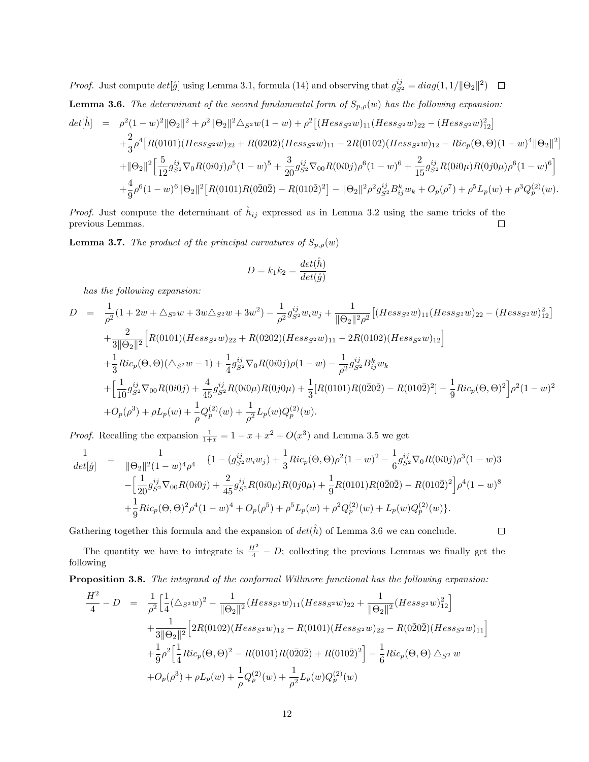*Proof.* Just compute $det[\mathring{g}]$ using Lemma 3.1, formula (14) and observing that $g^{ij}_{S^2} = diag(1, 1/\|\Theta_2\|^2)$ $\square$

**Lemma 3.6.** *The determinant of the second fundamental form of $S_{p,\rho}(w)$ has the following expansion:*

$$
\begin{aligned}
det[\mathring{h}] &= \rho^2(1-w)^2\|\Theta_2\|^2 + \rho^2\|\Theta_2\|^2 \triangle_{S^2} w(1-w) + \rho^2\big[(Hess_{S^2}w)_{11}(Hess_{S^2}w)_{22} - (Hess_{S^2}w)^2_{12}\big] \\
&+\frac{2}{3}\rho^4\big[R(0101)(Hess_{S^2}w)_{22} + R(0202)(Hess_{S^2}w)_{11} - 2R(0102)(Hess_{S^2}w)_{12} - Ric_p(\Theta,\Theta)(1-w)^4\|\Theta_2\|^2\big] \\
&+\|\Theta_2\|^2\Big[\frac{5}{12}g^{ij}_{S^2}\nabla_0 R(0i0j)\rho^5(1-w)^5 + \frac{3}{20}g^{ij}_{S^2}\nabla_{00}R(0i0j)\rho^6(1-w)^6 + \frac{2}{15}g^{ij}_{S^2}R(0i0\mu)R(0j0\mu)\rho^6(1-w)^6\Big] \\
&+\frac{4}{9}\rho^6(1-w)^6\|\Theta_2\|^2\big[R(0101)R(0\bar{2}0\bar{2}) - R(010\bar{2})^2\big] - \|\Theta_2\|^2\rho^2 g^{ij}_{S^2}B^k_{ij}w_k + O_p(\rho^7) + \rho^5 L_p(w) + \rho^3 Q^{(2)}_p(w).
\end{aligned}
$$

*Proof.* Just compute the determinant of $\mathring{h}_{ij}$ expressed as in Lemma 3.2 using the same tricks of the previous Lemmas. $\square$

**Lemma 3.7.** *The product of the principal curvatures of $S_{p,\rho}(w)$*

$$
D = k_1 k_2 = \frac{det(\mathring{h})}{det(\mathring{g})}
$$

*has the following expansion:*

$$
\begin{aligned}
D &= \frac{1}{\rho^2}(1 + 2w + \triangle_{S^2} w + 3w\triangle_{S^2} w + 3w^2) - \frac{1}{\rho^2}g^{ij}_{S^2}w_i w_j + \frac{1}{\|\Theta_2\|^2\rho^2}\big[(Hess_{S^2}w)_{11}(Hess_{S^2}w)_{22} - (Hess_{S^2}w)^2_{12}\big] \\
&+\frac{2}{3\|\Theta_2\|^2}\Big[R(0101)(Hess_{S^2}w)_{22} + R(0202)(Hess_{S^2}w)_{11} - 2R(0102)(Hess_{S^2}w)_{12}\Big] \\
&+\frac{1}{3}Ric_p(\Theta,\Theta)(\triangle_{S^2}w - 1) + \frac{1}{4}g^{ij}_{S^2}\nabla_0 R(0i0j)\rho(1-w) - \frac{1}{\rho^2}g^{ij}_{S^2}B^k_{ij}w_k \\
&+\Big[\frac{1}{10}g^{ij}_{S^2}\nabla_{00}R(0i0j) + \frac{4}{45}g^{ij}_{S^2}R(0i0\mu)R(0j0\mu) + \frac{1}{3}[R(0101)R(0\bar{2}0\bar{2}) - R(010\bar{2})^2] - \frac{1}{9}Ric_p(\Theta,\Theta)^2\Big]\rho^2(1-w)^2 \\
&+O_p(\rho^3) + \rho L_p(w) + \frac{1}{\rho}Q^{(2)}_p(w) + \frac{1}{\rho^2}L_p(w)Q^{(2)}_p(w).
\end{aligned}
$$

*Proof.* Recalling the expansion $\frac{1}{1+x} = 1 - x + x^2 + O(x^3)$ and Lemma 3.5 we get

$$
\begin{aligned}
\frac{1}{det[\mathring{g}]} &= \frac{1}{\|\Theta_2\|^2(1-w)^4\rho^4}\quad\{1 - (g^{ij}_{S^2}w_i w_j) + \frac{1}{3}Ric_p(\Theta,\Theta)\rho^2(1-w)^2 - \frac{1}{6}g^{ij}_{S^2}\nabla_0 R(0i0j)\rho^3(1-w)3 \\
&-\Big[\frac{1}{20}g^{ij}_{S^2}\nabla_{00}R(0i0j) + \frac{2}{45}g^{ij}_{S^2}R(0i0\mu)R(0j0\mu) + \frac{1}{9}R(0101)R(0\bar{2}0\bar{2}) - R(010\bar{2})^2\Big]\rho^4(1-w)^8 \\
&+\frac{1}{9}Ric_p(\Theta,\Theta)^2\rho^4(1-w)^4 + O_p(\rho^5) + \rho^5 L_p(w) + \rho^2 Q^{(2)}_p(w) + L_p(w)Q^{(2)}_p(w)\}.
\end{aligned}
$$

Gathering together this formula and the expansion of $det(\mathring{h})$ of Lemma 3.6 we can conclude. $\square$

The quantity we have to integrate is $\frac{H^2}{4} - D$; collecting the previous Lemmas we finally get the following

**Proposition 3.8.** *The integrand of the conformal Willmore functional has the following expansion:*

$$
\begin{aligned}
\frac{H^2}{4} - D &= \frac{1}{\rho^2}\Big[\frac{1}{4}(\triangle_{S^2}w)^2 - \frac{1}{\|\Theta_2\|^2}(Hess_{S^2}w)_{11}(Hess_{S^2}w)_{22} + \frac{1}{\|\Theta_2\|^2}(Hess_{S^2}w)^2_{12}\Big] \\
&+\frac{1}{3\|\Theta_2\|^2}\Big[2R(0102)(Hess_{S^2}w)_{12} - R(0101)(Hess_{S^2}w)_{22} - R(0\bar{2}0\bar{2})(Hess_{S^2}w)_{11}\Big] \\
&+\frac{1}{9}\rho^2\Big[\frac{1}{4}Ric_p(\Theta,\Theta)^2 - R(0101)R(0\bar{2}0\bar{2}) + R(010\bar{2})^2\Big] - \frac{1}{6}Ric_p(\Theta,\Theta)\triangle_{S^2} w \\
&+O_p(\rho^3) + \rho L_p(w) + \frac{1}{\rho}Q^{(2)}_p(w) + \frac{1}{\rho^2}L_p(w)Q^{(2)}_p(w)
\end{aligned}
$$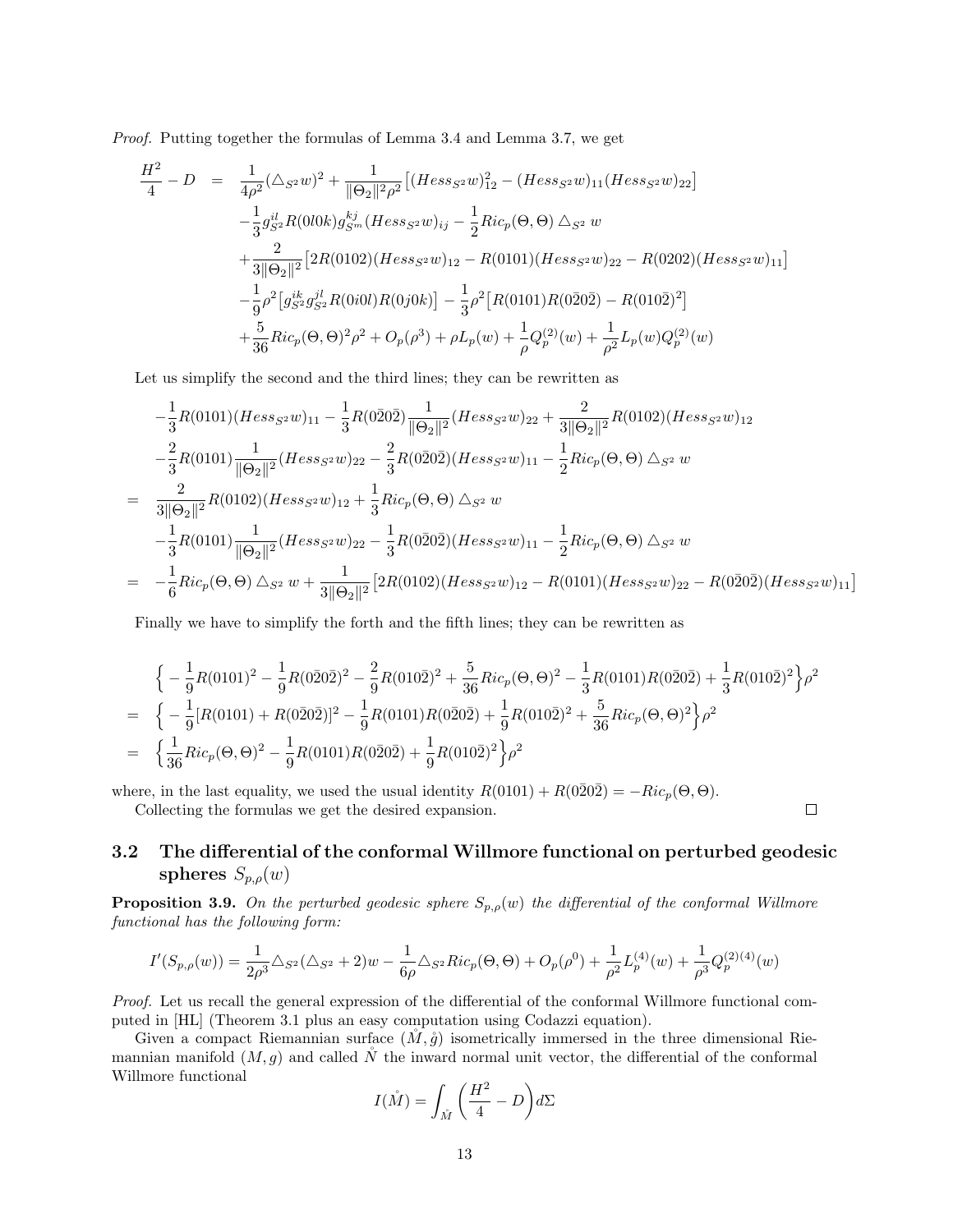*Proof.* Putting together the formulas of Lemma 3.4 and Lemma 3.7, we get

$$
\begin{aligned}
\frac{H^2}{4} - D \;=\;& \frac{1}{4\rho^2}(\triangle_{S^2} w)^2 + \frac{1}{\|\Theta_2\|^2\rho^2}\big[(Hess_{S^2}w)_{12}^2 - (Hess_{S^2}w)_{11}(Hess_{S^2}w)_{22}\big] \\
& -\frac{1}{3} g^{il}_{S^2} R(0l0k) g^{kj}_{S^m}(Hess_{S^2}w)_{ij} - \frac{1}{2}Ric_p(\Theta,\Theta)\triangle_{S^2} w \\
& +\frac{2}{3\|\Theta_2\|^2}\big[2R(0102)(Hess_{S^2}w)_{12} - R(0101)(Hess_{S^2}w)_{22} - R(0202)(Hess_{S^2}w)_{11}\big] \\
& -\frac{1}{9}\rho^2\big[g^{ik}_{S^2}g^{jl}_{S^2}R(0i0l)R(0j0k)\big] - \frac{1}{3}\rho^2\big[R(0101)R(0\bar{2}0\bar{2}) - R(010\bar{2})^2\big] \\
& +\frac{5}{36}Ric_p(\Theta,\Theta)^2\rho^2 + O_p(\rho^3) + \rho L_p(w) + \frac{1}{\rho}Q^{(2)}_p(w) + \frac{1}{\rho^2}L_p(w)Q^{(2)}_p(w)
\end{aligned}
$$

Let us simplify the second and the third lines; they can be rewritten as

$$
\begin{aligned}
& -\frac{1}{3}R(0101)(Hess_{S^2}w)_{11} - \frac{1}{3}R(0\bar{2}0\bar{2})\frac{1}{\|\Theta_2\|^2}(Hess_{S^2}w)_{22} + \frac{2}{3\|\Theta_2\|^2}R(0102)(Hess_{S^2}w)_{12} \\
& -\frac{2}{3}R(0101)\frac{1}{\|\Theta_2\|^2}(Hess_{S^2}w)_{22} - \frac{2}{3}R(0\bar{2}0\bar{2})(Hess_{S^2}w)_{11} - \frac{1}{2}Ric_p(\Theta,\Theta)\triangle_{S^2} w \\
=\;& \frac{2}{3\|\Theta_2\|^2}R(0102)(Hess_{S^2}w)_{12} + \frac{1}{3}Ric_p(\Theta,\Theta)\triangle_{S^2} w \\
& -\frac{1}{3}R(0101)\frac{1}{\|\Theta_2\|^2}(Hess_{S^2}w)_{22} - \frac{1}{3}R(0\bar{2}0\bar{2})(Hess_{S^2}w)_{11} - \frac{1}{2}Ric_p(\Theta,\Theta)\triangle_{S^2} w \\
=\;& -\frac{1}{6}Ric_p(\Theta,\Theta)\triangle_{S^2} w + \frac{1}{3\|\Theta_2\|^2}\big[2R(0102)(Hess_{S^2}w)_{12} - R(0101)(Hess_{S^2}w)_{22} - R(0\bar{2}0\bar{2})(Hess_{S^2}w)_{11}\big]
\end{aligned}
$$

Finally we have to simplify the forth and the fifth lines; they can be rewritten as

$$
\begin{aligned}
& \Big\{-\frac{1}{9}R(0101)^2 - \frac{1}{9}R(0\bar{2}0\bar{2})^2 - \frac{2}{9}R(010\bar{2})^2 + \frac{5}{36}Ric_p(\Theta,\Theta)^2 - \frac{1}{3}R(0101)R(0\bar{2}0\bar{2}) + \frac{1}{3}R(010\bar{2})^2\Big\}\rho^2 \\
=\;& \Big\{-\frac{1}{9}[R(0101) + R(0\bar{2}0\bar{2})]^2 - \frac{1}{9}R(0101)R(0\bar{2}0\bar{2}) + \frac{1}{9}R(010\bar{2})^2 + \frac{5}{36}Ric_p(\Theta,\Theta)^2\Big\}\rho^2 \\
=\;& \Big\{\frac{1}{36}Ric_p(\Theta,\Theta)^2 - \frac{1}{9}R(0101)R(0\bar{2}0\bar{2}) + \frac{1}{9}R(010\bar{2})^2\Big\}\rho^2
\end{aligned}
$$

where, in the last equality, we used the usual identity $R(0101) + R(0\bar{2}0\bar{2}) = -Ric_p(\Theta,\Theta)$.

Collecting the formulas we get the desired expansion. □

## 3.2 The differential of the conformal Willmore functional on perturbed geodesic spheres $S_{p,\rho}(w)$

**Proposition 3.9.** *On the perturbed geodesic sphere $S_{p,\rho}(w)$ the differential of the conformal Willmore functional has the following form:*

$$
I'(S_{p,\rho}(w)) = \frac{1}{2\rho^3}\triangle_{S^2}(\triangle_{S^2} + 2)w - \frac{1}{6\rho}\triangle_{S^2}Ric_p(\Theta,\Theta) + O_p(\rho^0) + \frac{1}{\rho^2}L^{(4)}_p(w) + \frac{1}{\rho^3}Q^{(2)(4)}_p(w)
$$

*Proof.* Let us recall the general expression of the differential of the conformal Willmore functional computed in [HL] (Theorem 3.1 plus an easy computation using Codazzi equation).

Given a compact Riemannian surface $(\mathring{M}, \mathring{g})$ isometrically immersed in the three dimensional Riemannian manifold $(M, g)$ and called $\mathring{N}$ the inward normal unit vector, the differential of the conformal Willmore functional

$$
I(\mathring{M}) = \int_{\mathring{M}} \left(\frac{H^2}{4} - D\right) d\Sigma
$$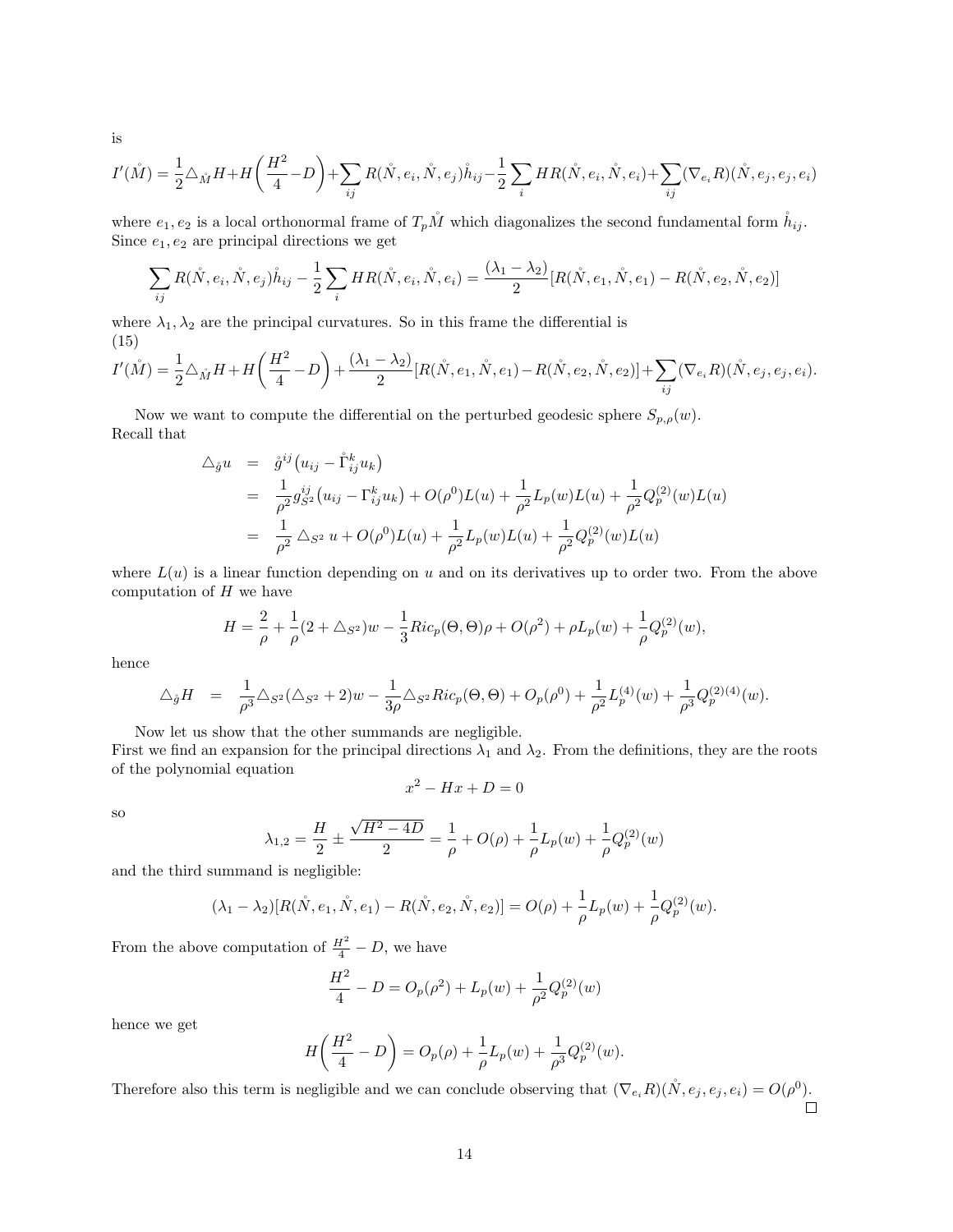is

$$I'(\mathring{M}) = \frac{1}{2}\triangle_{\mathring{M}} H + H\bigg(\frac{H^2}{4} - D\bigg) + \sum_{ij} R(\mathring{N}, e_i, \mathring{N}, e_j)\mathring{h}_{ij} - \frac{1}{2}\sum_i HR(\mathring{N}, e_i, \mathring{N}, e_i) + \sum_{ij} (\nabla_{e_i} R)(\mathring{N}, e_j, e_j, e_i)$$

where $e_1, e_2$ is a local orthonormal frame of $T_p\mathring{M}$ which diagonalizes the second fundamental form $\mathring{h}_{ij}$. Since $e_1, e_2$ are principal directions we get

$$\sum_{ij} R(\mathring{N}, e_i, \mathring{N}, e_j)\mathring{h}_{ij} - \frac{1}{2}\sum_i HR(\mathring{N}, e_i, \mathring{N}, e_i) = \frac{(\lambda_1 - \lambda_2)}{2}[R(\mathring{N}, e_1, \mathring{N}, e_1) - R(\mathring{N}, e_2, \mathring{N}, e_2)]$$

where $\lambda_1, \lambda_2$ are the principal curvatures. So in this frame the differential is (15)

$$I'(\mathring{M}) = \frac{1}{2}\triangle_{\mathring{M}} H + H\bigg(\frac{H^2}{4} - D\bigg) + \frac{(\lambda_1 - \lambda_2)}{2}[R(\mathring{N}, e_1, \mathring{N}, e_1) - R(\mathring{N}, e_2, \mathring{N}, e_2)] + \sum_{ij} (\nabla_{e_i} R)(\mathring{N}, e_j, e_j, e_i).$$

Now we want to compute the differential on the perturbed geodesic sphere $S_{p,\rho}(w)$. Recall that

$$\begin{aligned}
\triangle_{\mathring{g}} u &= \mathring{g}^{ij}\big(u_{ij} - \mathring{\Gamma}_{ij}^k u_k\big) \\
&= \frac{1}{\rho^2} g_{S^2}^{ij}\big(u_{ij} - \Gamma_{ij}^k u_k\big) + O(\rho^0)L(u) + \frac{1}{\rho^2}L_p(w)L(u) + \frac{1}{\rho^2}Q_p^{(2)}(w)L(u) \\
&= \frac{1}{\rho^2}\triangle_{S^2} u + O(\rho^0)L(u) + \frac{1}{\rho^2}L_p(w)L(u) + \frac{1}{\rho^2}Q_p^{(2)}(w)L(u)
\end{aligned}$$

where $L(u)$ is a linear function depending on $u$ and on its derivatives up to order two. From the above computation of $H$ we have

$$H = \frac{2}{\rho} + \frac{1}{\rho}(2 + \triangle_{S^2})w - \frac{1}{3}Ric_p(\Theta, \Theta)\rho + O(\rho^2) + \rho L_p(w) + \frac{1}{\rho}Q_p^{(2)}(w),$$

hence

$$\triangle_{\mathring{g}} H = \frac{1}{\rho^3}\triangle_{S^2}(\triangle_{S^2} + 2)w - \frac{1}{3\rho}\triangle_{S^2} Ric_p(\Theta, \Theta) + O_p(\rho^0) + \frac{1}{\rho^2}L_p^{(4)}(w) + \frac{1}{\rho^3}Q_p^{(2)(4)}(w).$$

Now let us show that the other summands are negligible.
First we find an expansion for the principal directions $\lambda_1$ and $\lambda_2$. From the definitions, they are the roots of the polynomial equation

$$x^2 - Hx + D = 0$$

so

$$\lambda_{1,2} = \frac{H}{2} \pm \frac{\sqrt{H^2 - 4D}}{2} = \frac{1}{\rho} + O(\rho) + \frac{1}{\rho}L_p(w) + \frac{1}{\rho}Q_p^{(2)}(w)$$

and the third summand is negligible:

$$(\lambda_1 - \lambda_2)[R(\mathring{N}, e_1, \mathring{N}, e_1) - R(\mathring{N}, e_2, \mathring{N}, e_2)] = O(\rho) + \frac{1}{\rho}L_p(w) + \frac{1}{\rho}Q_p^{(2)}(w).$$

From the above computation of $\frac{H^2}{4} - D$, we have

$$\frac{H^2}{4} - D = O_p(\rho^2) + L_p(w) + \frac{1}{\rho^2}Q_p^{(2)}(w)$$

hence we get

$$H\bigg(\frac{H^2}{4} - D\bigg) = O_p(\rho) + \frac{1}{\rho}L_p(w) + \frac{1}{\rho^3}Q_p^{(2)}(w).$$

Therefore also this term is negligible and we can conclude observing that $(\nabla_{e_i} R)(\mathring{N}, e_j, e_j, e_i) = O(\rho^0)$. □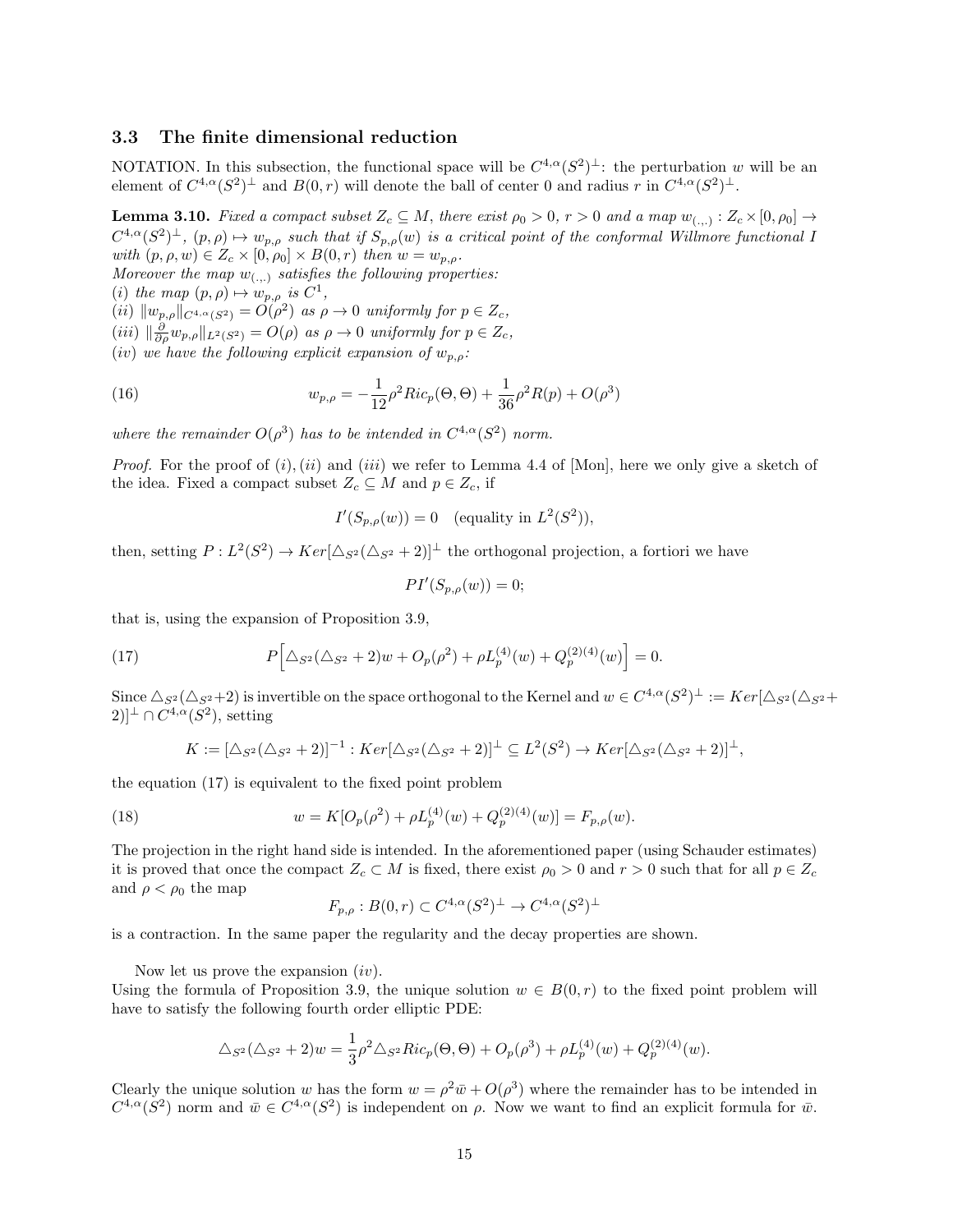### 3.3 The finite dimensional reduction

NOTATION. In this subsection, the functional space will be $C^{4,\alpha}(S^2)^\perp$: the perturbation $w$ will be an element of $C^{4,\alpha}(S^2)^\perp$ and $B(0,r)$ will denote the ball of center 0 and radius $r$ in $C^{4,\alpha}(S^2)^\perp$.

**Lemma 3.10.** *Fixed a compact subset $Z_c \subseteq M$, there exist $\rho_0 > 0$, $r > 0$ and a map $w_{(.,.)} : Z_c \times [0, \rho_0] \to C^{4,\alpha}(S^2)^\perp$, $(p,\rho) \mapsto w_{p,\rho}$ such that if $S_{p,\rho}(w)$ is a critical point of the conformal Willmore functional $I$ with $(p, \rho, w) \in Z_c \times [0, \rho_0] \times B(0, r)$ then $w = w_{p,\rho}$.*
*Moreover the map $w_{(.,.)}$ satisfies the following properties:*
*(i) the map $(p, \rho) \mapsto w_{p,\rho}$ is $C^1$,*
*(ii) $\|w_{p,\rho}\|_{C^{4,\alpha}(S^2)} = O(\rho^2)$ as $\rho \to 0$ uniformly for $p \in Z_c$,*
*(iii) $\|\frac{\partial}{\partial\rho} w_{p,\rho}\|_{L^2(S^2)} = O(\rho)$ as $\rho \to 0$ uniformly for $p \in Z_c$,*
*(iv) we have the following explicit expansion of $w_{p,\rho}$:*

$$w_{p,\rho} = -\frac{1}{12}\rho^2 Ric_p(\Theta, \Theta) + \frac{1}{36}\rho^2 R(p) + O(\rho^3) \tag{16}$$

*where the remainder $O(\rho^3)$ has to be intended in $C^{4,\alpha}(S^2)$ norm.*

*Proof.* For the proof of $(i)$, $(ii)$ and $(iii)$ we refer to Lemma 4.4 of [Mon], here we only give a sketch of the idea. Fixed a compact subset $Z_c \subseteq M$ and $p \in Z_c$, if

$$I'(S_{p,\rho}(w)) = 0 \quad \text{(equality in } L^2(S^2)),$$

then, setting $P : L^2(S^2) \to Ker[\triangle_{S^2}(\triangle_{S^2} + 2)]^\perp$ the orthogonal projection, a fortiori we have

$$PI'(S_{p,\rho}(w)) = 0;$$

that is, using the expansion of Proposition 3.9,

$$P\Big[\triangle_{S^2}(\triangle_{S^2} + 2)w + O_p(\rho^2) + \rho L_p^{(4)}(w) + Q_p^{(2)(4)}(w)\Big] = 0. \tag{17}$$

Since $\triangle_{S^2}(\triangle_{S^2}+2)$ is invertible on the space orthogonal to the Kernel and $w \in C^{4,\alpha}(S^2)^\perp := Ker[\triangle_{S^2}(\triangle_{S^2}+2)]^\perp \cap C^{4,\alpha}(S^2)$, setting

$$K := [\triangle_{S^2}(\triangle_{S^2} + 2)]^{-1} : Ker[\triangle_{S^2}(\triangle_{S^2} + 2)]^\perp \subseteq L^2(S^2) \to Ker[\triangle_{S^2}(\triangle_{S^2} + 2)]^\perp,$$

the equation (17) is equivalent to the fixed point problem

$$w = K[O_p(\rho^2) + \rho L_p^{(4)}(w) + Q_p^{(2)(4)}(w)] = F_{p,\rho}(w). \tag{18}$$

The projection in the right hand side is intended. In the aforementioned paper (using Schauder estimates) it is proved that once the compact $Z_c \subset M$ is fixed, there exist $\rho_0 > 0$ and $r > 0$ such that for all $p \in Z_c$ and $\rho < \rho_0$ the map

$$F_{p,\rho} : B(0,r) \subset C^{4,\alpha}(S^2)^\perp \to C^{4,\alpha}(S^2)^\perp$$

is a contraction. In the same paper the regularity and the decay properties are shown.

Now let us prove the expansion $(iv)$.
Using the formula of Proposition 3.9, the unique solution $w \in B(0, r)$ to the fixed point problem will have to satisfy the following fourth order elliptic PDE:

$$\triangle_{S^2}(\triangle_{S^2} + 2)w = \frac{1}{3}\rho^2 \triangle_{S^2} Ric_p(\Theta, \Theta) + O_p(\rho^3) + \rho L_p^{(4)}(w) + Q_p^{(2)(4)}(w).$$

Clearly the unique solution $w$ has the form $w = \rho^2 \bar{w} + O(\rho^3)$ where the remainder has to be intended in $C^{4,\alpha}(S^2)$ norm and $\bar{w} \in C^{4,\alpha}(S^2)$ is independent on $\rho$. Now we want to find an explicit formula for $\bar{w}$.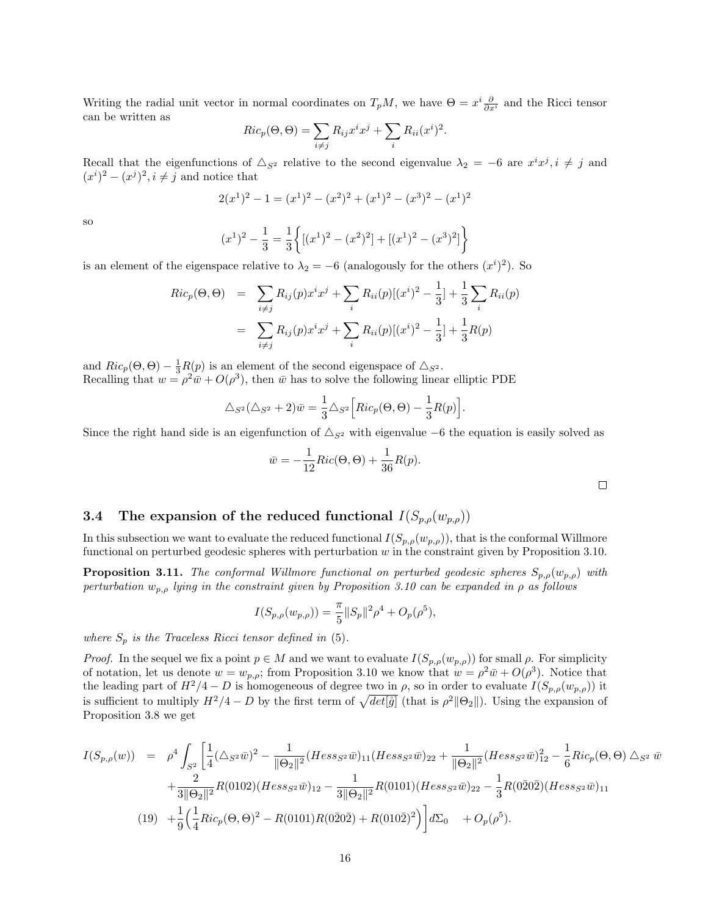Writing the radial unit vector in normal coordinates on $T_pM$, we have $\Theta = x^i \frac{\partial}{\partial x^i}$ and the Ricci tensor can be written as

$$Ric_p(\Theta, \Theta) = \sum_{i \neq j} R_{ij} x^i x^j + \sum_i R_{ii} (x^i)^2.$$

Recall that the eigenfunctions of $\triangle_{S^2}$ relative to the second eigenvalue $\lambda_2 = -6$ are $x^i x^j, i \neq j$ and $(x^i)^2 - (x^j)^2, i \neq j$ and notice that

$$2(x^1)^2 - 1 = (x^1)^2 - (x^2)^2 + (x^1)^2 - (x^3)^2 - (x^1)^2$$

so

$$(x^1)^2 - \frac{1}{3} = \frac{1}{3} \Big\{ [(x^1)^2 - (x^2)^2] + [(x^1)^2 - (x^3)^2] \Big\}$$

is an element of the eigenspace relative to $\lambda_2 = -6$ (analogously for the others $(x^i)^2$). So

$$\begin{aligned}
Ric_p(\Theta, \Theta) &= \sum_{i \neq j} R_{ij}(p) x^i x^j + \sum_i R_{ii}(p) [(x^i)^2 - \frac{1}{3}] + \frac{1}{3} \sum_i R_{ii}(p) \\
&= \sum_{i \neq j} R_{ij}(p) x^i x^j + \sum_i R_{ii}(p) [(x^i)^2 - \frac{1}{3}] + \frac{1}{3} R(p)
\end{aligned}$$

and $Ric_p(\Theta, \Theta) - \frac{1}{3} R(p)$ is an element of the second eigenspace of $\triangle_{S^2}$.
Recalling that $w = \rho^2 \bar{w} + O(\rho^3)$, then $\bar{w}$ has to solve the following linear elliptic PDE

$$\triangle_{S^2} (\triangle_{S^2} + 2) \bar{w} = \frac{1}{3} \triangle_{S^2} \Big[ Ric_p(\Theta, \Theta) - \frac{1}{3} R(p) \Big].$$

Since the right hand side is an eigenfunction of $\triangle_{S^2}$ with eigenvalue $-6$ the equation is easily solved as

$$\bar{w} = -\frac{1}{12} Ric(\Theta, \Theta) + \frac{1}{36} R(p).$$

□

### 3.4 The expansion of the reduced functional $I(S_{p,\rho}(w_{p,\rho}))$

In this subsection we want to evaluate the reduced functional $I(S_{p,\rho}(w_{p,\rho}))$, that is the conformal Willmore functional on perturbed geodesic spheres with perturbation $w$ in the constraint given by Proposition 3.10.

**Proposition 3.11.** *The conformal Willmore functional on perturbed geodesic spheres $S_{p,\rho}(w_{p,\rho})$ with perturbation $w_{p,\rho}$ lying in the constraint given by Proposition 3.10 can be expanded in $\rho$ as follows*

$$I(S_{p,\rho}(w_{p,\rho})) = \frac{\pi}{5} \|S_p\|^2 \rho^4 + O_p(\rho^5),$$

*where $S_p$ is the Traceless Ricci tensor defined in* (5).

*Proof.* In the sequel we fix a point $p \in M$ and we want to evaluate $I(S_{p,\rho}(w_{p,\rho}))$ for small $\rho$. For simplicity of notation, let us denote $w = w_{p,\rho}$; from Proposition 3.10 we know that $w = \rho^2 \bar{w} + O(\rho^3)$. Notice that the leading part of $H^2/4 - D$ is homogeneous of degree two in $\rho$, so in order to evaluate $I(S_{p,\rho}(w_{p,\rho}))$ it is sufficient to multiply $H^2/4 - D$ by the first term of $\sqrt{det[\mathring{g}]}$ (that is $\rho^2 \|\Theta_2\|$). Using the expansion of Proposition 3.8 we get

$$\begin{aligned}
I(S_{p,\rho}(w)) &= \rho^4 \int_{S^2} \Big[ \frac{1}{4} (\triangle_{S^2} \bar{w})^2 - \frac{1}{\|\Theta_2\|^2} (Hess_{S^2} \bar{w})_{11} (Hess_{S^2} \bar{w})_{22} + \frac{1}{\|\Theta_2\|^2} (Hess_{S^2} \bar{w})_{12}^2 - \frac{1}{6} Ric_p(\Theta, \Theta) \triangle_{S^2} \bar{w} \\
&\quad + \frac{2}{3\|\Theta_2\|^2} R(0102) (Hess_{S^2} \bar{w})_{12} - \frac{1}{3\|\Theta_2\|^2} R(0101) (Hess_{S^2} \bar{w})_{22} - \frac{1}{3} R(0\bar{2}0\bar{2}) (Hess_{S^2} \bar{w})_{11} \\
&\quad + \frac{1}{9} \Big( \frac{1}{4} Ric_p(\Theta, \Theta)^2 - R(0101) R(0\bar{2}0\bar{2}) + R(010\bar{2})^2 \Big) \Big] d\Sigma_0 \quad + O_p(\rho^5). \qquad (19)
\end{aligned}$$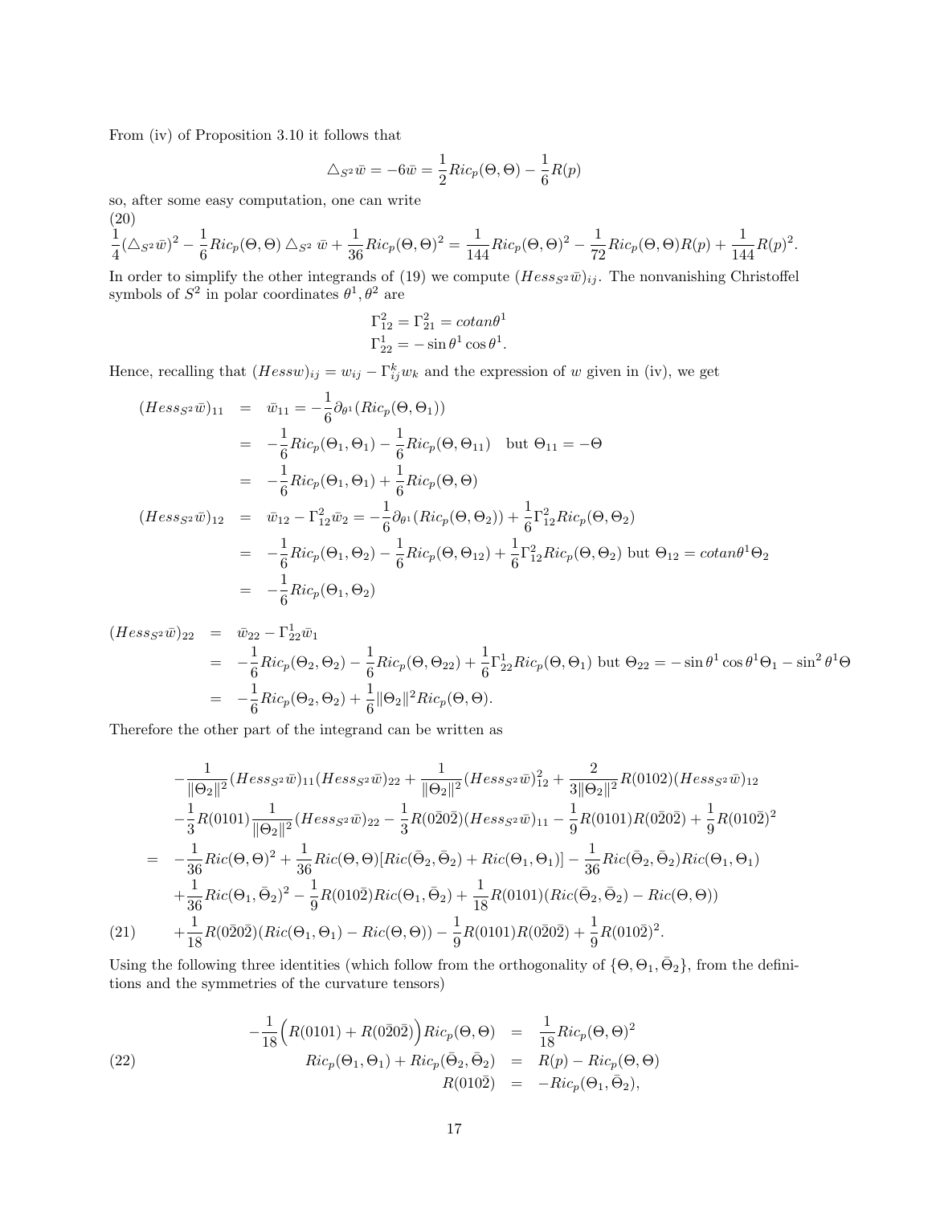From (iv) of Proposition 3.10 it follows that

$$\triangle_{S^2}\bar{w} = -6\bar{w} = \frac{1}{2}Ric_p(\Theta,\Theta) - \frac{1}{6}R(p)$$

so, after some easy computation, one can write

$$\frac{1}{4}(\triangle_{S^2}\bar{w})^2 - \frac{1}{6}Ric_p(\Theta,\Theta)\triangle_{S^2}\bar{w} + \frac{1}{36}Ric_p(\Theta,\Theta)^2 = \frac{1}{144}Ric_p(\Theta,\Theta)^2 - \frac{1}{72}Ric_p(\Theta,\Theta)R(p) + \frac{1}{144}R(p)^2. \tag{20}$$

In order to simplify the other integrands of (19) we compute $(Hess_{S^2}\bar{w})_{ij}$. The nonvanishing Christoffel symbols of $S^2$ in polar coordinates $\theta^1, \theta^2$ are

$$\Gamma^2_{12} = \Gamma^2_{21} = cotan\theta^1$$
$$\Gamma^1_{22} = -\sin\theta^1\cos\theta^1.$$

Hence, recalling that $(Hess w)_{ij} = w_{ij} - \Gamma^k_{ij}w_k$ and the expression of $w$ given in (iv), we get

$$\begin{aligned}
(Hess_{S^2}\bar{w})_{11} &= \bar{w}_{11} = -\frac{1}{6}\partial_{\theta^1}(Ric_p(\Theta,\Theta_1)) \\
&= -\frac{1}{6}Ric_p(\Theta_1,\Theta_1) - \frac{1}{6}Ric_p(\Theta,\Theta_{11}) \quad \text{but } \Theta_{11} = -\Theta \\
&= -\frac{1}{6}Ric_p(\Theta_1,\Theta_1) + \frac{1}{6}Ric_p(\Theta,\Theta) \\
(Hess_{S^2}\bar{w})_{12} &= \bar{w}_{12} - \Gamma^2_{12}\bar{w}_2 = -\frac{1}{6}\partial_{\theta^1}(Ric_p(\Theta,\Theta_2)) + \frac{1}{6}\Gamma^2_{12}Ric_p(\Theta,\Theta_2) \\
&= -\frac{1}{6}Ric_p(\Theta_1,\Theta_2) - \frac{1}{6}Ric_p(\Theta,\Theta_{12}) + \frac{1}{6}\Gamma^2_{12}Ric_p(\Theta,\Theta_2) \text{ but } \Theta_{12} = cotan\theta^1\Theta_2 \\
&= -\frac{1}{6}Ric_p(\Theta_1,\Theta_2)
\end{aligned}$$

$$\begin{aligned}
(Hess_{S^2}\bar{w})_{22} &= \bar{w}_{22} - \Gamma^1_{22}\bar{w}_1 \\
&= -\frac{1}{6}Ric_p(\Theta_2,\Theta_2) - \frac{1}{6}Ric_p(\Theta,\Theta_{22}) + \frac{1}{6}\Gamma^1_{22}Ric_p(\Theta,\Theta_1) \text{ but } \Theta_{22} = -\sin\theta^1\cos\theta^1\Theta_1 - \sin^2\theta^1\Theta \\
&= -\frac{1}{6}Ric_p(\Theta_2,\Theta_2) + \frac{1}{6}\|\Theta_2\|^2 Ric_p(\Theta,\Theta).
\end{aligned}$$

Therefore the other part of the integrand can be written as

$$\begin{aligned}
&-\frac{1}{\|\Theta_2\|^2}(Hess_{S^2}\bar{w})_{11}(Hess_{S^2}\bar{w})_{22} + \frac{1}{\|\Theta_2\|^2}(Hess_{S^2}\bar{w})^2_{12} + \frac{2}{3\|\Theta_2\|^2}R(0102)(Hess_{S^2}\bar{w})_{12} \\
&-\frac{1}{3}R(0101)\frac{1}{\|\Theta_2\|^2}(Hess_{S^2}\bar{w})_{22} - \frac{1}{3}R(0\bar{2}0\bar{2})(Hess_{S^2}\bar{w})_{11} - \frac{1}{9}R(0101)R(0\bar{2}0\bar{2}) + \frac{1}{9}R(010\bar{2})^2 \\
=\ &-\frac{1}{36}Ric(\Theta,\Theta)^2 + \frac{1}{36}Ric(\Theta,\Theta)[Ric(\bar{\Theta}_2,\bar{\Theta}_2) + Ric(\Theta_1,\Theta_1)] - \frac{1}{36}Ric(\bar{\Theta}_2,\bar{\Theta}_2)Ric(\Theta_1,\Theta_1) \\
&+\frac{1}{36}Ric(\Theta_1,\bar{\Theta}_2)^2 - \frac{1}{9}R(010\bar{2})Ric(\Theta_1,\bar{\Theta}_2) + \frac{1}{18}R(0101)(Ric(\bar{\Theta}_2,\bar{\Theta}_2) - Ric(\Theta,\Theta)) \\
&+\frac{1}{18}R(0\bar{2}0\bar{2})(Ric(\Theta_1,\Theta_1) - Ric(\Theta,\Theta)) - \frac{1}{9}R(0101)R(0\bar{2}0\bar{2}) + \frac{1}{9}R(010\bar{2})^2.
\end{aligned} \tag{21}$$

Using the following three identities (which follow from the orthogonality of $\{\Theta, \Theta_1, \bar{\Theta}_2\}$, from the definitions and the symmetries of the curvature tensors)

$$\begin{aligned}
-\frac{1}{18}\Big(R(0101) + R(0\bar{2}0\bar{2})\Big)Ric_p(\Theta,\Theta) &= \frac{1}{18}Ric_p(\Theta,\Theta)^2 \\
Ric_p(\Theta_1,\Theta_1) + Ric_p(\bar{\Theta}_2,\bar{\Theta}_2) &= R(p) - Ric_p(\Theta,\Theta) \\
R(010\bar{2}) &= -Ric_p(\Theta_1,\bar{\Theta}_2),
\end{aligned} \tag{22}$$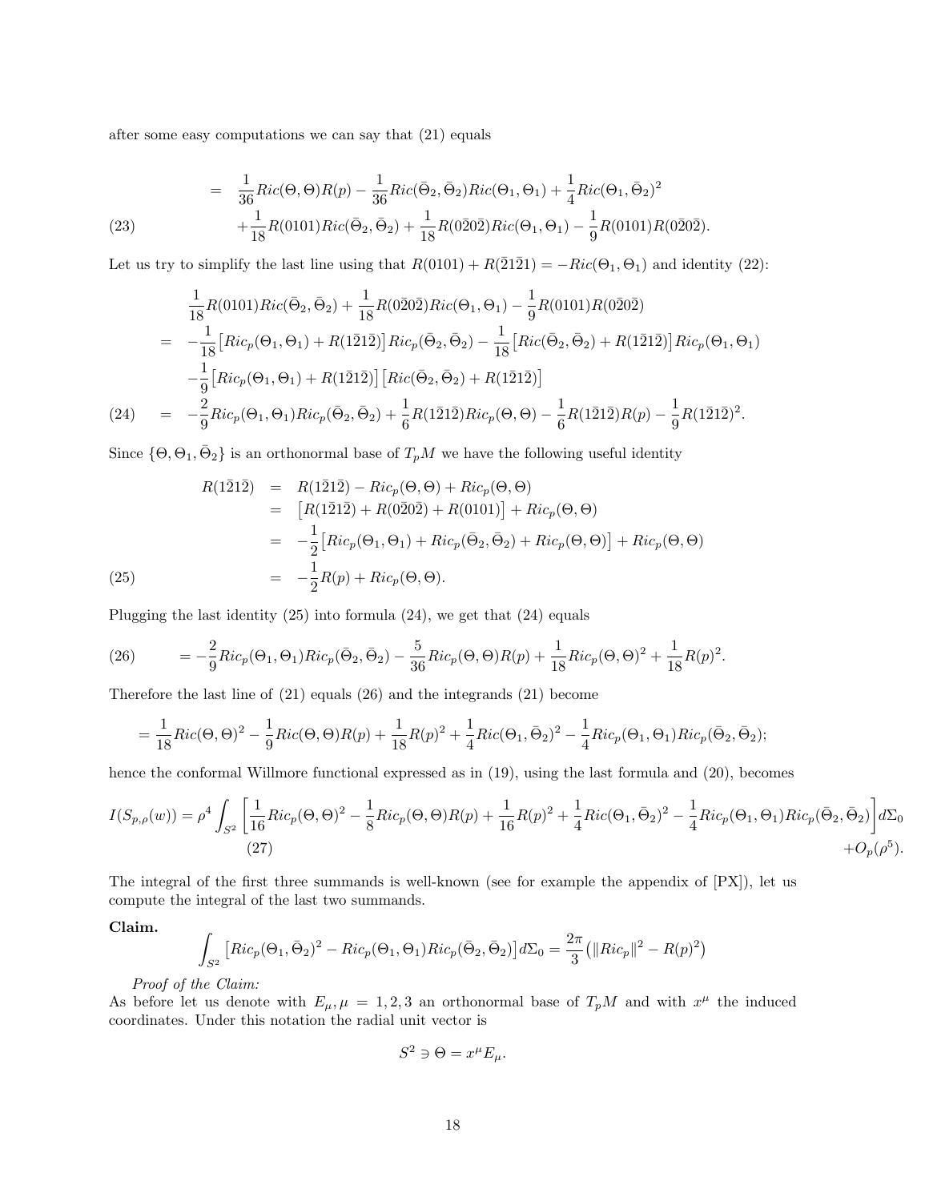after some easy computations we can say that (21) equals

$$
\begin{aligned}
&= \frac{1}{36}Ric(\Theta,\Theta)R(p) - \frac{1}{36}Ric(\bar\Theta_2,\bar\Theta_2)Ric(\Theta_1,\Theta_1) + \frac{1}{4}Ric(\Theta_1,\bar\Theta_2)^2 \\
&\quad + \frac{1}{18}R(0101)Ric(\bar\Theta_2,\bar\Theta_2) + \frac{1}{18}R(0\bar2 0\bar2)Ric(\Theta_1,\Theta_1) - \frac{1}{9}R(0101)R(0\bar2 0\bar2).
\end{aligned} \tag{23}
$$

Let us try to simplify the last line using that $R(0101)+R(\bar2 1\bar2 1) = -Ric(\Theta_1,\Theta_1)$ and identity (22):

$$
\begin{aligned}
&\frac{1}{18}R(0101)Ric(\bar\Theta_2,\bar\Theta_2) + \frac{1}{18}R(0\bar2 0\bar2)Ric(\Theta_1,\Theta_1) - \frac{1}{9}R(0101)R(0\bar2 0\bar2) \\
&= -\frac{1}{18}\big[Ric_p(\Theta_1,\Theta_1) + R(1\bar2 1\bar2)\big]Ric_p(\bar\Theta_2,\bar\Theta_2) - \frac{1}{18}\big[Ric(\bar\Theta_2,\bar\Theta_2) + R(1\bar2 1\bar2)\big]Ric_p(\Theta_1,\Theta_1) \\
&\quad -\frac{1}{9}\big[Ric_p(\Theta_1,\Theta_1) + R(1\bar2 1\bar2)\big]\big[Ric(\bar\Theta_2,\bar\Theta_2) + R(1\bar2 1\bar2)\big] \\
&= -\frac{2}{9}Ric_p(\Theta_1,\Theta_1)Ric_p(\bar\Theta_2,\bar\Theta_2) + \frac{1}{6}R(1\bar2 1\bar2)Ric_p(\Theta,\Theta) - \frac{1}{6}R(1\bar2 1\bar2)R(p) - \frac{1}{9}R(1\bar2 1\bar2)^2.
\end{aligned} \tag{24}
$$

Since $\{\Theta,\Theta_1,\bar\Theta_2\}$ is an orthonormal base of $T_pM$ we have the following useful identity

$$
\begin{aligned}
R(1\bar2 1\bar2) &= R(1\bar2 1\bar2) - Ric_p(\Theta,\Theta) + Ric_p(\Theta,\Theta) \\
&= \big[R(1\bar2 1\bar2) + R(0\bar2 0\bar2) + R(0101)\big] + Ric_p(\Theta,\Theta) \\
&= -\frac{1}{2}\big[Ric_p(\Theta_1,\Theta_1) + Ric_p(\bar\Theta_2,\bar\Theta_2) + Ric_p(\Theta,\Theta)\big] + Ric_p(\Theta,\Theta) \\
&= -\frac{1}{2}R(p) + Ric_p(\Theta,\Theta).
\end{aligned} \tag{25}
$$

Plugging the last identity (25) into formula (24), we get that (24) equals

$$
= -\frac{2}{9}Ric_p(\Theta_1,\Theta_1)Ric_p(\bar\Theta_2,\bar\Theta_2) - \frac{5}{36}Ric_p(\Theta,\Theta)R(p) + \frac{1}{18}Ric_p(\Theta,\Theta)^2 + \frac{1}{18}R(p)^2. \tag{26}
$$

Therefore the last line of (21) equals (26) and the integrands (21) become

$$
= \frac{1}{18}Ric(\Theta,\Theta)^2 - \frac{1}{9}Ric(\Theta,\Theta)R(p) + \frac{1}{18}R(p)^2 + \frac{1}{4}Ric(\Theta_1,\bar\Theta_2)^2 - \frac{1}{4}Ric_p(\Theta_1,\Theta_1)Ric_p(\bar\Theta_2,\bar\Theta_2);
$$

hence the conformal Willmore functional expressed as in (19), using the last formula and (20), becomes

$$
I(S_{p,\rho}(w)) = \rho^4\int_{S^2}\left[\frac{1}{16}Ric_p(\Theta,\Theta)^2 - \frac{1}{8}Ric_p(\Theta,\Theta)R(p) + \frac{1}{16}R(p)^2 + \frac{1}{4}Ric(\Theta_1,\bar\Theta_2)^2 - \frac{1}{4}Ric_p(\Theta_1,\Theta_1)Ric_p(\bar\Theta_2,\bar\Theta_2)\right]d\Sigma_0 + O_p(\rho^5). \tag{27}
$$

The integral of the first three summands is well-known (see for example the appendix of [PX]), let us compute the integral of the last two summands.

**Claim.**

$$
\int_{S^2}\big[Ric_p(\Theta_1,\bar\Theta_2)^2 - Ric_p(\Theta_1,\Theta_1)Ric_p(\bar\Theta_2,\bar\Theta_2)\big]d\Sigma_0 = \frac{2\pi}{3}\big(\|Ric_p\|^2 - R(p)^2\big)
$$

*Proof of the Claim:*
As before let us denote with $E_\mu, \mu = 1,2,3$ an orthonormal base of $T_pM$ and with $x^\mu$ the induced coordinates. Under this notation the radial unit vector is

$$
S^2 \ni \Theta = x^\mu E_\mu.
$$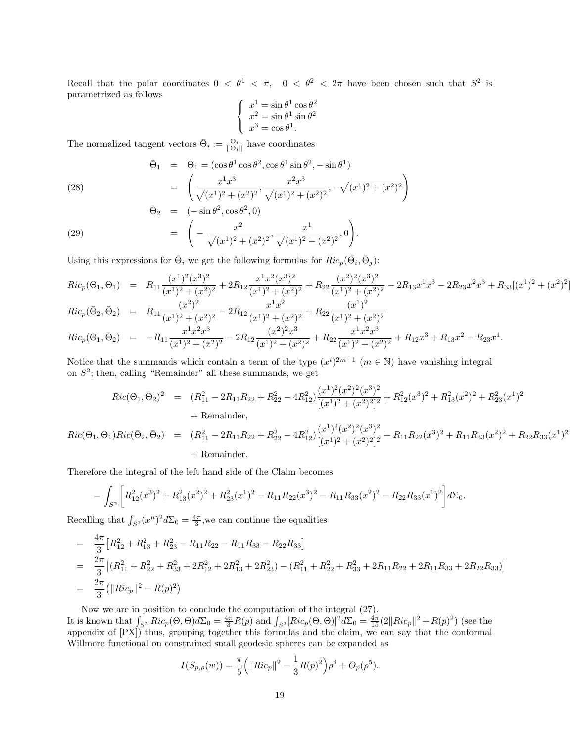Recall that the polar coordinates $0 < \theta^1 < \pi, \quad 0 < \theta^2 < 2\pi$ have been chosen such that $S^2$ is parametrized as follows

$$
\begin{cases}
x^1 = \sin\theta^1 \cos\theta^2 \\
x^2 = \sin\theta^1 \sin\theta^2 \\
x^3 = \cos\theta^1.
\end{cases}
$$

The normalized tangent vectors $\bar{\Theta}_i := \frac{\Theta_i}{\|\Theta_i\|}$ have coordinates

$$
\begin{aligned}
\bar{\Theta}_1 &= \Theta_1 = (\cos\theta^1\cos\theta^2, \cos\theta^1\sin\theta^2, -\sin\theta^1) \\
&= \left( \frac{x^1x^3}{\sqrt{(x^1)^2+(x^2)^2}}, \frac{x^2x^3}{\sqrt{(x^1)^2+(x^2)^2}}, -\sqrt{(x^1)^2+(x^2)^2} \right) \qquad (28)\\
\bar{\Theta}_2 &= (-\sin\theta^2, \cos\theta^2, 0) \\
&= \left( -\frac{x^2}{\sqrt{(x^1)^2+(x^2)^2}}, \frac{x^1}{\sqrt{(x^1)^2+(x^2)^2}}, 0 \right). \qquad (29)
\end{aligned}
$$

Using this expressions for $\bar{\Theta}_i$ we get the following formulas for $Ric_p(\bar{\Theta}_i, \bar{\Theta}_j)$:

$$
\begin{aligned}
Ric_p(\Theta_1,\Theta_1) &= R_{11}\frac{(x^1)^2(x^3)^2}{(x^1)^2+(x^2)^2} + 2R_{12}\frac{x^1x^2(x^3)^2}{(x^1)^2+(x^2)^2} + R_{22}\frac{(x^2)^2(x^3)^2}{(x^1)^2+(x^2)^2} - 2R_{13}x^1x^3 - 2R_{23}x^2x^3 + R_{33}[(x^1)^2+(x^2)^2] \\
Ric_p(\bar{\Theta}_2,\bar{\Theta}_2) &= R_{11}\frac{(x^2)^2}{(x^1)^2+(x^2)^2} - 2R_{12}\frac{x^1x^2}{(x^1)^2+(x^2)^2} + R_{22}\frac{(x^1)^2}{(x^1)^2+(x^2)^2} \\
Ric_p(\Theta_1,\bar{\Theta}_2) &= -R_{11}\frac{x^1x^2x^3}{(x^1)^2+(x^2)^2} - 2R_{12}\frac{(x^2)^2x^3}{(x^1)^2+(x^2)^2} + R_{22}\frac{x^1x^2x^3}{(x^1)^2+(x^2)^2} + R_{12}x^3 + R_{13}x^2 - R_{23}x^1.
\end{aligned}
$$

Notice that the summands which contain a term of the type $(x^i)^{2m+1}$ $(m \in \mathbb{N})$ have vanishing integral on $S^2$; then, calling "Remainder" all these summands, we get

$$
\begin{aligned}
Ric(\Theta_1,\bar{\Theta}_2)^2 &= (R_{11}^2 - 2R_{11}R_{22} + R_{22}^2 - 4R_{12}^2)\frac{(x^1)^2(x^2)^2(x^3)^2}{[(x^1)^2+(x^2)^2]^2} + R_{12}^2(x^3)^2 + R_{13}^2(x^2)^2 + R_{23}^2(x^1)^2 \\
&\quad + \text{Remainder}, \\
Ric(\Theta_1,\Theta_1)Ric(\bar{\Theta}_2,\bar{\Theta}_2) &= (R_{11}^2 - 2R_{11}R_{22} + R_{22}^2 - 4R_{12}^2)\frac{(x^1)^2(x^2)^2(x^3)^2}{[(x^1)^2+(x^2)^2]^2} + R_{11}R_{22}(x^3)^2 + R_{11}R_{33}(x^2)^2 + R_{22}R_{33}(x^1)^2 \\
&\quad + \text{Remainder}.
\end{aligned}
$$

Therefore the integral of the left hand side of the Claim becomes

$$
= \int_{S^2} \Big[ R_{12}^2(x^3)^2 + R_{13}^2(x^2)^2 + R_{23}^2(x^1)^2 - R_{11}R_{22}(x^3)^2 - R_{11}R_{33}(x^2)^2 - R_{22}R_{33}(x^1)^2 \Big] d\Sigma_0.
$$

Recalling that $\int_{S^2}(x^\mu)^2 d\Sigma_0 = \frac{4\pi}{3}$,we can continue the equalities

$$
\begin{aligned}
&= \frac{4\pi}{3}\big[ R_{12}^2 + R_{13}^2 + R_{23}^2 - R_{11}R_{22} - R_{11}R_{33} - R_{22}R_{33} \big] \\
&= \frac{2\pi}{3}\big[ (R_{11}^2 + R_{22}^2 + R_{33}^2 + 2R_{12}^2 + 2R_{13}^2 + 2R_{23}^2) - (R_{11}^2 + R_{22}^2 + R_{33}^2 + 2R_{11}R_{22} + 2R_{11}R_{33} + 2R_{22}R_{33}) \big] \\
&= \frac{2\pi}{3}\big( \|Ric_p\|^2 - R(p)^2 \big)
\end{aligned}
$$

Now we are in position to conclude the computation of the integral (27).
It is known that $\int_{S^2} Ric_p(\Theta,\Theta) d\Sigma_0 = \frac{4\pi}{3}R(p)$ and $\int_{S^2}[Ric_p(\Theta,\Theta)]^2 d\Sigma_0 = \frac{4\pi}{15}(2\|Ric_p\|^2 + R(p)^2)$ (see the appendix of [PX]) thus, grouping together this formulas and the claim, we can say that the conformal Willmore functional on constrained small geodesic spheres can be expanded as

$$
I(S_{p,\rho}(w)) = \frac{\pi}{5}\Big( \|Ric_p\|^2 - \frac{1}{3}R(p)^2 \Big)\rho^4 + O_p(\rho^5).
$$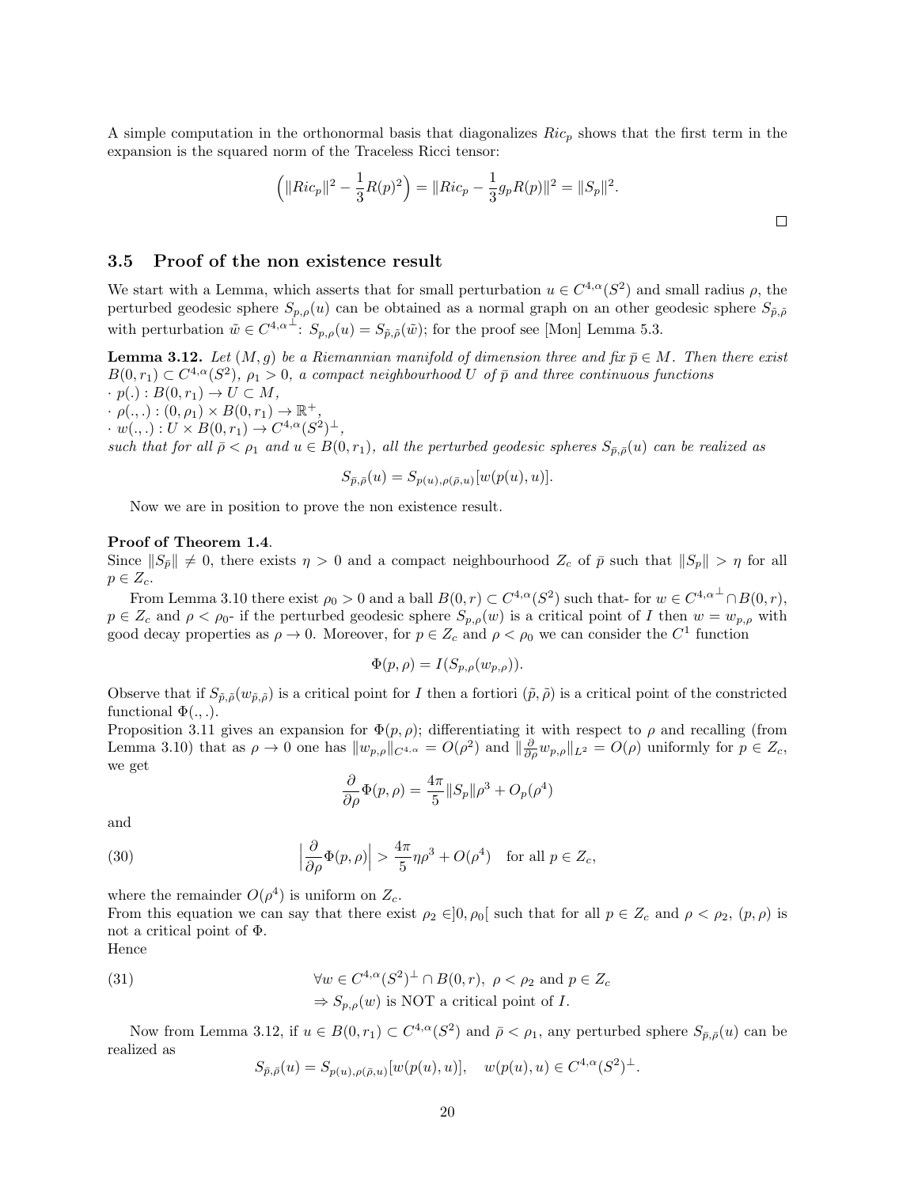A simple computation in the orthonormal basis that diagonalizes $Ric_p$ shows that the first term in the expansion is the squared norm of the Traceless Ricci tensor:

$$\Big(\|Ric_p\|^2 - \frac{1}{3}R(p)^2\Big) = \|Ric_p - \frac{1}{3}g_p R(p)\|^2 = \|S_p\|^2.$$

□

### 3.5 Proof of the non existence result

We start with a Lemma, which asserts that for small perturbation $u \in C^{4,\alpha}(S^2)$ and small radius $\rho$, the perturbed geodesic sphere $S_{p,\rho}(u)$ can be obtained as a normal graph on an other geodesic sphere $S_{\tilde{p},\tilde{\rho}}$ with perturbation $\tilde{w} \in C^{4,\alpha^\perp}$: $S_{p,\rho}(u) = S_{\tilde{p},\tilde{\rho}}(\tilde{w})$; for the proof see [Mon] Lemma 5.3.

**Lemma 3.12.** *Let $(M,g)$ be a Riemannian manifold of dimension three and fix $\bar{p} \in M$. Then there exist $B(0,r_1) \subset C^{4,\alpha}(S^2)$, $\rho_1 > 0$, a compact neighbourhood $U$ of $\bar{p}$ and three continuous functions*
*$\cdot$ $p(.) : B(0,r_1) \to U \subset M$,*
*$\cdot$ $\rho(.,.) : (0,\rho_1) \times B(0,r_1) \to \mathbb{R}^+$,*
*$\cdot$ $w(.,.) : U \times B(0,r_1) \to C^{4,\alpha}(S^2)^\perp$,*
*such that for all $\bar{\rho} < \rho_1$ and $u \in B(0,r_1)$, all the perturbed geodesic spheres $S_{\bar{p},\bar{\rho}}(u)$ can be realized as*

$$S_{\bar{p},\bar{\rho}}(u) = S_{p(u),\rho(\bar{\rho},u)}[w(p(u),u)].$$

Now we are in position to prove the non existence result.

**Proof of Theorem 1.4**.
Since $\|S_{\bar{p}}\| \neq 0$, there exists $\eta > 0$ and a compact neighbourhood $Z_c$ of $\bar{p}$ such that $\|S_p\| > \eta$ for all $p \in Z_c$.

From Lemma 3.10 there exist $\rho_0 > 0$ and a ball $B(0,r) \subset C^{4,\alpha}(S^2)$ such that- for $w \in C^{4,\alpha^\perp} \cap B(0,r)$, $p \in Z_c$ and $\rho < \rho_0$- if the perturbed geodesic sphere $S_{p,\rho}(w)$ is a critical point of $I$ then $w = w_{p,\rho}$ with good decay properties as $\rho \to 0$. Moreover, for $p \in Z_c$ and $\rho < \rho_0$ we can consider the $C^1$ function

$$\Phi(p,\rho) = I(S_{p,\rho}(w_{p,\rho})).$$

Observe that if $S_{\tilde{p},\tilde{\rho}}(w_{\tilde{p},\tilde{\rho}})$ is a critical point for $I$ then a fortiori $(\tilde{p},\tilde{\rho})$ is a critical point of the constricted functional $\Phi(.,.)$.
Proposition 3.11 gives an expansion for $\Phi(p,\rho)$; differentiating it with respect to $\rho$ and recalling (from Lemma 3.10) that as $\rho \to 0$ one has $\|w_{p,\rho}\|_{C^{4,\alpha}} = O(\rho^2)$ and $\|\frac{\partial}{\partial \rho} w_{p,\rho}\|_{L^2} = O(\rho)$ uniformly for $p \in Z_c$, we get

$$\frac{\partial}{\partial \rho}\Phi(p,\rho) = \frac{4\pi}{5}\|S_p\|\rho^3 + O_p(\rho^4)$$

and

$$\Big|\frac{\partial}{\partial \rho}\Phi(p,\rho)\Big| > \frac{4\pi}{5}\eta\rho^3 + O(\rho^4) \quad \text{for all } p \in Z_c, \tag{30}$$

where the remainder $O(\rho^4)$ is uniform on $Z_c$.
From this equation we can say that there exist $\rho_2 \in ]0,\rho_0[$ such that for all $p \in Z_c$ and $\rho < \rho_2$, $(p,\rho)$ is not a critical point of $\Phi$.
Hence

$$\begin{aligned} &\forall w \in C^{4,\alpha}(S^2)^\perp \cap B(0,r),\ \rho < \rho_2 \text{ and } p \in Z_c \\ &\Rightarrow S_{p,\rho}(w) \text{ is NOT a critical point of } I. \end{aligned} \tag{31}$$

Now from Lemma 3.12, if $u \in B(0,r_1) \subset C^{4,\alpha}(S^2)$ and $\bar{\rho} < \rho_1$, any perturbed sphere $S_{\bar{p},\bar{\rho}}(u)$ can be realized as

$$S_{\bar{p},\bar{\rho}}(u) = S_{p(u),\rho(\bar{\rho},u)}[w(p(u),u)], \quad w(p(u),u) \in C^{4,\alpha}(S^2)^\perp.$$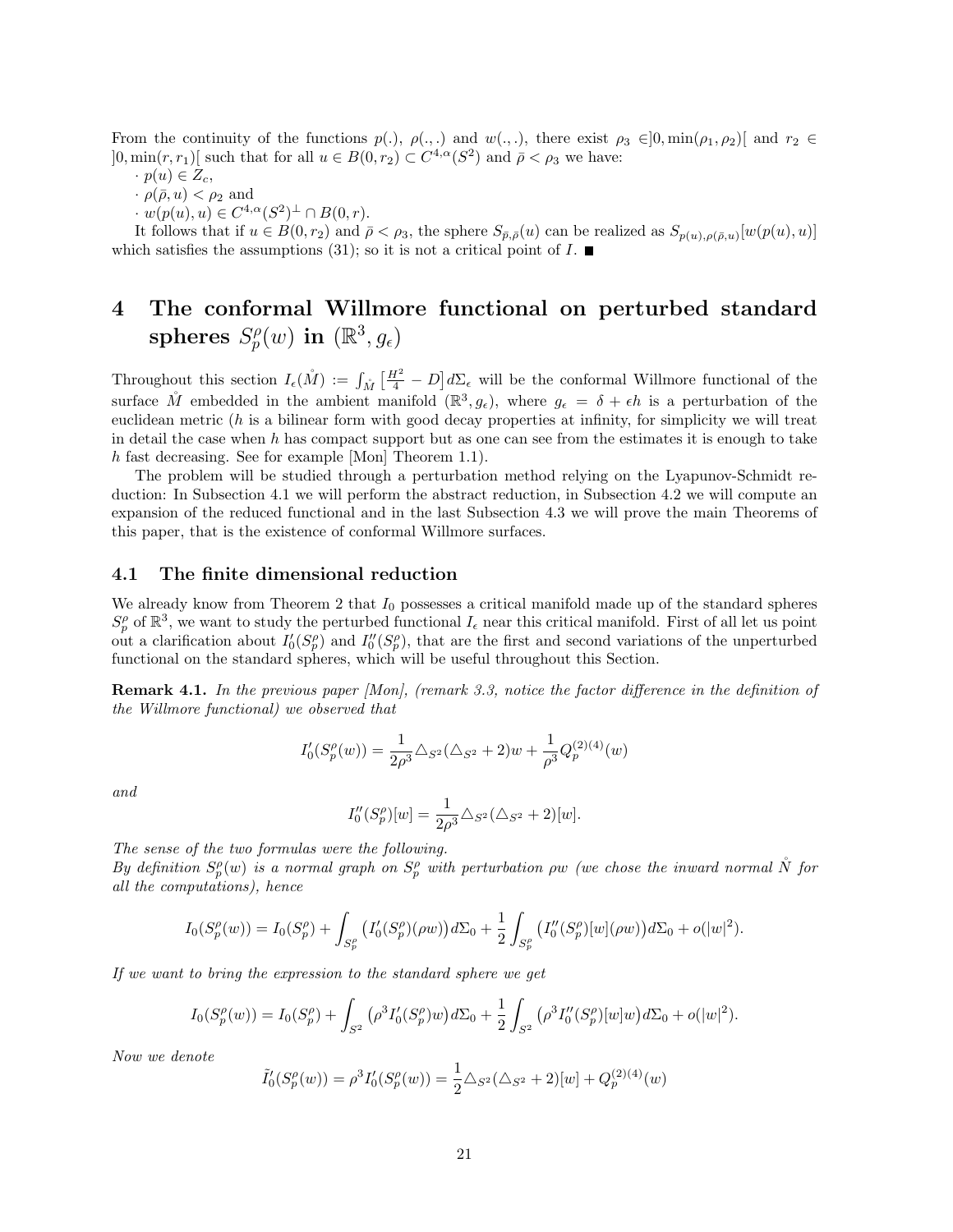From the continuity of the functions $p(.)$, $\rho(.,.)$ and $w(.,.)$, there exist $\rho_3 \in ]0, \min(\rho_1, \rho_2)[$ and $r_2 \in ]0, \min(r, r_1)[$ such that for all $u \in B(0, r_2) \subset C^{4,\alpha}(S^2)$ and $\bar{\rho} < \rho_3$ we have:

· $p(u) \in Z_c$,

· $\rho(\bar{\rho}, u) < \rho_2$ and

· $w(p(u), u) \in C^{4,\alpha}(S^2)^{\perp} \cap B(0, r)$.

It follows that if $u \in B(0, r_2)$ and $\bar{\rho} < \rho_3$, the sphere $S_{\bar{p},\bar{\rho}}(u)$ can be realized as $S_{p(u),\rho(\bar{\rho},u)}[w(p(u), u)]$ which satisfies the assumptions (31); so it is not a critical point of $I$. ■

# 4 The conformal Willmore functional on perturbed standard spheres $S_p^\rho(w)$ in $(\mathbb{R}^3, g_\epsilon)$

Throughout this section $I_\epsilon(\mathring{M}) := \int_{\mathring{M}} \left[\frac{H^2}{4} - D\right] d\Sigma_\epsilon$ will be the conformal Willmore functional of the surface $\mathring{M}$ embedded in the ambient manifold $(\mathbb{R}^3, g_\epsilon)$, where $g_\epsilon = \delta + \epsilon h$ is a perturbation of the euclidean metric ($h$ is a bilinear form with good decay properties at infinity, for simplicity we will treat in detail the case when $h$ has compact support but as one can see from the estimates it is enough to take $h$ fast decreasing. See for example [Mon] Theorem 1.1).

The problem will be studied through a perturbation method relying on the Lyapunov-Schmidt reduction: In Subsection 4.1 we will perform the abstract reduction, in Subsection 4.2 we will compute an expansion of the reduced functional and in the last Subsection 4.3 we will prove the main Theorems of this paper, that is the existence of conformal Willmore surfaces.

## 4.1 The finite dimensional reduction

We already know from Theorem 2 that $I_0$ possesses a critical manifold made up of the standard spheres $S_p^\rho$ of $\mathbb{R}^3$, we want to study the perturbed functional $I_\epsilon$ near this critical manifold. First of all let us point out a clarification about $I_0'(S_p^\rho)$ and $I_0''(S_p^\rho)$, that are the first and second variations of the unperturbed functional on the standard spheres, which will be useful throughout this Section.

**Remark 4.1.** *In the previous paper [Mon], (remark 3.3, notice the factor difference in the definition of the Willmore functional) we observed that*

$$I_0'(S_p^\rho(w)) = \frac{1}{2\rho^3} \triangle_{S^2}(\triangle_{S^2} + 2)w + \frac{1}{\rho^3} Q_p^{(2)(4)}(w)$$

*and*

$$I_0''(S_p^\rho)[w] = \frac{1}{2\rho^3} \triangle_{S^2}(\triangle_{S^2} + 2)[w].$$

*The sense of the two formulas were the following.*
*By definition $S_p^\rho(w)$ is a normal graph on $S_p^\rho$ with perturbation $\rho w$ (we chose the inward normal $\mathring{N}$ for all the computations), hence*

$$I_0(S_p^\rho(w)) = I_0(S_p^\rho) + \int_{S_p^\rho} \big(I_0'(S_p^\rho)(\rho w)\big) d\Sigma_0 + \frac{1}{2} \int_{S_p^\rho} \big(I_0''(S_p^\rho)[w](\rho w)\big) d\Sigma_0 + o(|w|^2).$$

*If we want to bring the expression to the standard sphere we get*

$$I_0(S_p^\rho(w)) = I_0(S_p^\rho) + \int_{S^2} \big(\rho^3 I_0'(S_p^\rho) w\big) d\Sigma_0 + \frac{1}{2} \int_{S^2} \big(\rho^3 I_0''(S_p^\rho)[w] w\big) d\Sigma_0 + o(|w|^2).$$

*Now we denote*

$$\tilde{I}_0'(S_p^\rho(w)) = \rho^3 I_0'(S_p^\rho(w)) = \frac{1}{2} \triangle_{S^2}(\triangle_{S^2} + 2)[w] + Q_p^{(2)(4)}(w)$$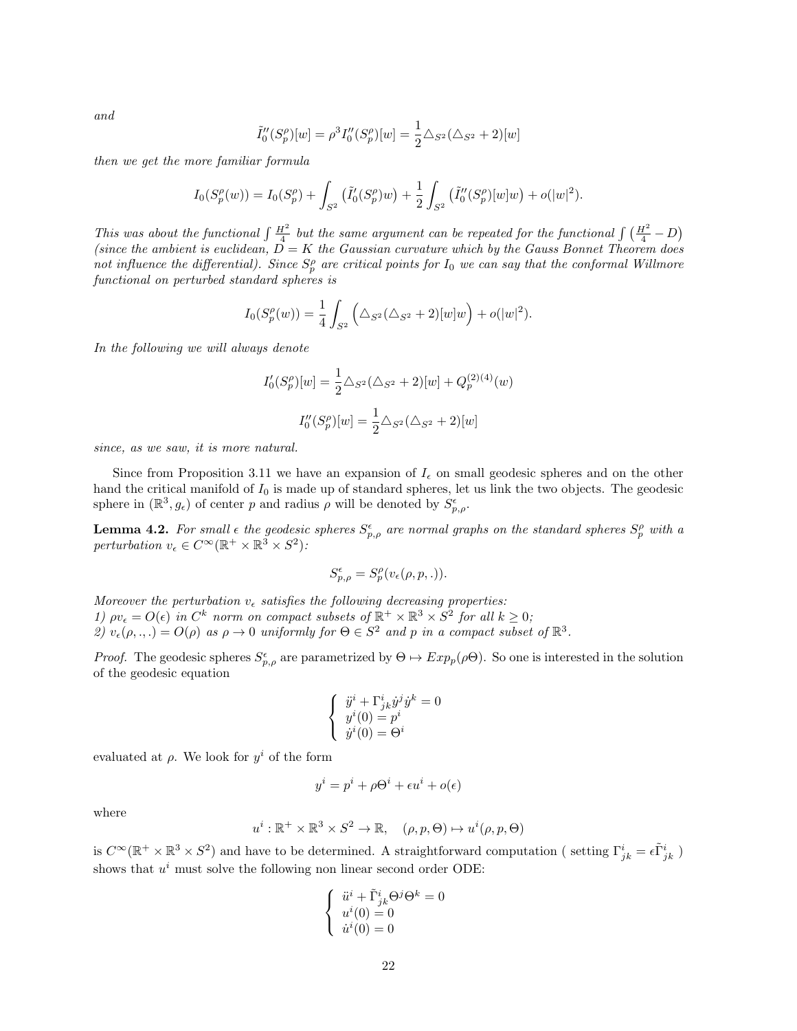*and*

$$\tilde{I}_0''(S_p^\rho)[w] = \rho^3 I_0''(S_p^\rho)[w] = \frac{1}{2}\triangle_{S^2}(\triangle_{S^2}+2)[w]$$

*then we get the more familiar formula*

$$I_0(S_p^\rho(w)) = I_0(S_p^\rho) + \int_{S^2}\left(\tilde{I}_0'(S_p^\rho)w\right) + \frac{1}{2}\int_{S^2}\left(\tilde{I}_0''(S_p^\rho)[w]w\right) + o(|w|^2).$$

*This was about the functional* $\int \frac{H^2}{4}$ *but the same argument can be repeated for the functional* $\int\left(\frac{H^2}{4}-D\right)$ *(since the ambient is euclidean,* $D=K$ *the Gaussian curvature which by the Gauss Bonnet Theorem does not influence the differential). Since* $S_p^\rho$ *are critical points for* $I_0$ *we can say that the conformal Willmore functional on perturbed standard spheres is*

$$I_0(S_p^\rho(w)) = \frac{1}{4}\int_{S^2}\Big(\triangle_{S^2}(\triangle_{S^2}+2)[w]w\Big) + o(|w|^2).$$

*In the following we will always denote*

$$I_0'(S_p^\rho)[w] = \frac{1}{2}\triangle_{S^2}(\triangle_{S^2}+2)[w] + Q_p^{(2)(4)}(w)$$

$$I_0''(S_p^\rho)[w] = \frac{1}{2}\triangle_{S^2}(\triangle_{S^2}+2)[w]$$

*since, as we saw, it is more natural.*

Since from Proposition 3.11 we have an expansion of $I_\epsilon$ on small geodesic spheres and on the other hand the critical manifold of $I_0$ is made up of standard spheres, let us link the two objects. The geodesic sphere in $(\mathbb{R}^3, g_\epsilon)$ of center $p$ and radius $\rho$ will be denoted by $S_{p,\rho}^\epsilon$.

**Lemma 4.2.** *For small* $\epsilon$ *the geodesic spheres* $S_{p,\rho}^\epsilon$ *are normal graphs on the standard spheres* $S_p^\rho$ *with a perturbation* $v_\epsilon \in C^\infty(\mathbb{R}^+\times\mathbb{R}^3\times S^2)$*:*

$$S_{p,\rho}^\epsilon = S_p^\rho(v_\epsilon(\rho,p,.)).$$

*Moreover the perturbation* $v_\epsilon$ *satisfies the following decreasing properties:*
*1)* $\rho v_\epsilon = O(\epsilon)$ *in* $C^k$ *norm on compact subsets of* $\mathbb{R}^+\times\mathbb{R}^3\times S^2$ *for all* $k\geq 0$*;*
*2)* $v_\epsilon(\rho,.,.) = O(\rho)$ *as* $\rho\to 0$ *uniformly for* $\Theta\in S^2$ *and* $p$ *in a compact subset of* $\mathbb{R}^3$*.*

*Proof.* The geodesic spheres $S_{p,\rho}^\epsilon$ are parametrized by $\Theta \mapsto Exp_p(\rho\Theta)$. So one is interested in the solution of the geodesic equation

$$\begin{cases} \ddot{y}^i + \Gamma^i_{jk}\dot{y}^j\dot{y}^k = 0 \\ y^i(0) = p^i \\ \dot{y}^i(0) = \Theta^i \end{cases}$$

evaluated at $\rho$. We look for $y^i$ of the form

$$y^i = p^i + \rho\Theta^i + \epsilon u^i + o(\epsilon)$$

where

$$u^i : \mathbb{R}^+\times\mathbb{R}^3\times S^2 \to \mathbb{R}, \quad (\rho,p,\Theta)\mapsto u^i(\rho,p,\Theta)$$

is $C^\infty(\mathbb{R}^+\times\mathbb{R}^3\times S^2)$ and have to be determined. A straightforward computation ( setting $\Gamma^i_{jk} = \epsilon\tilde{\Gamma}^i_{jk}$ ) shows that $u^i$ must solve the following non linear second order ODE:

$$\begin{cases} \ddot{u}^i + \tilde{\Gamma}^i_{jk}\Theta^j\Theta^k = 0 \\ u^i(0) = 0 \\ \dot{u}^i(0) = 0 \end{cases}$$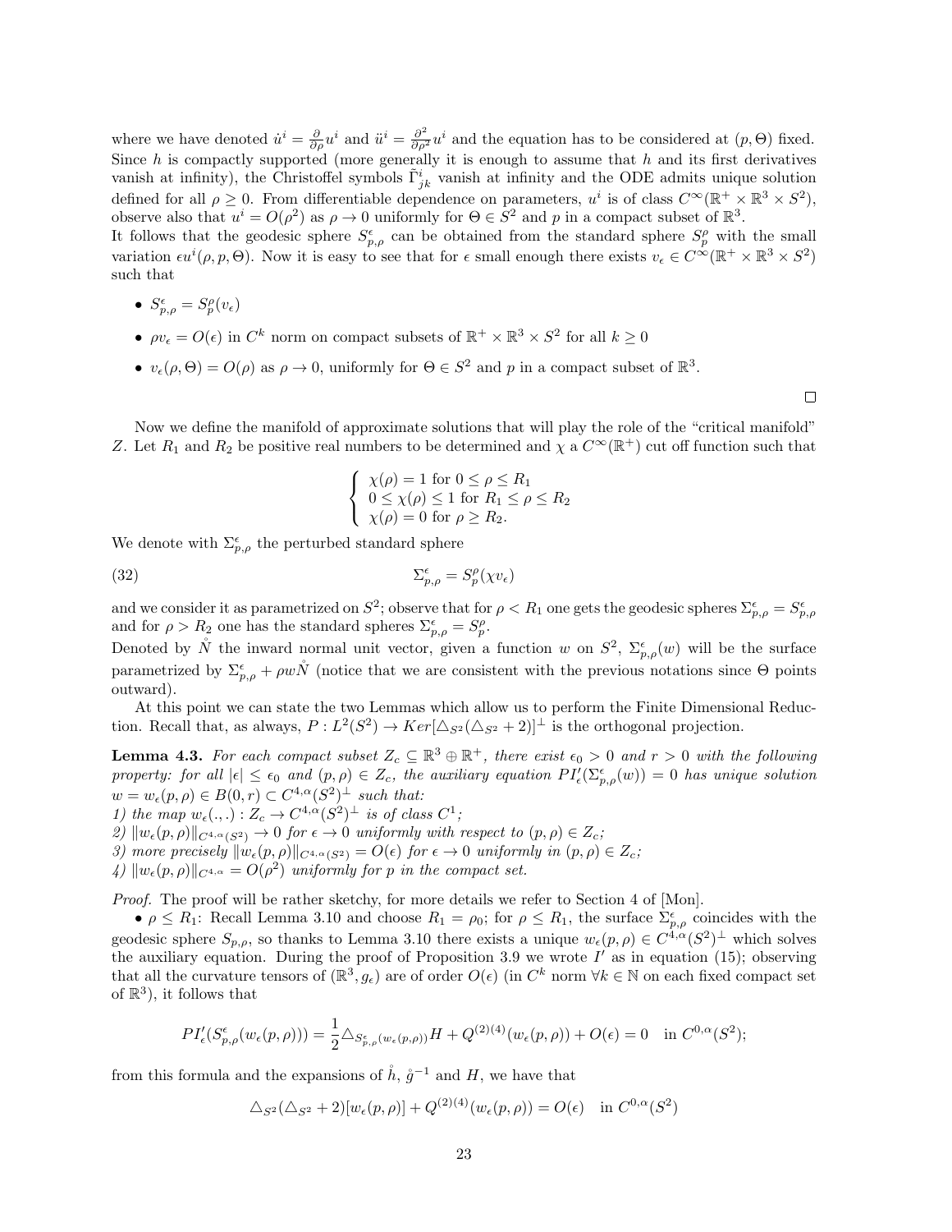where we have denoted $\dot{u}^i = \frac{\partial}{\partial \rho} u^i$ and $\ddot{u}^i = \frac{\partial^2}{\partial \rho^2} u^i$ and the equation has to be considered at $(p, \Theta)$ fixed. Since $h$ is compactly supported (more generally it is enough to assume that $h$ and its first derivatives vanish at infinity), the Christoffel symbols $\tilde{\Gamma}^i_{jk}$ vanish at infinity and the ODE admits unique solution defined for all $\rho \geq 0$. From differentiable dependence on parameters, $u^i$ is of class $C^\infty(\mathbb{R}^+ \times \mathbb{R}^3 \times S^2)$, observe also that $u^i = O(\rho^2)$ as $\rho \to 0$ uniformly for $\Theta \in S^2$ and $p$ in a compact subset of $\mathbb{R}^3$.
It follows that the geodesic sphere $S^\epsilon_{p,\rho}$ can be obtained from the standard sphere $S^\rho_p$ with the small variation $\epsilon u^i(\rho, p, \Theta)$. Now it is easy to see that for $\epsilon$ small enough there exists $v_\epsilon \in C^\infty(\mathbb{R}^+ \times \mathbb{R}^3 \times S^2)$ such that

- $S^\epsilon_{p,\rho} = S^\rho_p(v_\epsilon)$
- $\rho v_\epsilon = O(\epsilon)$ in $C^k$ norm on compact subsets of $\mathbb{R}^+ \times \mathbb{R}^3 \times S^2$ for all $k \geq 0$
- $v_\epsilon(\rho, \Theta) = O(\rho)$ as $\rho \to 0$, uniformly for $\Theta \in S^2$ and $p$ in a compact subset of $\mathbb{R}^3$.

□

Now we define the manifold of approximate solutions that will play the role of the "critical manifold" $Z$. Let $R_1$ and $R_2$ be positive real numbers to be determined and $\chi$ a $C^\infty(\mathbb{R}^+)$ cut off function such that

$$\begin{cases} \chi(\rho) = 1 \text{ for } 0 \leq \rho \leq R_1 \\ 0 \leq \chi(\rho) \leq 1 \text{ for } R_1 \leq \rho \leq R_2 \\ \chi(\rho) = 0 \text{ for } \rho \geq R_2. \end{cases}$$

We denote with $\Sigma^\epsilon_{p,\rho}$ the perturbed standard sphere

$$\Sigma^\epsilon_{p,\rho} = S^\rho_p(\chi v_\epsilon) \tag{32}$$

and we consider it as parametrized on $S^2$; observe that for $\rho < R_1$ one gets the geodesic spheres $\Sigma^\epsilon_{p,\rho} = S^\epsilon_{p,\rho}$ and for $\rho > R_2$ one has the standard spheres $\Sigma^\epsilon_{p,\rho} = S^\rho_p$.
Denoted by $\mathring{N}$ the inward normal unit vector, given a function $w$ on $S^2$, $\Sigma^\epsilon_{p,\rho}(w)$ will be the surface parametrized by $\Sigma^\epsilon_{p,\rho} + \rho w \mathring{N}$ (notice that we are consistent with the previous notations since $\Theta$ points outward).

At this point we can state the two Lemmas which allow us to perform the Finite Dimensional Reduction. Recall that, as always, $P : L^2(S^2) \to Ker[\triangle_{S^2}(\triangle_{S^2} + 2)]^\perp$ is the orthogonal projection.

**Lemma 4.3.** *For each compact subset $Z_c \subseteq \mathbb{R}^3 \oplus \mathbb{R}^+$, there exist $\epsilon_0 > 0$ and $r > 0$ with the following property: for all $|\epsilon| \leq \epsilon_0$ and $(p, \rho) \in Z_c$, the auxiliary equation $PI'_\epsilon(\Sigma^\epsilon_{p,\rho}(w)) = 0$ has unique solution $w = w_\epsilon(p, \rho) \in B(0, r) \subset C^{4,\alpha}(S^2)^\perp$ such that:*
*1) the map $w_\epsilon(.,.) : Z_c \to C^{4,\alpha}(S^2)^\perp$ is of class $C^1$;*
*2) $\|w_\epsilon(p, \rho)\|_{C^{4,\alpha}(S^2)} \to 0$ for $\epsilon \to 0$ uniformly with respect to $(p, \rho) \in Z_c$;*
*3) more precisely $\|w_\epsilon(p, \rho)\|_{C^{4,\alpha}(S^2)} = O(\epsilon)$ for $\epsilon \to 0$ uniformly in $(p, \rho) \in Z_c$;*
*4) $\|w_\epsilon(p, \rho)\|_{C^{4,\alpha}} = O(\rho^2)$ uniformly for $p$ in the compact set.*

*Proof.* The proof will be rather sketchy, for more details we refer to Section 4 of [Mon].

• $\rho \leq R_1$: Recall Lemma 3.10 and choose $R_1 = \rho_0$; for $\rho \leq R_1$, the surface $\Sigma^\epsilon_{p,\rho}$ coincides with the geodesic sphere $S_{p,\rho}$, so thanks to Lemma 3.10 there exists a unique $w_\epsilon(p, \rho) \in C^{4,\alpha}(S^2)^\perp$ which solves the auxiliary equation. During the proof of Proposition 3.9 we wrote $I'$ as in equation (15); observing that all the curvature tensors of $(\mathbb{R}^3, g_\epsilon)$ are of order $O(\epsilon)$ (in $C^k$ norm $\forall k \in \mathbb{N}$ on each fixed compact set of $\mathbb{R}^3$), it follows that

$$PI'_\epsilon(S^\epsilon_{p,\rho}(w_\epsilon(p,\rho))) = \frac{1}{2} \triangle_{S^\epsilon_{p,\rho}(w_\epsilon(p,\rho))} H + Q^{(2)(4)}(w_\epsilon(p,\rho)) + O(\epsilon) = 0 \quad \text{in } C^{0,\alpha}(S^2);$$

from this formula and the expansions of $\mathring{h}$, $\mathring{g}^{-1}$ and $H$, we have that

$$\triangle_{S^2}(\triangle_{S^2} + 2)[w_\epsilon(p,\rho)] + Q^{(2)(4)}(w_\epsilon(p,\rho)) = O(\epsilon) \quad \text{in } C^{0,\alpha}(S^2)$$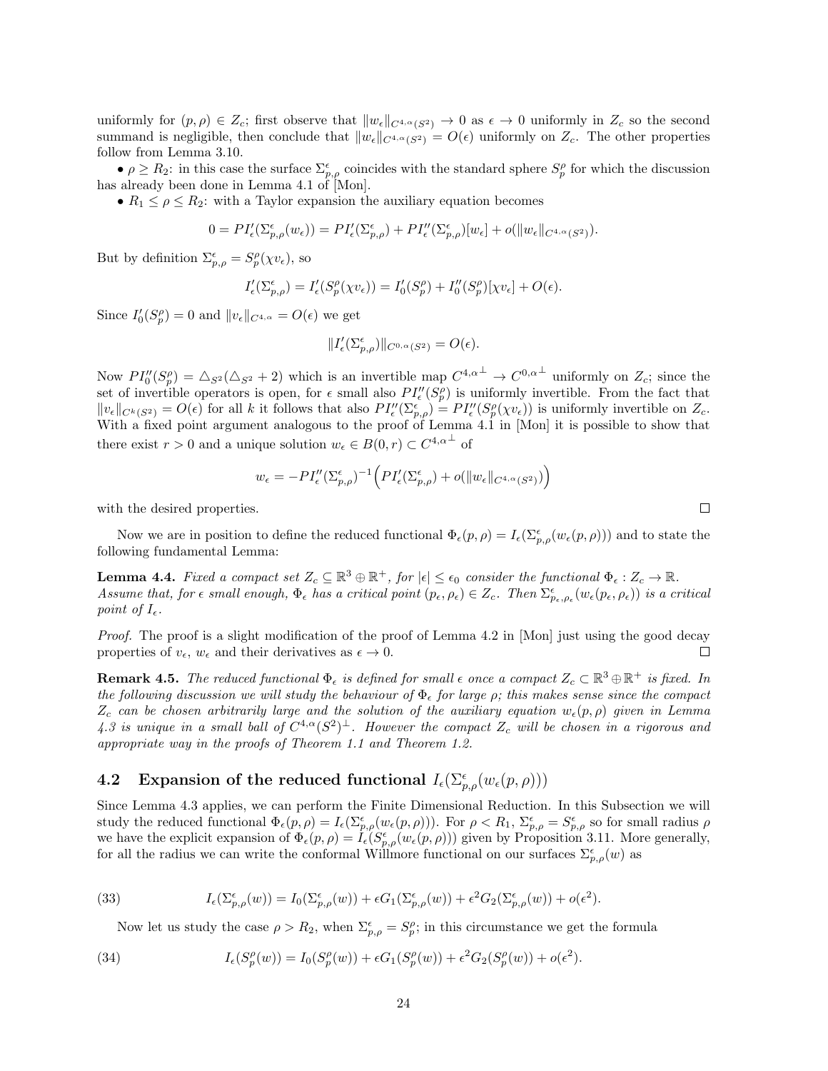uniformly for $(p, \rho) \in Z_c$; first observe that $\|w_\epsilon\|_{C^{4,\alpha}(S^2)} \to 0$ as $\epsilon \to 0$ uniformly in $Z_c$ so the second summand is negligible, then conclude that $\|w_\epsilon\|_{C^{4,\alpha}(S^2)} = O(\epsilon)$ uniformly on $Z_c$. The other properties follow from Lemma 3.10.

• $\rho \geq R_2$: in this case the surface $\Sigma^\epsilon_{p,\rho}$ coincides with the standard sphere $S^\rho_p$ for which the discussion has already been done in Lemma 4.1 of [Mon].

• $R_1 \leq \rho \leq R_2$: with a Taylor expansion the auxiliary equation becomes

$$0 = PI'_\epsilon(\Sigma^\epsilon_{p,\rho}(w_\epsilon)) = PI'_\epsilon(\Sigma^\epsilon_{p,\rho}) + PI''_\epsilon(\Sigma^\epsilon_{p,\rho})[w_\epsilon] + o(\|w_\epsilon\|_{C^{4,\alpha}(S^2)}).$$

But by definition $\Sigma^\epsilon_{p,\rho} = S^\rho_p(\chi v_\epsilon)$, so

$$I'_\epsilon(\Sigma^\epsilon_{p,\rho}) = I'_\epsilon(S^\rho_p(\chi v_\epsilon)) = I'_0(S^\rho_p) + I''_0(S^\rho_p)[\chi v_\epsilon] + O(\epsilon).$$

Since $I'_0(S^\rho_p) = 0$ and $\|v_\epsilon\|_{C^{4,\alpha}} = O(\epsilon)$ we get

$$\|I'_\epsilon(\Sigma^\epsilon_{p,\rho})\|_{C^{0,\alpha}(S^2)} = O(\epsilon).$$

Now $PI''_0(S^\rho_p) = \triangle_{S^2}(\triangle_{S^2} + 2)$ which is an invertible map $C^{4,\alpha^\perp} \to C^{0,\alpha^\perp}$ uniformly on $Z_c$; since the set of invertible operators is open, for $\epsilon$ small also $PI''_\epsilon(S^\rho_p)$ is uniformly invertible. From the fact that $\|v_\epsilon\|_{C^k(S^2)} = O(\epsilon)$ for all $k$ it follows that also $PI''_\epsilon(\Sigma^\epsilon_{p,\rho}) = PI''_\epsilon(S^\rho_p(\chi v_\epsilon))$ is uniformly invertible on $Z_c$. With a fixed point argument analogous to the proof of Lemma 4.1 in [Mon] it is possible to show that there exist $r > 0$ and a unique solution $w_\epsilon \in B(0, r) \subset C^{4,\alpha^\perp}$ of

$$w_\epsilon = -PI''_\epsilon(\Sigma^\epsilon_{p,\rho})^{-1}\Big(PI'_\epsilon(\Sigma^\epsilon_{p,\rho}) + o(\|w_\epsilon\|_{C^{4,\alpha}(S^2)})\Big)$$

with the desired properties. $\square$

Now we are in position to define the reduced functional $\Phi_\epsilon(p, \rho) = I_\epsilon(\Sigma^\epsilon_{p,\rho}(w_\epsilon(p, \rho)))$ and to state the following fundamental Lemma:

**Lemma 4.4.** *Fixed a compact set $Z_c \subseteq \mathbb{R}^3 \oplus \mathbb{R}^+$, for $|\epsilon| \leq \epsilon_0$ consider the functional $\Phi_\epsilon : Z_c \to \mathbb{R}$. Assume that, for $\epsilon$ small enough, $\Phi_\epsilon$ has a critical point $(p_\epsilon, \rho_\epsilon) \in Z_c$. Then $\Sigma^\epsilon_{p_\epsilon,\rho_\epsilon}(w_\epsilon(p_\epsilon, \rho_\epsilon))$ is a critical point of $I_\epsilon$.*

*Proof.* The proof is a slight modification of the proof of Lemma 4.2 in [Mon] just using the good decay properties of $v_\epsilon$, $w_\epsilon$ and their derivatives as $\epsilon \to 0$. $\square$

**Remark 4.5.** *The reduced functional $\Phi_\epsilon$ is defined for small $\epsilon$ once a compact $Z_c \subset \mathbb{R}^3 \oplus \mathbb{R}^+$ is fixed. In the following discussion we will study the behaviour of $\Phi_\epsilon$ for large $\rho$; this makes sense since the compact $Z_c$ can be chosen arbitrarily large and the solution of the auxiliary equation $w_\epsilon(p, \rho)$ given in Lemma 4.3 is unique in a small ball of $C^{4,\alpha}(S^2)^\perp$. However the compact $Z_c$ will be chosen in a rigorous and appropriate way in the proofs of Theorem 1.1 and Theorem 1.2.*

## 4.2 Expansion of the reduced functional $I_\epsilon(\Sigma^\epsilon_{p,\rho}(w_\epsilon(p, \rho)))$

Since Lemma 4.3 applies, we can perform the Finite Dimensional Reduction. In this Subsection we will study the reduced functional $\Phi_\epsilon(p, \rho) = I_\epsilon(\Sigma^\epsilon_{p,\rho}(w_\epsilon(p, \rho)))$. For $\rho < R_1$, $\Sigma^\epsilon_{p,\rho} = S^\epsilon_{p,\rho}$ so for small radius $\rho$ we have the explicit expansion of $\Phi_\epsilon(p, \rho) = I_\epsilon(S^\epsilon_{p,\rho}(w_\epsilon(p, \rho)))$ given by Proposition 3.11. More generally, for all the radius we can write the conformal Willmore functional on our surfaces $\Sigma^\epsilon_{p,\rho}(w)$ as

$$I_\epsilon(\Sigma^\epsilon_{p,\rho}(w)) = I_0(\Sigma^\epsilon_{p,\rho}(w)) + \epsilon G_1(\Sigma^\epsilon_{p,\rho}(w)) + \epsilon^2 G_2(\Sigma^\epsilon_{p,\rho}(w)) + o(\epsilon^2). \tag{33}$$

Now let us study the case $\rho > R_2$, when $\Sigma^\epsilon_{p,\rho} = S^\rho_p$; in this circumstance we get the formula

$$I_\epsilon(S^\rho_p(w)) = I_0(S^\rho_p(w)) + \epsilon G_1(S^\rho_p(w)) + \epsilon^2 G_2(S^\rho_p(w)) + o(\epsilon^2). \tag{34}$$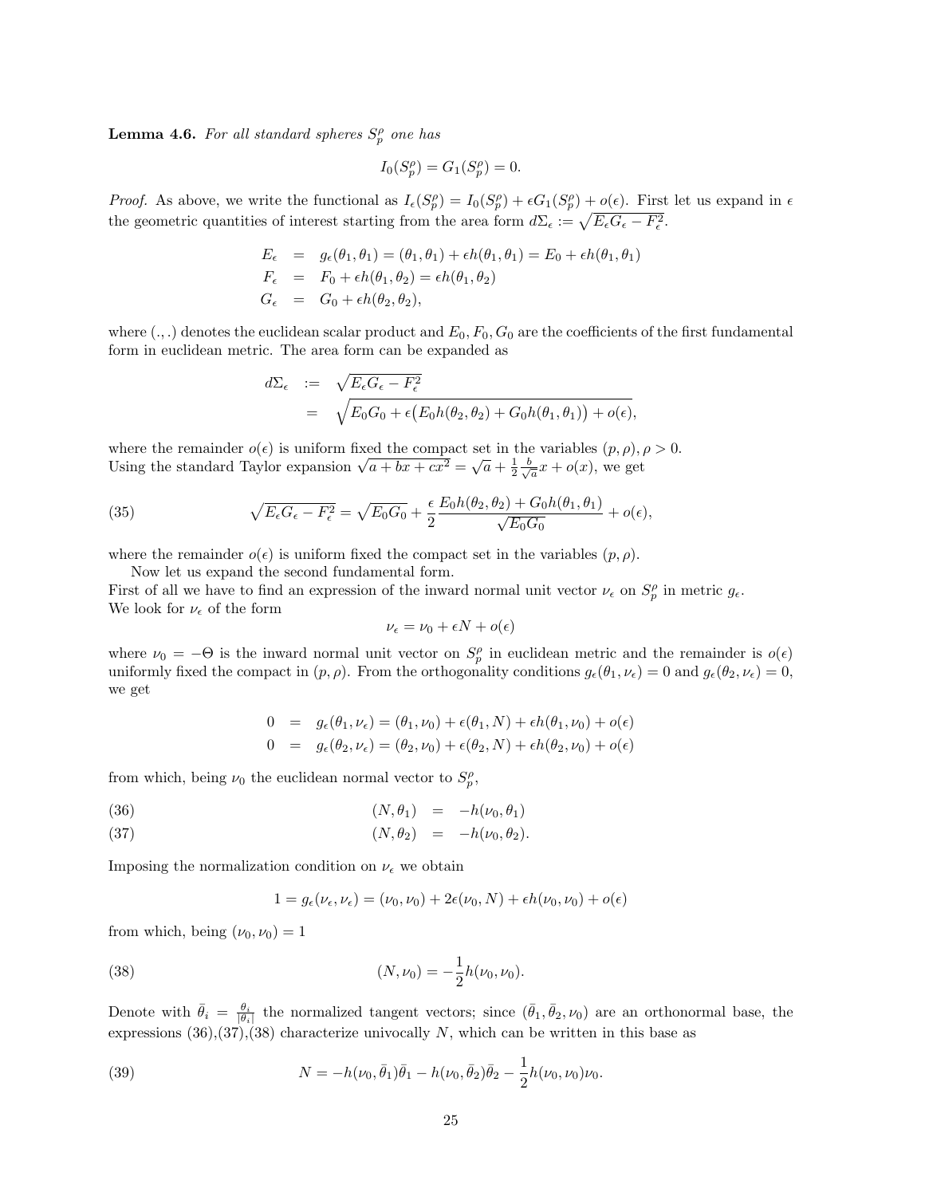**Lemma 4.6.** *For all standard spheres $S_p^\rho$ one has*

$$I_0(S_p^\rho) = G_1(S_p^\rho) = 0.$$

*Proof.* As above, we write the functional as $I_\epsilon(S_p^\rho) = I_0(S_p^\rho) + \epsilon G_1(S_p^\rho) + o(\epsilon)$. First let us expand in $\epsilon$ the geometric quantities of interest starting from the area form $d\Sigma_\epsilon := \sqrt{E_\epsilon G_\epsilon - F_\epsilon^2}$.

$$\begin{aligned}
E_\epsilon &= g_\epsilon(\theta_1,\theta_1) = (\theta_1,\theta_1) + \epsilon h(\theta_1,\theta_1) = E_0 + \epsilon h(\theta_1,\theta_1) \\
F_\epsilon &= F_0 + \epsilon h(\theta_1,\theta_2) = \epsilon h(\theta_1,\theta_2) \\
G_\epsilon &= G_0 + \epsilon h(\theta_2,\theta_2),
\end{aligned}$$

where $(.,.)$ denotes the euclidean scalar product and $E_0, F_0, G_0$ are the coefficients of the first fundamental form in euclidean metric. The area form can be expanded as

$$\begin{aligned}
d\Sigma_\epsilon &:= \sqrt{E_\epsilon G_\epsilon - F_\epsilon^2} \\
&= \sqrt{E_0 G_0 + \epsilon\big(E_0 h(\theta_2,\theta_2) + G_0 h(\theta_1,\theta_1)\big) + o(\epsilon)},
\end{aligned}$$

where the remainder $o(\epsilon)$ is uniform fixed the compact set in the variables $(p,\rho), \rho > 0$.
Using the standard Taylor expansion $\sqrt{a + bx + cx^2} = \sqrt{a} + \frac{1}{2}\frac{b}{\sqrt{a}}x + o(x)$, we get

$$\sqrt{E_\epsilon G_\epsilon - F_\epsilon^2} = \sqrt{E_0 G_0} + \frac{\epsilon}{2}\frac{E_0 h(\theta_2,\theta_2) + G_0 h(\theta_1,\theta_1)}{\sqrt{E_0 G_0}} + o(\epsilon), \tag{35}$$

where the remainder $o(\epsilon)$ is uniform fixed the compact set in the variables $(p,\rho)$.

Now let us expand the second fundamental form.
First of all we have to find an expression of the inward normal unit vector $\nu_\epsilon$ on $S_p^\rho$ in metric $g_\epsilon$.
We look for $\nu_\epsilon$ of the form

$$\nu_\epsilon = \nu_0 + \epsilon N + o(\epsilon)$$

where $\nu_0 = -\Theta$ is the inward normal unit vector on $S_p^\rho$ in euclidean metric and the remainder is $o(\epsilon)$ uniformly fixed the compact in $(p,\rho)$. From the orthogonality conditions $g_\epsilon(\theta_1,\nu_\epsilon) = 0$ and $g_\epsilon(\theta_2,\nu_\epsilon) = 0$, we get

$$\begin{aligned}
0 &= g_\epsilon(\theta_1,\nu_\epsilon) = (\theta_1,\nu_0) + \epsilon(\theta_1,N) + \epsilon h(\theta_1,\nu_0) + o(\epsilon) \\
0 &= g_\epsilon(\theta_2,\nu_\epsilon) = (\theta_2,\nu_0) + \epsilon(\theta_2,N) + \epsilon h(\theta_2,\nu_0) + o(\epsilon)
\end{aligned}$$

from which, being $\nu_0$ the euclidean normal vector to $S_p^\rho$,

$$(N,\theta_1) = -h(\nu_0,\theta_1) \tag{36}$$

$$(N,\theta_2) = -h(\nu_0,\theta_2). \tag{37}$$

Imposing the normalization condition on $\nu_\epsilon$ we obtain

$$1 = g_\epsilon(\nu_\epsilon,\nu_\epsilon) = (\nu_0,\nu_0) + 2\epsilon(\nu_0,N) + \epsilon h(\nu_0,\nu_0) + o(\epsilon)$$

from which, being $(\nu_0,\nu_0) = 1$

$$(N,\nu_0) = -\frac{1}{2}h(\nu_0,\nu_0). \tag{38}$$

Denote with $\bar\theta_i = \frac{\theta_i}{|\theta_i|}$ the normalized tangent vectors; since $(\bar\theta_1,\bar\theta_2,\nu_0)$ are an orthonormal base, the expressions (36),(37),(38) characterize univocally $N$, which can be written in this base as

$$N = -h(\nu_0,\bar\theta_1)\bar\theta_1 - h(\nu_0,\bar\theta_2)\bar\theta_2 - \frac{1}{2}h(\nu_0,\nu_0)\nu_0. \tag{39}$$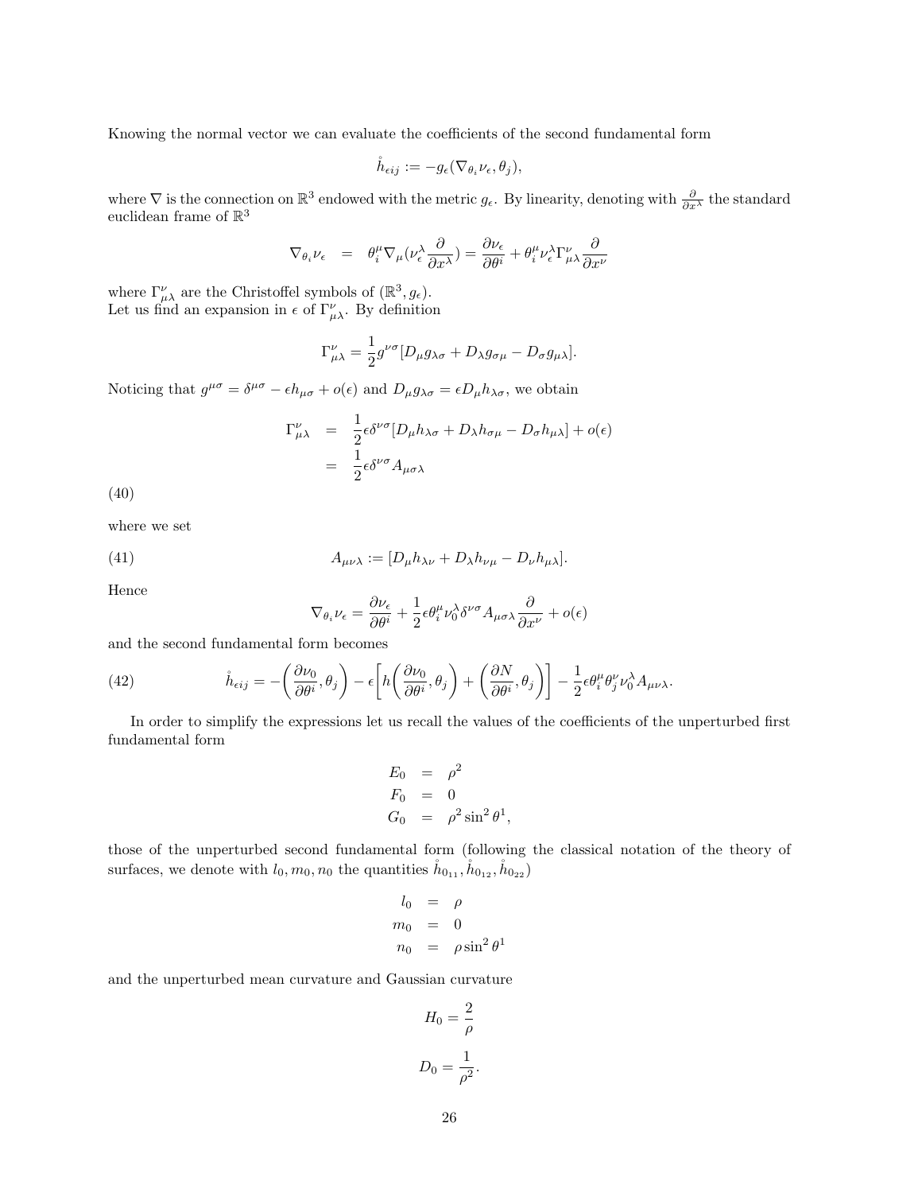Knowing the normal vector we can evaluate the coefficients of the second fundamental form

$$\mathring{h}_{\epsilon ij} := -g_\epsilon(\nabla_{\theta_i}\nu_\epsilon, \theta_j),$$

where $\nabla$ is the connection on $\mathbb{R}^3$ endowed with the metric $g_\epsilon$. By linearity, denoting with $\frac{\partial}{\partial x^\lambda}$ the standard euclidean frame of $\mathbb{R}^3$

$$\nabla_{\theta_i}\nu_\epsilon = \theta_i^\mu \nabla_\mu(\nu_\epsilon^\lambda \frac{\partial}{\partial x^\lambda}) = \frac{\partial \nu_\epsilon}{\partial \theta^i} + \theta_i^\mu \nu_\epsilon^\lambda \Gamma_{\mu\lambda}^\nu \frac{\partial}{\partial x^\nu}$$

where $\Gamma_{\mu\lambda}^\nu$ are the Christoffel symbols of $(\mathbb{R}^3, g_\epsilon)$.
Let us find an expansion in $\epsilon$ of $\Gamma_{\mu\lambda}^\nu$. By definition

$$\Gamma_{\mu\lambda}^\nu = \frac{1}{2} g^{\nu\sigma}[D_\mu g_{\lambda\sigma} + D_\lambda g_{\sigma\mu} - D_\sigma g_{\mu\lambda}].$$

Noticing that $g^{\mu\sigma} = \delta^{\mu\sigma} - \epsilon h_{\mu\sigma} + o(\epsilon)$ and $D_\mu g_{\lambda\sigma} = \epsilon D_\mu h_{\lambda\sigma}$, we obtain

$$\begin{aligned}
\Gamma_{\mu\lambda}^\nu &= \frac{1}{2}\epsilon \delta^{\nu\sigma}[D_\mu h_{\lambda\sigma} + D_\lambda h_{\sigma\mu} - D_\sigma h_{\mu\lambda}] + o(\epsilon) \\
&= \frac{1}{2}\epsilon \delta^{\nu\sigma} A_{\mu\sigma\lambda}
\end{aligned}$$

(40)

where we set

$$A_{\mu\nu\lambda} := [D_\mu h_{\lambda\nu} + D_\lambda h_{\nu\mu} - D_\nu h_{\mu\lambda}]. \tag{41}$$

Hence

$$\nabla_{\theta_i}\nu_\epsilon = \frac{\partial \nu_\epsilon}{\partial \theta^i} + \frac{1}{2}\epsilon \theta_i^\mu \nu_0^\lambda \delta^{\nu\sigma} A_{\mu\sigma\lambda} \frac{\partial}{\partial x^\nu} + o(\epsilon)$$

and the second fundamental form becomes

$$\mathring{h}_{\epsilon ij} = -\left(\frac{\partial \nu_0}{\partial \theta^i}, \theta_j\right) - \epsilon\left[h\left(\frac{\partial \nu_0}{\partial \theta^i}, \theta_j\right) + \left(\frac{\partial N}{\partial \theta^i}, \theta_j\right)\right] - \frac{1}{2}\epsilon \theta_i^\mu \theta_j^\nu \nu_0^\lambda A_{\mu\nu\lambda}. \tag{42}$$

In order to simplify the expressions let us recall the values of the coefficients of the unperturbed first fundamental form

$$\begin{aligned}
E_0 &= \rho^2 \\
F_0 &= 0 \\
G_0 &= \rho^2 \sin^2\theta^1,
\end{aligned}$$

those of the unperturbed second fundamental form (following the classical notation of the theory of surfaces, we denote with $l_0, m_0, n_0$ the quantities $\mathring{h}_{0_{11}}, \mathring{h}_{0_{12}}, \mathring{h}_{0_{22}}$)

$$\begin{aligned}
l_0 &= \rho \\
m_0 &= 0 \\
n_0 &= \rho \sin^2\theta^1
\end{aligned}$$

and the unperturbed mean curvature and Gaussian curvature

$$H_0 = \frac{2}{\rho}$$

$$D_0 = \frac{1}{\rho^2}.$$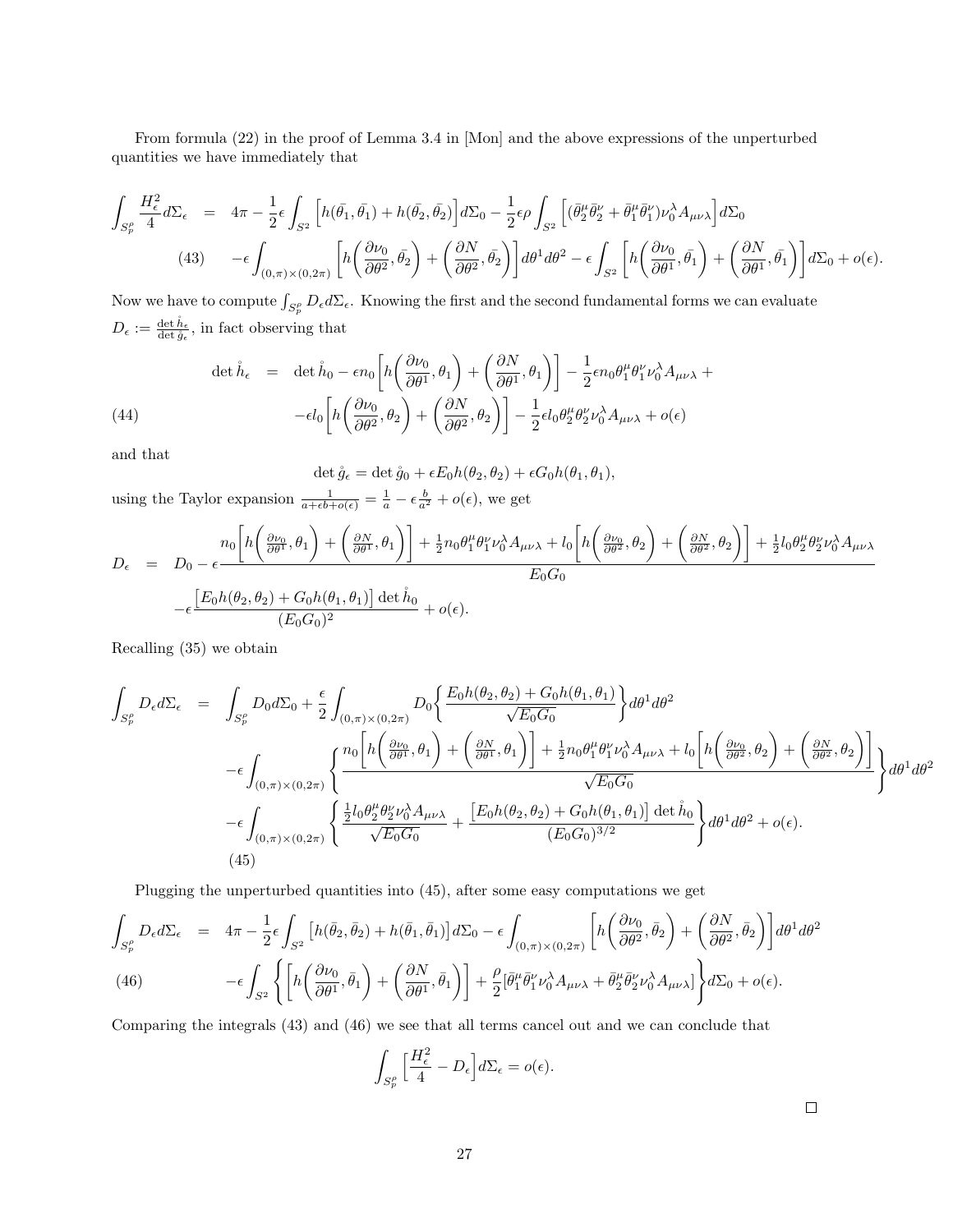From formula (22) in the proof of Lemma 3.4 in [Mon] and the above expressions of the unperturbed quantities we have immediately that

$$
\begin{aligned}
\int_{S^\rho_p} \frac{H_\epsilon^2}{4} d\Sigma_\epsilon &= 4\pi - \frac{1}{2}\epsilon \int_{S^2} \Big[ h(\bar{\theta_1}, \bar{\theta_1}) + h(\bar{\theta_2}, \bar{\theta_2}) \Big] d\Sigma_0 - \frac{1}{2}\epsilon\rho \int_{S^2} \Big[ (\bar{\theta}_2^\mu \bar{\theta}_2^\nu + \bar{\theta}_1^\mu \bar{\theta}_1^\nu) \nu_0^\lambda A_{\mu\nu\lambda} \Big] d\Sigma_0 \\
&\quad - \epsilon \int_{(0,\pi)\times(0,2\pi)} \Big[ h\Big( \frac{\partial \nu_0}{\partial \theta^2}, \bar{\theta_2} \Big) + \Big( \frac{\partial N}{\partial \theta^2}, \bar{\theta_2} \Big) \Big] d\theta^1 d\theta^2 - \epsilon \int_{S^2} \Big[ h\Big( \frac{\partial \nu_0}{\partial \theta^1}, \bar{\theta_1} \Big) + \Big( \frac{\partial N}{\partial \theta^1}, \bar{\theta_1} \Big) \Big] d\Sigma_0 + o(\epsilon). \qquad (43)
\end{aligned}
$$

Now we have to compute $\int_{S^\rho_p} D_\epsilon d\Sigma_\epsilon$. Knowing the first and the second fundamental forms we can evaluate $D_\epsilon := \frac{\det \mathring{h}_\epsilon}{\det \mathring{g}_\epsilon}$, in fact observing that

$$
\begin{aligned}
\det \mathring{h}_\epsilon &= \det \mathring{h}_0 - \epsilon n_0 \Big[ h\Big( \frac{\partial \nu_0}{\partial \theta^1}, \theta_1 \Big) + \Big( \frac{\partial N}{\partial \theta^1}, \theta_1 \Big) \Big] - \frac{1}{2}\epsilon n_0 \theta_1^\mu \theta_1^\nu \nu_0^\lambda A_{\mu\nu\lambda} + \\
&\quad - \epsilon l_0 \Big[ h\Big( \frac{\partial \nu_0}{\partial \theta^2}, \theta_2 \Big) + \Big( \frac{\partial N}{\partial \theta^2}, \theta_2 \Big) \Big] - \frac{1}{2}\epsilon l_0 \theta_2^\mu \theta_2^\nu \nu_0^\lambda A_{\mu\nu\lambda} + o(\epsilon) \qquad (44)
\end{aligned}
$$

and that

$$
\det \mathring{g}_\epsilon = \det \mathring{g}_0 + \epsilon E_0 h(\theta_2, \theta_2) + \epsilon G_0 h(\theta_1, \theta_1),
$$

using the Taylor expansion $\frac{1}{a + \epsilon b + o(\epsilon)} = \frac{1}{a} - \epsilon \frac{b}{a^2} + o(\epsilon)$, we get

$$
\begin{aligned}
D_\epsilon &= D_0 - \epsilon \frac{n_0 \Big[ h\Big( \frac{\partial \nu_0}{\partial \theta^1}, \theta_1 \Big) + \Big( \frac{\partial N}{\partial \theta^1}, \theta_1 \Big) \Big] + \frac{1}{2} n_0 \theta_1^\mu \theta_1^\nu \nu_0^\lambda A_{\mu\nu\lambda} + l_0 \Big[ h\Big( \frac{\partial \nu_0}{\partial \theta^2}, \theta_2 \Big) + \Big( \frac{\partial N}{\partial \theta^2}, \theta_2 \Big) \Big] + \frac{1}{2} l_0 \theta_2^\mu \theta_2^\nu \nu_0^\lambda A_{\mu\nu\lambda}}{E_0 G_0} \\
&\quad - \epsilon \frac{\big[ E_0 h(\theta_2, \theta_2) + G_0 h(\theta_1, \theta_1) \big] \det \mathring{h}_0}{(E_0 G_0)^2} + o(\epsilon).
\end{aligned}
$$

Recalling (35) we obtain

$$
\begin{aligned}
\int_{S^\rho_p} D_\epsilon d\Sigma_\epsilon &= \int_{S^\rho_p} D_0 d\Sigma_0 + \frac{\epsilon}{2} \int_{(0,\pi)\times(0,2\pi)} D_0 \Big\{ \frac{E_0 h(\theta_2, \theta_2) + G_0 h(\theta_1, \theta_1)}{\sqrt{E_0 G_0}} \Big\} d\theta^1 d\theta^2 \\
&\quad - \epsilon \int_{(0,\pi)\times(0,2\pi)} \left\{ \frac{n_0 \Big[ h\Big( \frac{\partial \nu_0}{\partial \theta^1}, \theta_1 \Big) + \Big( \frac{\partial N}{\partial \theta^1}, \theta_1 \Big) \Big] + \frac{1}{2} n_0 \theta_1^\mu \theta_1^\nu \nu_0^\lambda A_{\mu\nu\lambda} + l_0 \Big[ h\Big( \frac{\partial \nu_0}{\partial \theta^2}, \theta_2 \Big) + \Big( \frac{\partial N}{\partial \theta^2}, \theta_2 \Big) \Big]}{\sqrt{E_0 G_0}} \right\} d\theta^1 d\theta^2 \\
&\quad - \epsilon \int_{(0,\pi)\times(0,2\pi)} \left\{ \frac{\frac{1}{2} l_0 \theta_2^\mu \theta_2^\nu \nu_0^\lambda A_{\mu\nu\lambda}}{\sqrt{E_0 G_0}} + \frac{\big[ E_0 h(\theta_2, \theta_2) + G_0 h(\theta_1, \theta_1) \big] \det \mathring{h}_0}{(E_0 G_0)^{3/2}} \right\} d\theta^1 d\theta^2 + o(\epsilon). \qquad (45)
\end{aligned}
$$

Plugging the unperturbed quantities into (45), after some easy computations we get

$$
\begin{aligned}
\int_{S^\rho_p} D_\epsilon d\Sigma_\epsilon &= 4\pi - \frac{1}{2}\epsilon \int_{S^2} \big[ h(\bar{\theta}_2, \bar{\theta}_2) + h(\bar{\theta}_1, \bar{\theta}_1) \big] d\Sigma_0 - \epsilon \int_{(0,\pi)\times(0,2\pi)} \Big[ h\Big( \frac{\partial \nu_0}{\partial \theta^2}, \bar{\theta}_2 \Big) + \Big( \frac{\partial N}{\partial \theta^2}, \bar{\theta}_2 \Big) \Big] d\theta^1 d\theta^2 \\
&\quad - \epsilon \int_{S^2} \left\{ \Big[ h\Big( \frac{\partial \nu_0}{\partial \theta^1}, \bar{\theta}_1 \Big) + \Big( \frac{\partial N}{\partial \theta^1}, \bar{\theta}_1 \Big) \Big] + \frac{\rho}{2} [\bar{\theta}_1^\mu \bar{\theta}_1^\nu \nu_0^\lambda A_{\mu\nu\lambda} + \bar{\theta}_2^\mu \bar{\theta}_2^\nu \nu_0^\lambda A_{\mu\nu\lambda}] \right\} d\Sigma_0 + o(\epsilon). \qquad (46)
\end{aligned}
$$

Comparing the integrals (43) and (46) we see that all terms cancel out and we can conclude that

$$
\int_{S^\rho_p} \Big[ \frac{H_\epsilon^2}{4} - D_\epsilon \Big] d\Sigma_\epsilon = o(\epsilon).
$$

$\square$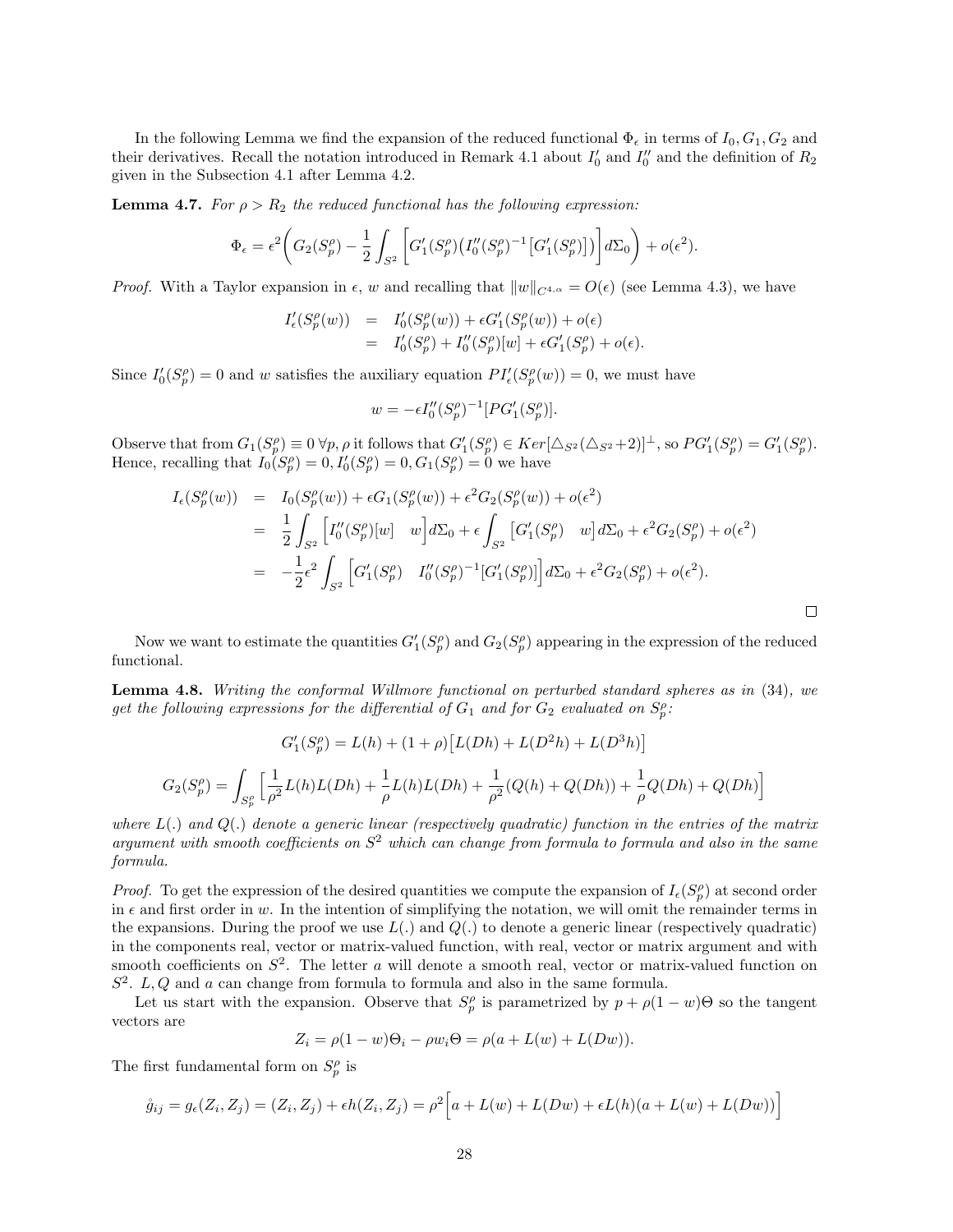In the following Lemma we find the expansion of the reduced functional $\Phi_\epsilon$ in terms of $I_0, G_1, G_2$ and their derivatives. Recall the notation introduced in Remark 4.1 about $I_0'$ and $I_0''$ and the definition of $R_2$ given in the Subsection 4.1 after Lemma 4.2.

**Lemma 4.7.** *For $\rho > R_2$ the reduced functional has the following expression:*

$$\Phi_\epsilon = \epsilon^2 \bigg( G_2(S_p^\rho) - \frac{1}{2} \int_{S^2} \Big[ G_1'(S_p^\rho) \big( I_0''(S_p^\rho)^{-1} \big[ G_1'(S_p^\rho) \big] \big) \Big] d\Sigma_0 \bigg) + o(\epsilon^2).$$

*Proof.* With a Taylor expansion in $\epsilon$, $w$ and recalling that $\|w\|_{C^{4,\alpha}} = O(\epsilon)$ (see Lemma 4.3), we have

$$\begin{aligned} I_\epsilon'(S_p^\rho(w)) &= I_0'(S_p^\rho(w)) + \epsilon G_1'(S_p^\rho(w)) + o(\epsilon) \\ &= I_0'(S_p^\rho) + I_0''(S_p^\rho)[w] + \epsilon G_1'(S_p^\rho) + o(\epsilon). \end{aligned}$$

Since $I_0'(S_p^\rho) = 0$ and $w$ satisfies the auxiliary equation $PI_\epsilon'(S_p^\rho(w)) = 0$, we must have

$$w = -\epsilon I_0''(S_p^\rho)^{-1}[PG_1'(S_p^\rho)].$$

Observe that from $G_1(S_p^\rho) \equiv 0 \; \forall p, \rho$ it follows that $G_1'(S_p^\rho) \in Ker[\triangle_{S^2}(\triangle_{S^2}+2)]^\perp$, so $PG_1'(S_p^\rho) = G_1'(S_p^\rho)$. Hence, recalling that $I_0(S_p^\rho) = 0, I_0'(S_p^\rho) = 0, G_1(S_p^\rho) = 0$ we have

$$\begin{aligned} I_\epsilon(S_p^\rho(w)) &= I_0(S_p^\rho(w)) + \epsilon G_1(S_p^\rho(w)) + \epsilon^2 G_2(S_p^\rho(w)) + o(\epsilon^2) \\ &= \frac{1}{2} \int_{S^2} \Big[ I_0''(S_p^\rho)[w] \quad w \Big] d\Sigma_0 + \epsilon \int_{S^2} \big[ G_1'(S_p^\rho) \quad w \big] d\Sigma_0 + \epsilon^2 G_2(S_p^\rho) + o(\epsilon^2) \\ &= -\frac{1}{2}\epsilon^2 \int_{S^2} \Big[ G_1'(S_p^\rho) \quad I_0''(S_p^\rho)^{-1}[G_1'(S_p^\rho)] \Big] d\Sigma_0 + \epsilon^2 G_2(S_p^\rho) + o(\epsilon^2). \end{aligned}$$

□

Now we want to estimate the quantities $G_1'(S_p^\rho)$ and $G_2(S_p^\rho)$ appearing in the expression of the reduced functional.

**Lemma 4.8.** *Writing the conformal Willmore functional on perturbed standard spheres as in (34), we get the following expressions for the differential of $G_1$ and for $G_2$ evaluated on $S_p^\rho$:*

$$G_1'(S_p^\rho) = L(h) + (1+\rho)\big[ L(Dh) + L(D^2h) + L(D^3h) \big]$$

$$G_2(S_p^\rho) = \int_{S_p^\rho} \Big[ \frac{1}{\rho^2} L(h)L(Dh) + \frac{1}{\rho} L(h)L(Dh) + \frac{1}{\rho^2}(Q(h) + Q(Dh)) + \frac{1}{\rho} Q(Dh) + Q(Dh) \Big]$$

*where $L(.)$ and $Q(.)$ denote a generic linear (respectively quadratic) function in the entries of the matrix argument with smooth coefficients on $S^2$ which can change from formula to formula and also in the same formula.*

*Proof.* To get the expression of the desired quantities we compute the expansion of $I_\epsilon(S_p^\rho)$ at second order in $\epsilon$ and first order in $w$. In the intention of simplifying the notation, we will omit the remainder terms in the expansions. During the proof we use $L(.)$ and $Q(.)$ to denote a generic linear (respectively quadratic) in the components real, vector or matrix-valued function, with real, vector or matrix argument and with smooth coefficients on $S^2$. The letter $a$ will denote a smooth real, vector or matrix-valued function on $S^2$. $L, Q$ and $a$ can change from formula to formula and also in the same formula.

Let us start with the expansion. Observe that $S_p^\rho$ is parametrized by $p + \rho(1-w)\Theta$ so the tangent vectors are

$$Z_i = \rho(1-w)\Theta_i - \rho w_i \Theta = \rho(a + L(w) + L(Dw)).$$

The first fundamental form on $S_p^\rho$ is

$$\mathring{g}_{ij} = g_\epsilon(Z_i, Z_j) = (Z_i, Z_j) + \epsilon h(Z_i, Z_j) = \rho^2 \Big[ a + L(w) + L(Dw) + \epsilon L(h)(a + L(w) + L(Dw)) \Big]$$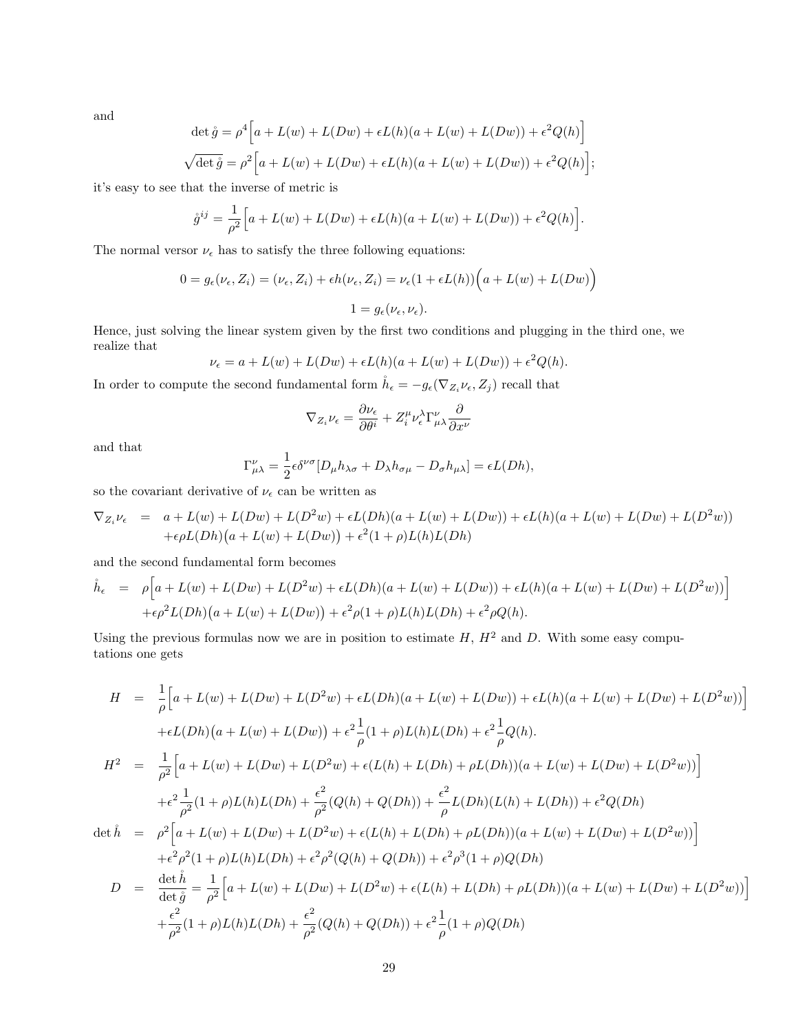and

$$\det \mathring{g} = \rho^4\Big[a + L(w) + L(Dw) + \epsilon L(h)(a + L(w) + L(Dw)) + \epsilon^2 Q(h)\Big]$$

$$\sqrt{\det \mathring{g}} = \rho^2\Big[a + L(w) + L(Dw) + \epsilon L(h)(a + L(w) + L(Dw)) + \epsilon^2 Q(h)\Big];$$

it's easy to see that the inverse of metric is

$$\mathring{g}^{ij} = \frac{1}{\rho^2}\Big[a + L(w) + L(Dw) + \epsilon L(h)(a + L(w) + L(Dw)) + \epsilon^2 Q(h)\Big].$$

The normal versor $\nu_\epsilon$ has to satisfy the three following equations:

$$0 = g_\epsilon(\nu_\epsilon, Z_i) = (\nu_\epsilon, Z_i) + \epsilon h(\nu_\epsilon, Z_i) = \nu_\epsilon(1 + \epsilon L(h))\Big(a + L(w) + L(Dw)\Big)$$

$$1 = g_\epsilon(\nu_\epsilon, \nu_\epsilon).$$

Hence, just solving the linear system given by the first two conditions and plugging in the third one, we realize that

$$\nu_\epsilon = a + L(w) + L(Dw) + \epsilon L(h)(a + L(w) + L(Dw)) + \epsilon^2 Q(h).$$

In order to compute the second fundamental form $\mathring{h}_\epsilon = -g_\epsilon(\nabla_{Z_i}\nu_\epsilon, Z_j)$ recall that

$$\nabla_{Z_i}\nu_\epsilon = \frac{\partial \nu_\epsilon}{\partial \theta^i} + Z_i^\mu \nu_\epsilon^\lambda \Gamma_{\mu\lambda}^\nu \frac{\partial}{\partial x^\nu}$$

and that

$$\Gamma_{\mu\lambda}^\nu = \frac{1}{2}\epsilon\delta^{\nu\sigma}[D_\mu h_{\lambda\sigma} + D_\lambda h_{\sigma\mu} - D_\sigma h_{\mu\lambda}] = \epsilon L(Dh),$$

so the covariant derivative of $\nu_\epsilon$ can be written as

$$\begin{aligned}
\nabla_{Z_i}\nu_\epsilon &= a + L(w) + L(Dw) + L(D^2 w) + \epsilon L(Dh)(a + L(w) + L(Dw)) + \epsilon L(h)(a + L(w) + L(Dw) + L(D^2 w)) \\
&\quad + \epsilon\rho L(Dh)\big(a + L(w) + L(Dw)\big) + \epsilon^2(1+\rho)L(h)L(Dh)
\end{aligned}$$

and the second fundamental form becomes

$$\begin{aligned}
\mathring{h}_\epsilon &= \rho\Big[a + L(w) + L(Dw) + L(D^2 w) + \epsilon L(Dh)(a + L(w) + L(Dw)) + \epsilon L(h)(a + L(w) + L(Dw) + L(D^2 w))\Big] \\
&\quad + \epsilon\rho^2 L(Dh)\big(a + L(w) + L(Dw)\big) + \epsilon^2\rho(1+\rho)L(h)L(Dh) + \epsilon^2\rho Q(h).
\end{aligned}$$

Using the previous formulas now we are in position to estimate $H$, $H^2$ and $D$. With some easy computations one gets

$$\begin{aligned}
H &= \frac{1}{\rho}\Big[a + L(w) + L(Dw) + L(D^2 w) + \epsilon L(Dh)(a + L(w) + L(Dw)) + \epsilon L(h)(a + L(w) + L(Dw) + L(D^2 w))\Big] \\
&\quad + \epsilon L(Dh)\big(a + L(w) + L(Dw)\big) + \epsilon^2\frac{1}{\rho}(1+\rho)L(h)L(Dh) + \epsilon^2\frac{1}{\rho}Q(h). \\
H^2 &= \frac{1}{\rho^2}\Big[a + L(w) + L(Dw) + L(D^2 w) + \epsilon(L(h) + L(Dh) + \rho L(Dh))(a + L(w) + L(Dw) + L(D^2 w))\Big] \\
&\quad + \epsilon^2\frac{1}{\rho^2}(1+\rho)L(h)L(Dh) + \frac{\epsilon^2}{\rho^2}(Q(h) + Q(Dh)) + \frac{\epsilon^2}{\rho}L(Dh)(L(h) + L(Dh)) + \epsilon^2 Q(Dh) \\
\det \mathring{h} &= \rho^2\Big[a + L(w) + L(Dw) + L(D^2 w) + \epsilon(L(h) + L(Dh) + \rho L(Dh))(a + L(w) + L(Dw) + L(D^2 w))\Big] \\
&\quad + \epsilon^2\rho^2(1+\rho)L(h)L(Dh) + \epsilon^2\rho^2(Q(h) + Q(Dh)) + \epsilon^2\rho^3(1+\rho)Q(Dh) \\
D &= \frac{\det \mathring{h}}{\det \mathring{g}} = \frac{1}{\rho^2}\Big[a + L(w) + L(Dw) + L(D^2 w) + \epsilon(L(h) + L(Dh) + \rho L(Dh))(a + L(w) + L(Dw) + L(D^2 w))\Big] \\
&\quad + \frac{\epsilon^2}{\rho^2}(1+\rho)L(h)L(Dh) + \frac{\epsilon^2}{\rho^2}(Q(h) + Q(Dh)) + \epsilon^2\frac{1}{\rho}(1+\rho)Q(Dh)
\end{aligned}$$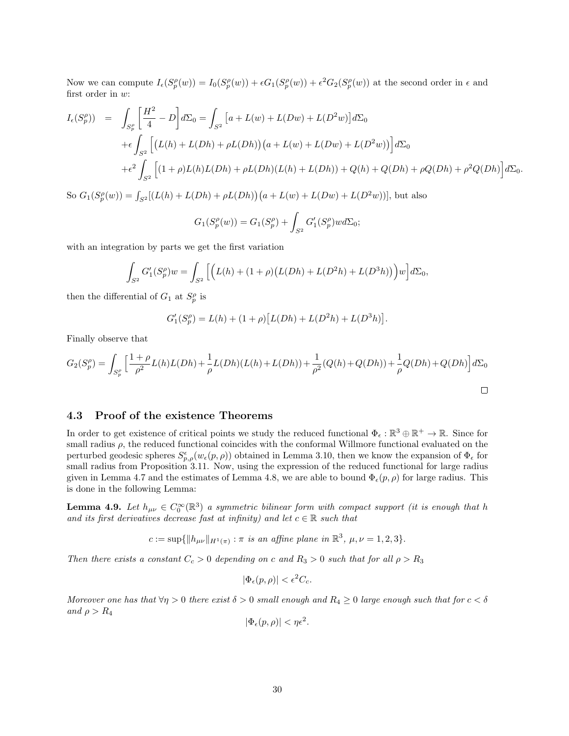Now we can compute $I_\epsilon(S_p^\rho(w)) = I_0(S_p^\rho(w)) + \epsilon G_1(S_p^\rho(w)) + \epsilon^2 G_2(S_p^\rho(w))$ at the second order in $\epsilon$ and first order in $w$:

$$
\begin{aligned}
I_\epsilon(S_p^\rho)) &= \int_{S_p^\rho}\left[\frac{H^2}{4} - D\right] d\Sigma_0 = \int_{S^2}\left[a + L(w) + L(Dw) + L(D^2 w)\right] d\Sigma_0 \\
&+\epsilon \int_{S^2}\Big[\big(L(h) + L(Dh) + \rho L(Dh)\big)\big(a + L(w) + L(Dw) + L(D^2 w)\big)\Big] d\Sigma_0 \\
&+\epsilon^2 \int_{S^2}\Big[(1+\rho)L(h)L(Dh) + \rho L(Dh)(L(h) + L(Dh)) + Q(h) + Q(Dh) + \rho Q(Dh) + \rho^2 Q(Dh)\Big] d\Sigma_0.
\end{aligned}
$$

So $G_1(S_p^\rho(w)) = \int_{S^2}[(L(h) + L(Dh) + \rho L(Dh))\big(a + L(w) + L(Dw) + L(D^2 w))]$, but also

$$
G_1(S_p^\rho(w)) = G_1(S_p^\rho) + \int_{S^2} G_1'(S_p^\rho) w \, d\Sigma_0;
$$

with an integration by parts we get the first variation

$$
\int_{S^2} G_1'(S_p^\rho) w = \int_{S^2}\Big[\Big(L(h) + (1+\rho)\big(L(Dh) + L(D^2 h) + L(D^3 h)\big)\Big) w\Big] d\Sigma_0,
$$

then the differential of $G_1$ at $S_p^\rho$ is

$$
G_1'(S_p^\rho) = L(h) + (1+\rho)\big[L(Dh) + L(D^2 h) + L(D^3 h)\big].
$$

Finally observe that

$$
G_2(S_p^\rho) = \int_{S_p^\rho}\Big[\frac{1+\rho}{\rho^2} L(h)L(Dh) + \frac{1}{\rho} L(Dh)(L(h) + L(Dh)) + \frac{1}{\rho^2}(Q(h) + Q(Dh)) + \frac{1}{\rho} Q(Dh) + Q(Dh)\Big] d\Sigma_0
$$

□

### 4.3 Proof of the existence Theorems

In order to get existence of critical points we study the reduced functional $\Phi_\epsilon : \mathbb{R}^3 \oplus \mathbb{R}^+ \to \mathbb{R}$. Since for small radius $\rho$, the reduced functional coincides with the conformal Willmore functional evaluated on the perturbed geodesic spheres $S_{p,\rho}^\epsilon(w_\epsilon(p,\rho))$ obtained in Lemma 3.10, then we know the expansion of $\Phi_\epsilon$ for small radius from Proposition 3.11. Now, using the expression of the reduced functional for large radius given in Lemma 4.7 and the estimates of Lemma 4.8, we are able to bound $\Phi_\epsilon(p,\rho)$ for large radius. This is done in the following Lemma:

**Lemma 4.9.** *Let $h_{\mu\nu} \in C_0^\infty(\mathbb{R}^3)$ a symmetric bilinear form with compact support (it is enough that $h$ and its first derivatives decrease fast at infinity) and let $c \in \mathbb{R}$ such that*

$$
c := \sup\{\|h_{\mu\nu}\|_{H^1(\pi)} : \pi \text{ is an affine plane in } \mathbb{R}^3,\ \mu,\nu = 1,2,3\}.
$$

*Then there exists a constant $C_c > 0$ depending on $c$ and $R_3 > 0$ such that for all $\rho > R_3$*

$$
|\Phi_\epsilon(p,\rho)| < \epsilon^2 C_c.
$$

*Moreover one has that $\forall \eta > 0$ there exist $\delta > 0$ small enough and $R_4 \geq 0$ large enough such that for $c < \delta$ and $\rho > R_4$*

$$
|\Phi_\epsilon(p,\rho)| < \eta \epsilon^2.
$$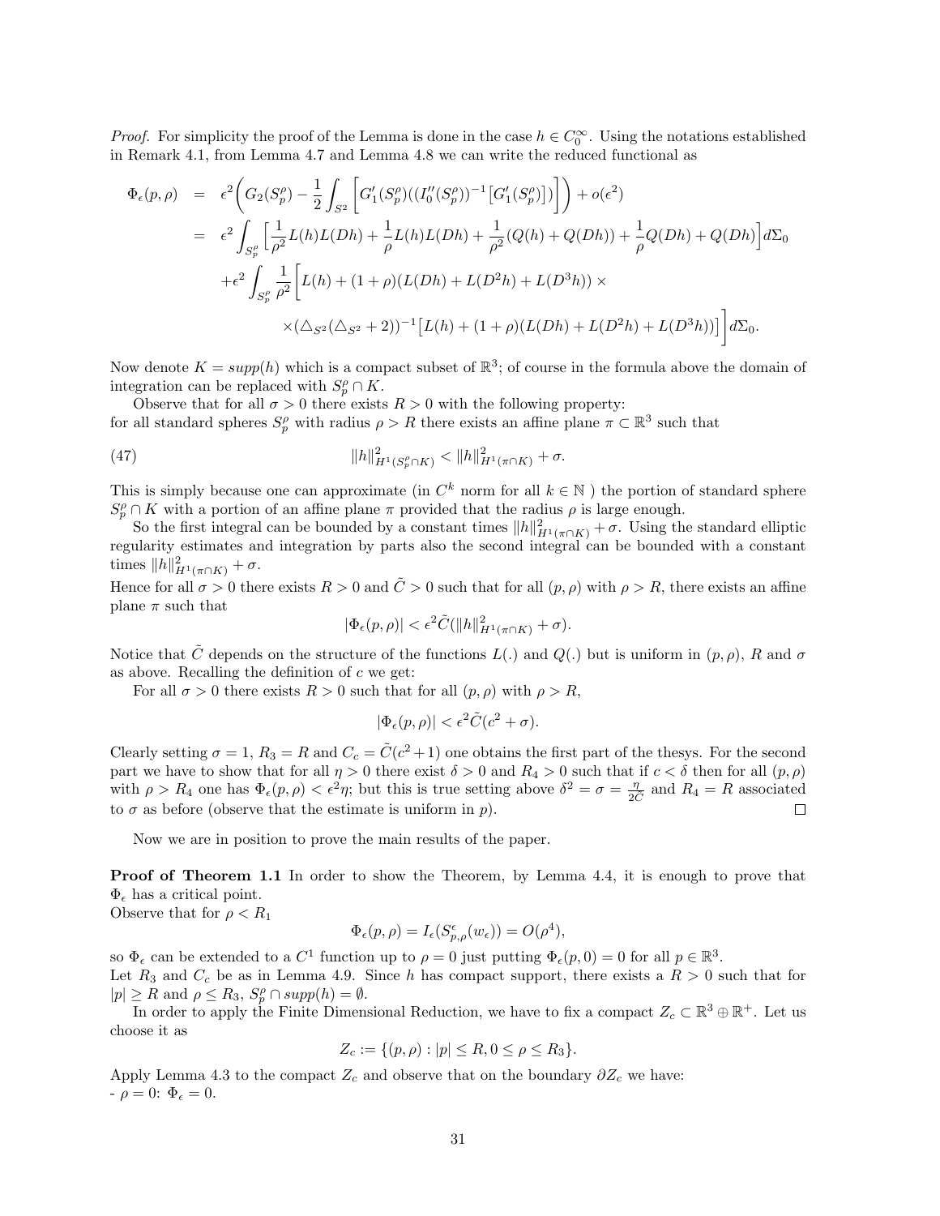*Proof.* For simplicity the proof of the Lemma is done in the case $h \in C_0^\infty$. Using the notations established in Remark 4.1, from Lemma 4.7 and Lemma 4.8 we can write the reduced functional as

$$
\begin{aligned}
\Phi_\epsilon(p,\rho) &= \epsilon^2\Big( G_2(S_p^\rho) - \frac{1}{2}\int_{S^2}\Big[ G_1'(S_p^\rho)((I_0''(S_p^\rho))^{-1}\big[G_1'(S_p^\rho)\big])\Big]\Big) + o(\epsilon^2) \\
&= \epsilon^2 \int_{S_p^\rho}\Big[ \frac{1}{\rho^2}L(h)L(Dh) + \frac{1}{\rho}L(h)L(Dh) + \frac{1}{\rho^2}(Q(h)+Q(Dh)) + \frac{1}{\rho}Q(Dh) + Q(Dh)\Big] d\Sigma_0 \\
&\quad + \epsilon^2 \int_{S_p^\rho} \frac{1}{\rho^2}\Big[ L(h) + (1+\rho)(L(Dh) + L(D^2h) + L(D^3h)) \times \\
&\qquad\qquad \times (\triangle_{S^2}(\triangle_{S^2}+2))^{-1}\big[L(h) + (1+\rho)(L(Dh)+L(D^2h)+L(D^3h))\big]\Big] d\Sigma_0.
\end{aligned}
$$

Now denote $K = supp(h)$ which is a compact subset of $\mathbb{R}^3$; of course in the formula above the domain of integration can be replaced with $S_p^\rho \cap K$.

Observe that for all $\sigma > 0$ there exists $R > 0$ with the following property:
for all standard spheres $S_p^\rho$ with radius $\rho > R$ there exists an affine plane $\pi \subset \mathbb{R}^3$ such that

$$
\|h\|^2_{H^1(S_p^\rho \cap K)} < \|h\|^2_{H^1(\pi\cap K)} + \sigma. \tag{47}
$$

This is simply because one can approximate (in $C^k$ norm for all $k \in \mathbb{N}$ ) the portion of standard sphere $S_p^\rho \cap K$ with a portion of an affine plane $\pi$ provided that the radius $\rho$ is large enough.

So the first integral can be bounded by a constant times $\|h\|^2_{H^1(\pi\cap K)} + \sigma$. Using the standard elliptic regularity estimates and integration by parts also the second integral can be bounded with a constant times $\|h\|^2_{H^1(\pi\cap K)} + \sigma$.
Hence for all $\sigma > 0$ there exists $R > 0$ and $\tilde{C} > 0$ such that for all $(p,\rho)$ with $\rho > R$, there exists an affine plane $\pi$ such that

$$
|\Phi_\epsilon(p,\rho)| < \epsilon^2 \tilde{C}(\|h\|^2_{H^1(\pi\cap K)} + \sigma).
$$

Notice that $\tilde{C}$ depends on the structure of the functions $L(.)$ and $Q(.)$ but is uniform in $(p,\rho)$, $R$ and $\sigma$ as above. Recalling the definition of $c$ we get:

For all $\sigma > 0$ there exists $R > 0$ such that for all $(p,\rho)$ with $\rho > R$,

$$
|\Phi_\epsilon(p,\rho)| < \epsilon^2 \tilde{C}(c^2 + \sigma).
$$

Clearly setting $\sigma = 1$, $R_3 = R$ and $C_c = \tilde{C}(c^2+1)$ one obtains the first part of the thesys. For the second part we have to show that for all $\eta > 0$ there exist $\delta > 0$ and $R_4 > 0$ such that if $c < \delta$ then for all $(p,\rho)$ with $\rho > R_4$ one has $\Phi_\epsilon(p,\rho) < \epsilon^2\eta$; but this is true setting above $\delta^2 = \sigma = \frac{\eta}{2\tilde{C}}$ and $R_4 = R$ associated to $\sigma$ as before (observe that the estimate is uniform in $p$). $\square$

Now we are in position to prove the main results of the paper.

**Proof of Theorem 1.1** In order to show the Theorem, by Lemma 4.4, it is enough to prove that $\Phi_\epsilon$ has a critical point.
Observe that for $\rho < R_1$

$$
\Phi_\epsilon(p,\rho) = I_\epsilon(S^\epsilon_{p,\rho}(w_\epsilon)) = O(\rho^4),
$$

so $\Phi_\epsilon$ can be extended to a $C^1$ function up to $\rho = 0$ just putting $\Phi_\epsilon(p,0) = 0$ for all $p \in \mathbb{R}^3$.
Let $R_3$ and $C_c$ be as in Lemma 4.9. Since $h$ has compact support, there exists a $R > 0$ such that for $|p| \geq R$ and $\rho \leq R_3$, $S_p^\rho \cap supp(h) = \emptyset$.

In order to apply the Finite Dimensional Reduction, we have to fix a compact $Z_c \subset \mathbb{R}^3 \oplus \mathbb{R}^+$. Let us choose it as

$$
Z_c := \{(p,\rho) : |p| \leq R, 0 \leq \rho \leq R_3\}.
$$

Apply Lemma 4.3 to the compact $Z_c$ and observe that on the boundary $\partial Z_c$ we have:
- $\rho = 0$: $\Phi_\epsilon = 0$.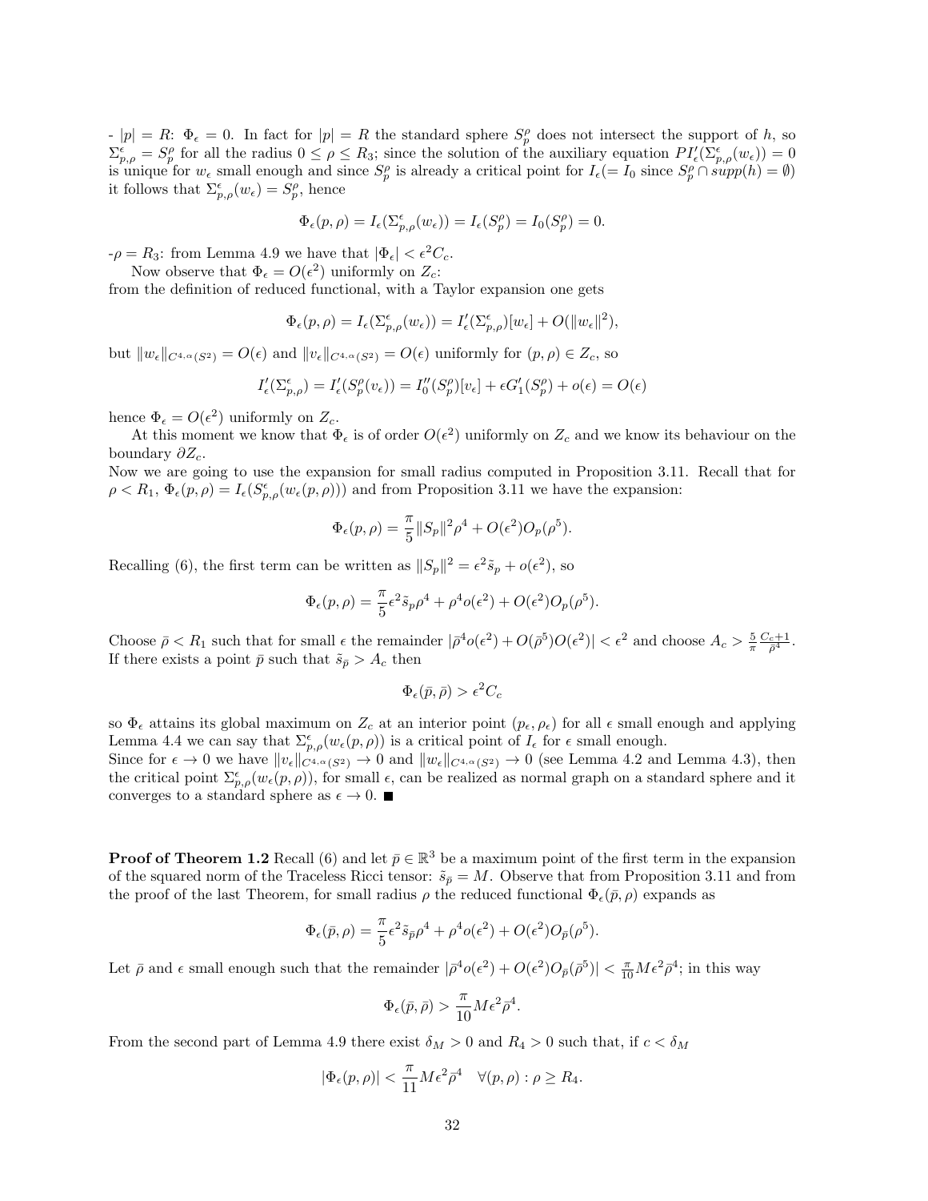- $|p| = R$: $\Phi_\epsilon = 0$. In fact for $|p| = R$ the standard sphere $S^\rho_p$ does not intersect the support of $h$, so $\Sigma^\epsilon_{p,\rho} = S^\rho_p$ for all the radius $0 \leq \rho \leq R_3$; since the solution of the auxiliary equation $PI'_\epsilon(\Sigma^\epsilon_{p,\rho}(w_\epsilon)) = 0$ is unique for $w_\epsilon$ small enough and since $S^\rho_p$ is already a critical point for $I_\epsilon (= I_0$ since $S^\rho_p \cap supp(h) = \emptyset)$ it follows that $\Sigma^\epsilon_{p,\rho}(w_\epsilon) = S^\rho_p$, hence

$$\Phi_\epsilon(p,\rho) = I_\epsilon(\Sigma^\epsilon_{p,\rho}(w_\epsilon)) = I_\epsilon(S^\rho_p) = I_0(S^\rho_p) = 0.$$

-$\rho = R_3$: from Lemma 4.9 we have that $|\Phi_\epsilon| < \epsilon^2 C_c$.

Now observe that $\Phi_\epsilon = O(\epsilon^2)$ uniformly on $Z_c$:
from the definition of reduced functional, with a Taylor expansion one gets

$$\Phi_\epsilon(p,\rho) = I_\epsilon(\Sigma^\epsilon_{p,\rho}(w_\epsilon)) = I'_\epsilon(\Sigma^\epsilon_{p,\rho})[w_\epsilon] + O(\|w_\epsilon\|^2),$$

but $\|w_\epsilon\|_{C^{4,\alpha}(S^2)} = O(\epsilon)$ and $\|v_\epsilon\|_{C^{4,\alpha}(S^2)} = O(\epsilon)$ uniformly for $(p,\rho) \in Z_c$, so

$$I'_\epsilon(\Sigma^\epsilon_{p,\rho}) = I'_\epsilon(S^\rho_p(v_\epsilon)) = I''_0(S^\rho_p)[v_\epsilon] + \epsilon G'_1(S^\rho_p) + o(\epsilon) = O(\epsilon)$$

hence $\Phi_\epsilon = O(\epsilon^2)$ uniformly on $Z_c$.

At this moment we know that $\Phi_\epsilon$ is of order $O(\epsilon^2)$ uniformly on $Z_c$ and we know its behaviour on the boundary $\partial Z_c$.
Now we are going to use the expansion for small radius computed in Proposition 3.11. Recall that for $\rho < R_1$, $\Phi_\epsilon(p,\rho) = I_\epsilon(S^\epsilon_{p,\rho}(w_\epsilon(p,\rho)))$ and from Proposition 3.11 we have the expansion:

$$\Phi_\epsilon(p,\rho) = \frac{\pi}{5}\|S_p\|^2\rho^4 + O(\epsilon^2)O_p(\rho^5).$$

Recalling (6), the first term can be written as $\|S_p\|^2 = \epsilon^2\tilde{s}_p + o(\epsilon^2)$, so

$$\Phi_\epsilon(p,\rho) = \frac{\pi}{5}\epsilon^2\tilde{s}_p\rho^4 + \rho^4 o(\epsilon^2) + O(\epsilon^2)O_p(\rho^5).$$

Choose $\bar\rho < R_1$ such that for small $\epsilon$ the remainder $|\bar\rho^4 o(\epsilon^2) + O(\bar\rho^5)O(\epsilon^2)| < \epsilon^2$ and choose $A_c > \frac{5}{\pi}\frac{C_c+1}{\bar\rho^4}$.
If there exists a point $\bar p$ such that $\tilde{s}_{\bar p} > A_c$ then

$$\Phi_\epsilon(\bar p, \bar\rho) > \epsilon^2 C_c$$

so $\Phi_\epsilon$ attains its global maximum on $Z_c$ at an interior point $(p_\epsilon, \rho_\epsilon)$ for all $\epsilon$ small enough and applying Lemma 4.4 we can say that $\Sigma^\epsilon_{p,\rho}(w_\epsilon(p,\rho))$ is a critical point of $I_\epsilon$ for $\epsilon$ small enough.
Since for $\epsilon \to 0$ we have $\|v_\epsilon\|_{C^{4,\alpha}(S^2)} \to 0$ and $\|w_\epsilon\|_{C^{4,\alpha}(S^2)} \to 0$ (see Lemma 4.2 and Lemma 4.3), then the critical point $\Sigma^\epsilon_{p,\rho}(w_\epsilon(p,\rho))$, for small $\epsilon$, can be realized as normal graph on a standard sphere and it converges to a standard sphere as $\epsilon \to 0$. ■

**Proof of Theorem 1.2** Recall (6) and let $\bar p \in \mathbb{R}^3$ be a maximum point of the first term in the expansion of the squared norm of the Traceless Ricci tensor: $\tilde{s}_{\bar p} = M$. Observe that from Proposition 3.11 and from the proof of the last Theorem, for small radius $\rho$ the reduced functional $\Phi_\epsilon(\bar p, \rho)$ expands as

$$\Phi_\epsilon(\bar p, \rho) = \frac{\pi}{5}\epsilon^2\tilde{s}_{\bar p}\rho^4 + \rho^4 o(\epsilon^2) + O(\epsilon^2)O_{\bar p}(\rho^5).$$

Let $\bar\rho$ and $\epsilon$ small enough such that the remainder $|\bar\rho^4 o(\epsilon^2) + O(\epsilon^2)O_{\bar p}(\bar\rho^5)| < \frac{\pi}{10}M\epsilon^2\bar\rho^4$; in this way

$$\Phi_\epsilon(\bar p, \bar\rho) > \frac{\pi}{10}M\epsilon^2\bar\rho^4.$$

From the second part of Lemma 4.9 there exist $\delta_M > 0$ and $R_4 > 0$ such that, if $c < \delta_M$

$$|\Phi_\epsilon(p,\rho)| < \frac{\pi}{11}M\epsilon^2\bar\rho^4 \quad \forall (p,\rho) : \rho \geq R_4.$$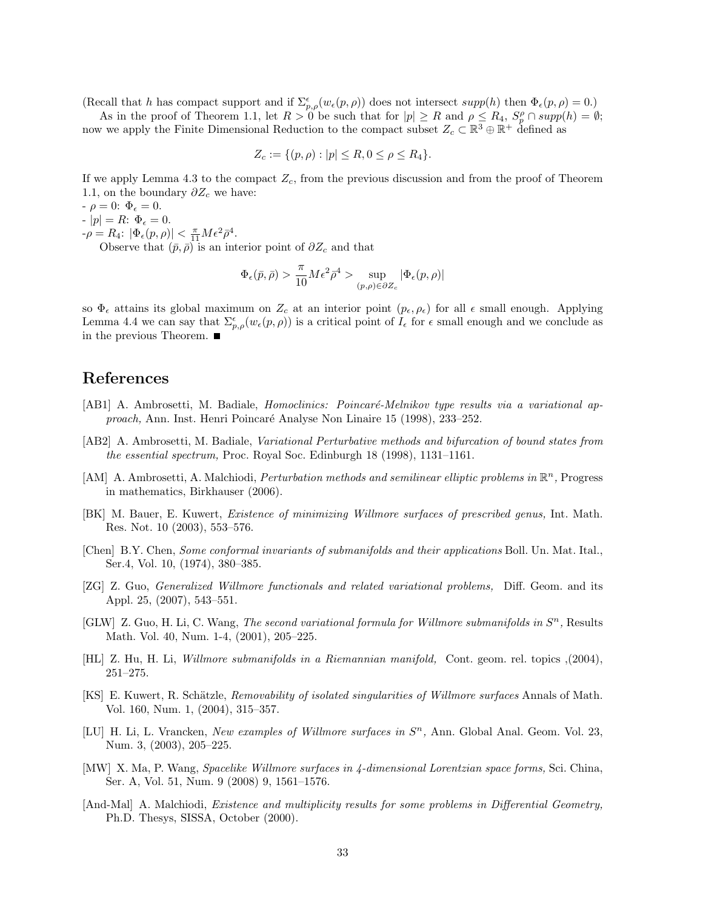(Recall that $h$ has compact support and if $\Sigma^{\epsilon}_{p,\rho}(w_\epsilon(p,\rho))$ does not intersect $supp(h)$ then $\Phi_\epsilon(p,\rho) = 0$.)

As in the proof of Theorem 1.1, let $R > 0$ be such that for $|p| \geq R$ and $\rho \leq R_4$, $S^{\rho}_{p} \cap supp(h) = \emptyset$; now we apply the Finite Dimensional Reduction to the compact subset $Z_c \subset \mathbb{R}^3 \oplus \mathbb{R}^+$ defined as

$$Z_c := \{(p,\rho) : |p| \leq R, 0 \leq \rho \leq R_4\}.$$

If we apply Lemma 4.3 to the compact $Z_c$, from the previous discussion and from the proof of Theorem 1.1, on the boundary $\partial Z_c$ we have:

- $\rho = 0$: $\Phi_\epsilon = 0$.
- $|p| = R$: $\Phi_\epsilon = 0$.
- $\rho = R_4$: $|\Phi_\epsilon(p,\rho)| < \frac{\pi}{11} M \epsilon^2 \bar{\rho}^4$.

Observe that $(\bar{p}, \bar{\rho})$ is an interior point of $\partial Z_c$ and that

$$\Phi_\epsilon(\bar{p},\bar{\rho}) > \frac{\pi}{10} M \epsilon^2 \bar{\rho}^4 > \sup_{(p,\rho)\in \partial Z_c} |\Phi_\epsilon(p,\rho)|$$

so $\Phi_\epsilon$ attains its global maximum on $Z_c$ at an interior point $(p_\epsilon, \rho_\epsilon)$ for all $\epsilon$ small enough. Applying Lemma 4.4 we can say that $\Sigma^{\epsilon}_{p,\rho}(w_\epsilon(p,\rho))$ is a critical point of $I_\epsilon$ for $\epsilon$ small enough and we conclude as in the previous Theorem. ∎

## References

[AB1] A. Ambrosetti, M. Badiale, *Homoclinics: Poincaré-Melnikov type results via a variational approach,* Ann. Inst. Henri Poincaré Analyse Non Linaire 15 (1998), 233–252.

[AB2] A. Ambrosetti, M. Badiale, *Variational Perturbative methods and bifurcation of bound states from the essential spectrum,* Proc. Royal Soc. Edinburgh 18 (1998), 1131–1161.

[AM] A. Ambrosetti, A. Malchiodi, *Perturbation methods and semilinear elliptic problems in $\mathbb{R}^n$,* Progress in mathematics, Birkhauser (2006).

[BK] M. Bauer, E. Kuwert, *Existence of minimizing Willmore surfaces of prescribed genus,* Int. Math. Res. Not. 10 (2003), 553–576.

[Chen] B.Y. Chen, *Some conformal invariants of submanifolds and their applications* Boll. Un. Mat. Ital., Ser.4, Vol. 10, (1974), 380–385.

[ZG] Z. Guo, *Generalized Willmore functionals and related variational problems,* Diff. Geom. and its Appl. 25, (2007), 543–551.

[GLW] Z. Guo, H. Li, C. Wang, *The second variational formula for Willmore submanifolds in $S^n$,* Results Math. Vol. 40, Num. 1-4, (2001), 205–225.

[HL] Z. Hu, H. Li, *Willmore submanifolds in a Riemannian manifold,* Cont. geom. rel. topics ,(2004), 251–275.

[KS] E. Kuwert, R. Schätzle, *Removability of isolated singularities of Willmore surfaces* Annals of Math. Vol. 160, Num. 1, (2004), 315–357.

[LU] H. Li, L. Vrancken, *New examples of Willmore surfaces in $S^n$,* Ann. Global Anal. Geom. Vol. 23, Num. 3, (2003), 205–225.

[MW] X. Ma, P. Wang, *Spacelike Willmore surfaces in 4-dimensional Lorentzian space forms,* Sci. China, Ser. A, Vol. 51, Num. 9 (2008) 9, 1561–1576.

[And-Mal] A. Malchiodi, *Existence and multiplicity results for some problems in Differential Geometry,* Ph.D. Thesys, SISSA, October (2000).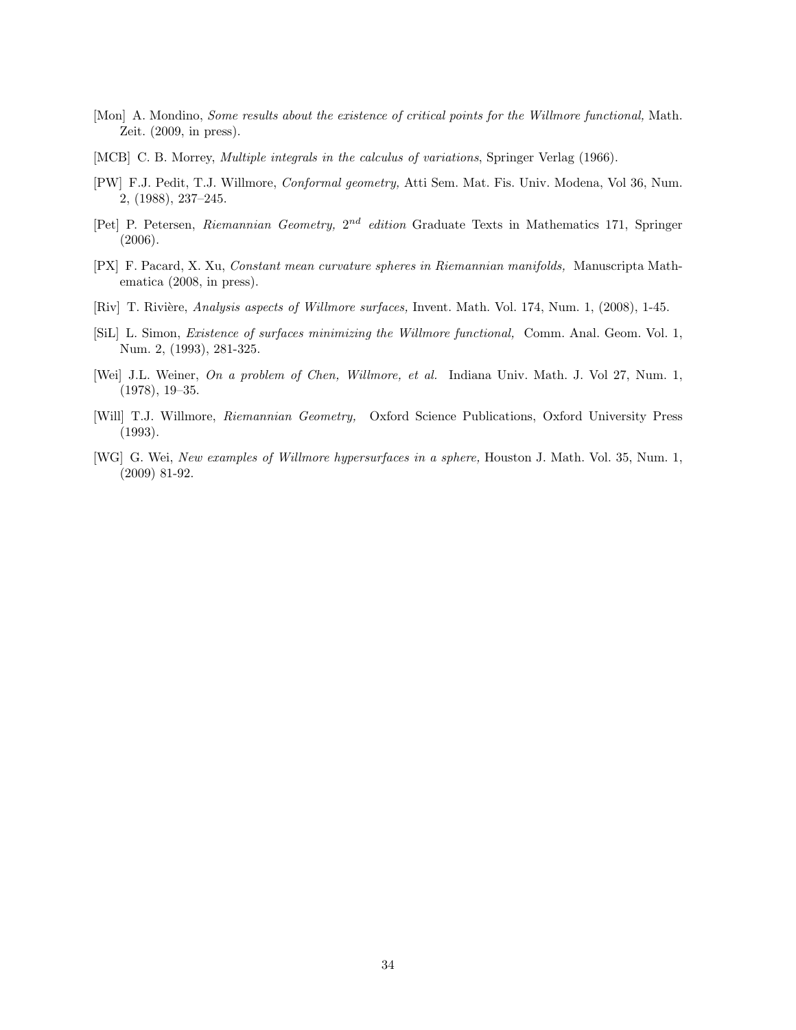[Mon] A. Mondino, *Some results about the existence of critical points for the Willmore functional,* Math. Zeit. (2009, in press).

[MCB] C. B. Morrey, *Multiple integrals in the calculus of variations*, Springer Verlag (1966).

[PW] F.J. Pedit, T.J. Willmore, *Conformal geometry,* Atti Sem. Mat. Fis. Univ. Modena, Vol 36, Num. 2, (1988), 237–245.

[Pet] P. Petersen, *Riemannian Geometry, $2^{nd}$ edition* Graduate Texts in Mathematics 171, Springer (2006).

[PX] F. Pacard, X. Xu, *Constant mean curvature spheres in Riemannian manifolds,* Manuscripta Mathematica (2008, in press).

[Riv] T. Rivière, *Analysis aspects of Willmore surfaces,* Invent. Math. Vol. 174, Num. 1, (2008), 1-45.

[SiL] L. Simon, *Existence of surfaces minimizing the Willmore functional,* Comm. Anal. Geom. Vol. 1, Num. 2, (1993), 281-325.

[Wei] J.L. Weiner, *On a problem of Chen, Willmore, et al.* Indiana Univ. Math. J. Vol 27, Num. 1, (1978), 19–35.

[Will] T.J. Willmore, *Riemannian Geometry,* Oxford Science Publications, Oxford University Press (1993).

[WG] G. Wei, *New examples of Willmore hypersurfaces in a sphere,* Houston J. Math. Vol. 35, Num. 1, (2009) 81-92.